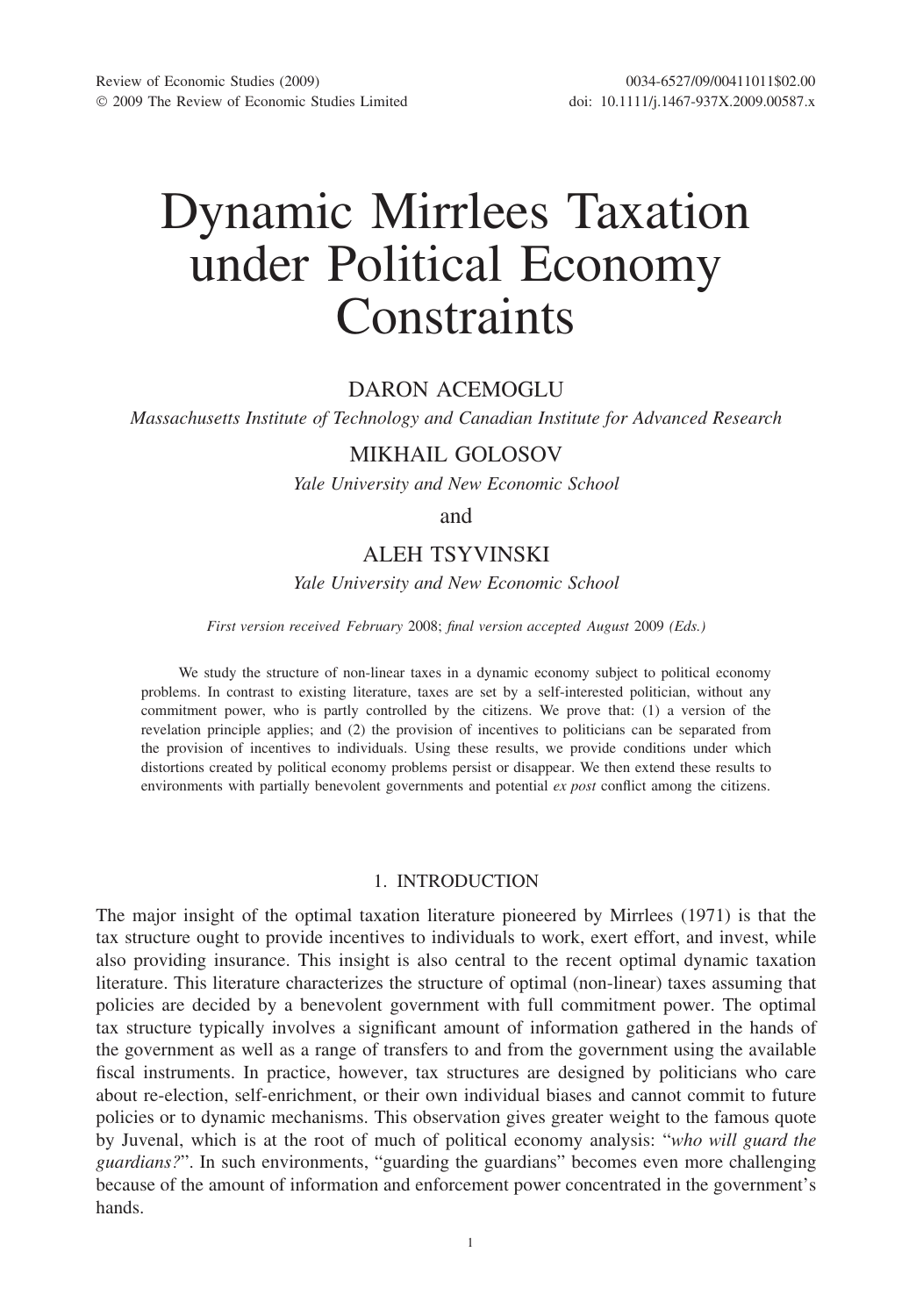# Dynamic Mirrlees Taxation under Political Economy Constraints

DARON ACEMOGLU

*Massachusetts Institute of Technology and Canadian Institute for Advanced Research*

MIKHAIL GOLOSOV

*Yale University and New Economic School*

and

ALEH TSYVINSKI

*Yale University and New Economic School*

*First version received February 2008; final version accepted August 2009 (Eds.)*

We study the structure of non-linear taxes in a dynamic economy subject to political economy problems. In contrast to existing literature, taxes are set by a self-interested politician, without any commitment power, who is partly controlled by the citizens. We prove that: (1) a version of the revelation principle applies; and (2) the provision of incentives to politicians can be separated from the provision of incentives to individuals. Using these results, we provide conditions under which distortions created by political economy problems persist or disappear. We then extend these results to environments with partially benevolent governments and potential *ex post* conflict among the citizens.

## 1. INTRODUCTION

The major insight of the optimal taxation literature pioneered by Mirrlees (1971) is that the tax structure ought to provide incentives to individuals to work, exert effort, and invest, while also providing insurance. This insight is also central to the recent optimal dynamic taxation literature. This literature characterizes the structure of optimal (non-linear) taxes assuming that policies are decided by a benevolent government with full commitment power. The optimal tax structure typically involves a significant amount of information gathered in the hands of the government as well as a range of transfers to and from the government using the available fiscal instruments. In practice, however, tax structures are designed by politicians who care about re-election, self-enrichment, or their own individual biases and cannot commit to future policies or to dynamic mechanisms. This observation gives greater weight to the famous quote by Juvenal, which is at the root of much of political economy analysis: "*who will guard the guardians?*". In such environments, "guarding the guardians" becomes even more challenging because of the amount of information and enforcement power concentrated in the government's hands.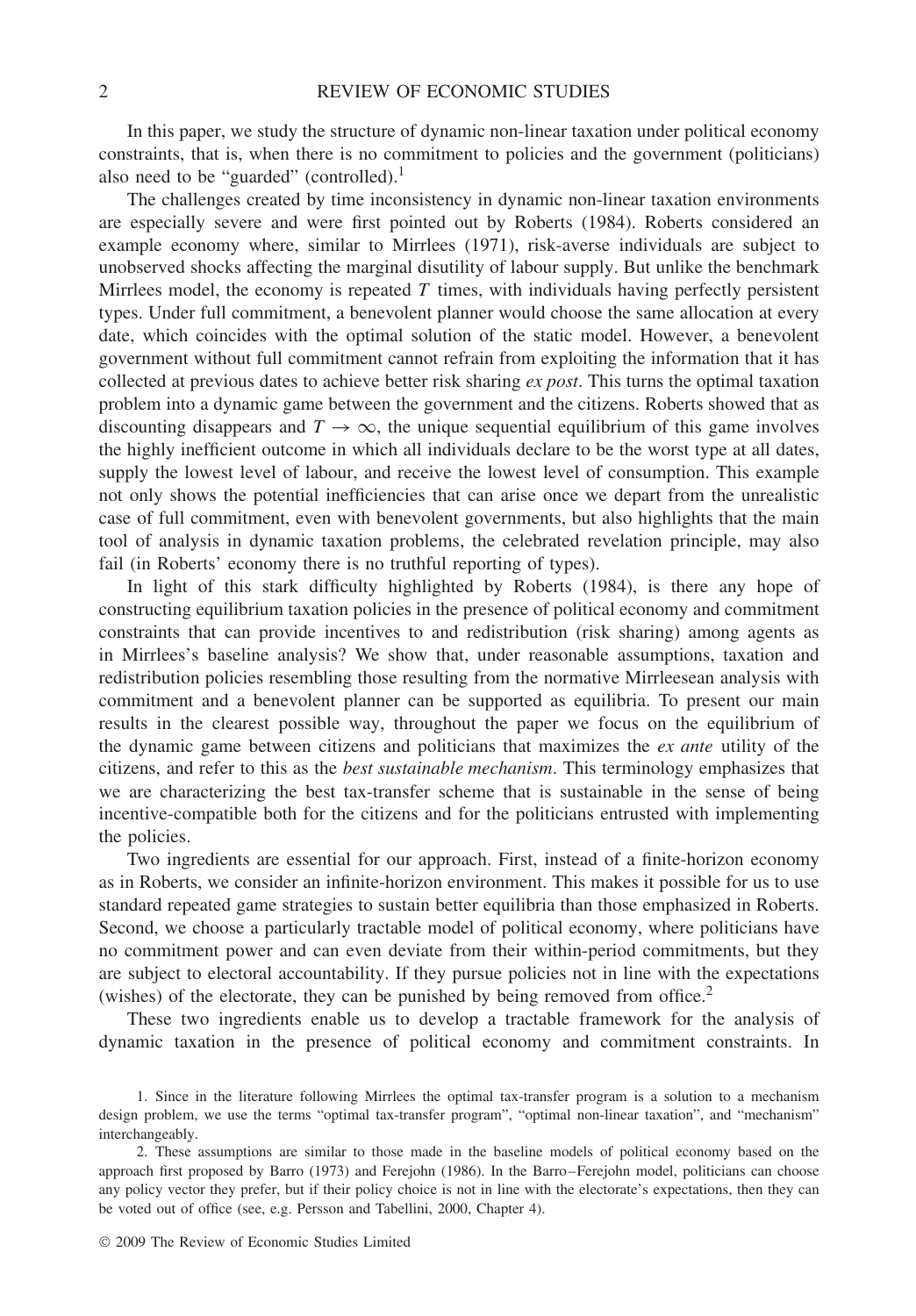In this paper, we study the structure of dynamic non-linear taxation under political economy constraints, that is, when there is no commitment to policies and the government (politicians) also need to be "guarded" (controlled).[1]

The challenges created by time inconsistency in dynamic non-linear taxation environments are especially severe and were first pointed out by Roberts (1984). Roberts considered an example economy where, similar to Mirrlees (1971), risk-averse individuals are subject to unobserved shocks affecting the marginal disutility of labour supply. But unlike the benchmark Mirrlees model, the economy is repeated $T$ times, with individuals having perfectly persistent types. Under full commitment, a benevolent planner would choose the same allocation at every date, which coincides with the optimal solution of the static model. However, a benevolent government without full commitment cannot refrain from exploiting the information that it has collected at previous dates to achieve better risk sharing *ex post*. This turns the optimal taxation problem into a dynamic game between the government and the citizens. Roberts showed that as discounting disappears and $T \to \infty$, the unique sequential equilibrium of this game involves the highly inefficient outcome in which all individuals declare to be the worst type at all dates, supply the lowest level of labour, and receive the lowest level of consumption. This example not only shows the potential inefficiencies that can arise once we depart from the unrealistic case of full commitment, even with benevolent governments, but also highlights that the main tool of analysis in dynamic taxation problems, the celebrated revelation principle, may also fail (in Roberts' economy there is no truthful reporting of types).

In light of this stark difficulty highlighted by Roberts (1984), is there any hope of constructing equilibrium taxation policies in the presence of political economy and commitment constraints that can provide incentives to and redistribution (risk sharing) among agents as in Mirrlees's baseline analysis? We show that, under reasonable assumptions, taxation and redistribution policies resembling those resulting from the normative Mirrleesean analysis with commitment and a benevolent planner can be supported as equilibria. To present our main results in the clearest possible way, throughout the paper we focus on the equilibrium of the dynamic game between citizens and politicians that maximizes the *ex ante* utility of the citizens, and refer to this as the *best sustainable mechanism*. This terminology emphasizes that we are characterizing the best tax-transfer scheme that is sustainable in the sense of being incentive-compatible both for the citizens and for the politicians entrusted with implementing the policies.

Two ingredients are essential for our approach. First, instead of a finite-horizon economy as in Roberts, we consider an infinite-horizon environment. This makes it possible for us to use standard repeated game strategies to sustain better equilibria than those emphasized in Roberts. Second, we choose a particularly tractable model of political economy, where politicians have no commitment power and can even deviate from their within-period commitments, but they are subject to electoral accountability. If they pursue policies not in line with the expectations (wishes) of the electorate, they can be punished by being removed from office.[2]

These two ingredients enable us to develop a tractable framework for the analysis of dynamic taxation in the presence of political economy and commitment constraints. In

1. Since in the literature following Mirrlees the optimal tax-transfer program is a solution to a mechanism design problem, we use the terms "optimal tax-transfer program", "optimal non-linear taxation", and "mechanism" interchangeably.

2. These assumptions are similar to those made in the baseline models of political economy based on the approach first proposed by Barro (1973) and Ferejohn (1986). In the Barro–Ferejohn model, politicians can choose any policy vector they prefer, but if their policy choice is not in line with the electorate's expectations, then they can be voted out of office (see, e.g. Persson and Tabellini, 2000, Chapter 4).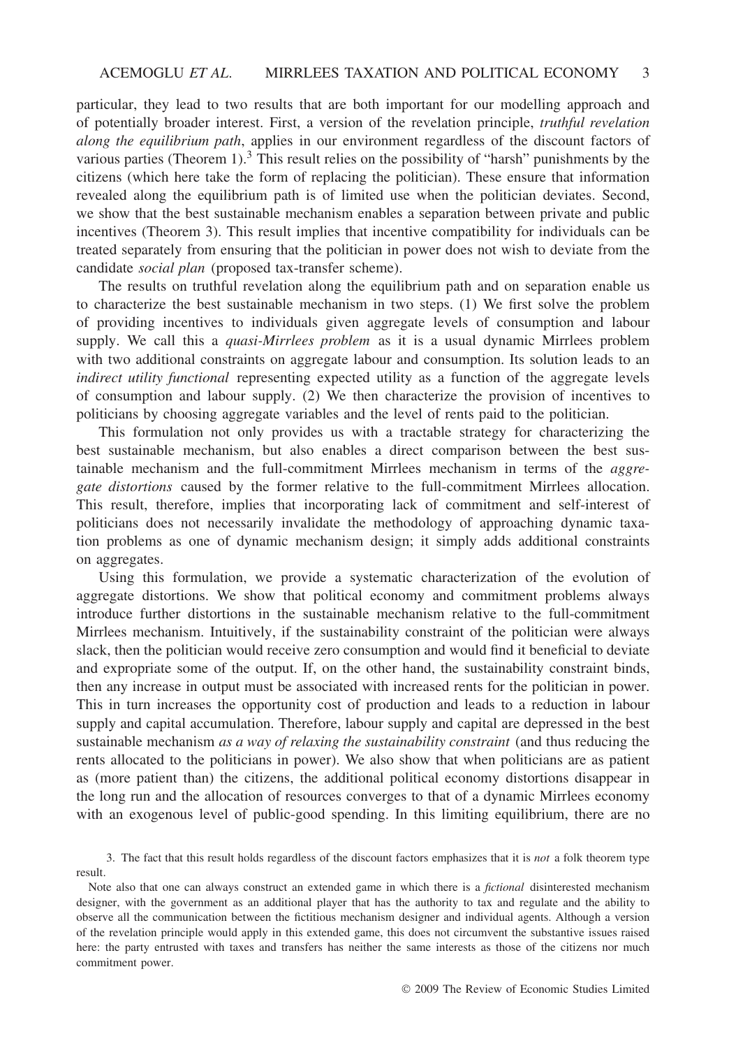particular, they lead to two results that are both important for our modelling approach and of potentially broader interest. First, a version of the revelation principle, *truthful revelation along the equilibrium path*, applies in our environment regardless of the discount factors of various parties (Theorem 1).[3] This result relies on the possibility of "harsh" punishments by the citizens (which here take the form of replacing the politician). These ensure that information revealed along the equilibrium path is of limited use when the politician deviates. Second, we show that the best sustainable mechanism enables a separation between private and public incentives (Theorem 3). This result implies that incentive compatibility for individuals can be treated separately from ensuring that the politician in power does not wish to deviate from the candidate *social plan* (proposed tax-transfer scheme).

The results on truthful revelation along the equilibrium path and on separation enable us to characterize the best sustainable mechanism in two steps. (1) We first solve the problem of providing incentives to individuals given aggregate levels of consumption and labour supply. We call this a *quasi-Mirrlees problem* as it is a usual dynamic Mirrlees problem with two additional constraints on aggregate labour and consumption. Its solution leads to an *indirect utility functional* representing expected utility as a function of the aggregate levels of consumption and labour supply. (2) We then characterize the provision of incentives to politicians by choosing aggregate variables and the level of rents paid to the politician.

This formulation not only provides us with a tractable strategy for characterizing the best sustainable mechanism, but also enables a direct comparison between the best sustainable mechanism and the full-commitment Mirrlees mechanism in terms of the *aggregate distortions* caused by the former relative to the full-commitment Mirrlees allocation. This result, therefore, implies that incorporating lack of commitment and self-interest of politicians does not necessarily invalidate the methodology of approaching dynamic taxation problems as one of dynamic mechanism design; it simply adds additional constraints on aggregates.

Using this formulation, we provide a systematic characterization of the evolution of aggregate distortions. We show that political economy and commitment problems always introduce further distortions in the sustainable mechanism relative to the full-commitment Mirrlees mechanism. Intuitively, if the sustainability constraint of the politician were always slack, then the politician would receive zero consumption and would find it beneficial to deviate and expropriate some of the output. If, on the other hand, the sustainability constraint binds, then any increase in output must be associated with increased rents for the politician in power. This in turn increases the opportunity cost of production and leads to a reduction in labour supply and capital accumulation. Therefore, labour supply and capital are depressed in the best sustainable mechanism *as a way of relaxing the sustainability constraint* (and thus reducing the rents allocated to the politicians in power). We also show that when politicians are as patient as (more patient than) the citizens, the additional political economy distortions disappear in the long run and the allocation of resources converges to that of a dynamic Mirrlees economy with an exogenous level of public-good spending. In this limiting equilibrium, there are no

3. The fact that this result holds regardless of the discount factors emphasizes that it is *not* a folk theorem type result.

Note also that one can always construct an extended game in which there is a *fictional* disinterested mechanism designer, with the government as an additional player that has the authority to tax and regulate and the ability to observe all the communication between the fictitious mechanism designer and individual agents. Although a version of the revelation principle would apply in this extended game, this does not circumvent the substantive issues raised here: the party entrusted with taxes and transfers has neither the same interests as those of the citizens nor much commitment power.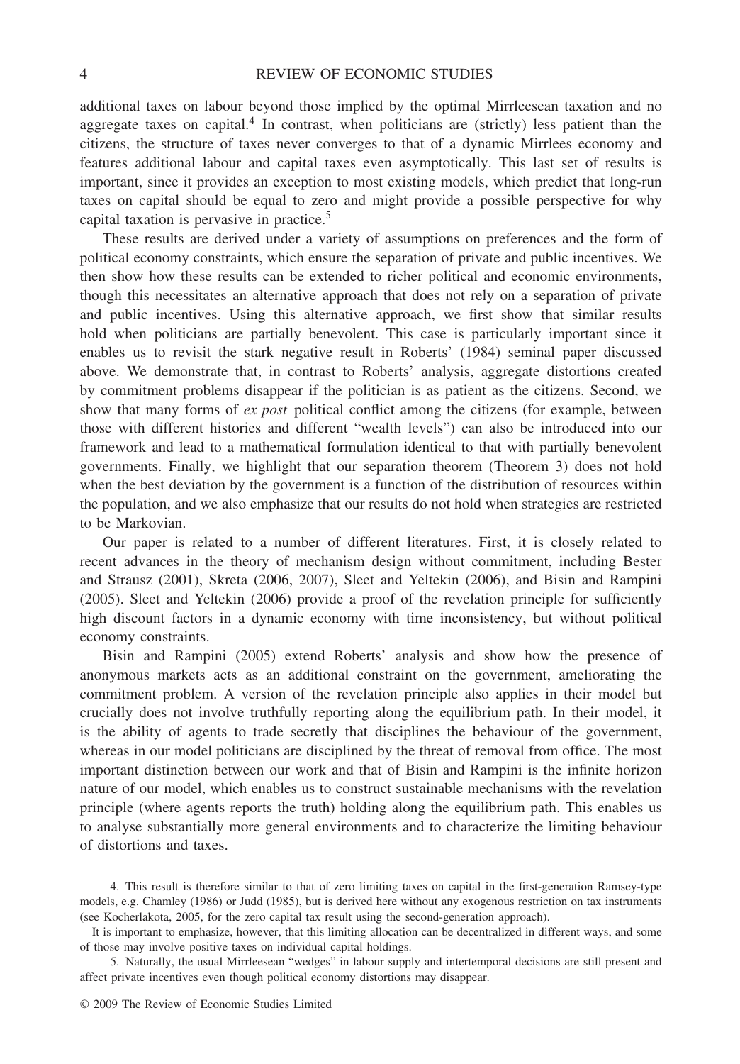additional taxes on labour beyond those implied by the optimal Mirrleesean taxation and no aggregate taxes on capital.[4] In contrast, when politicians are (strictly) less patient than the citizens, the structure of taxes never converges to that of a dynamic Mirrlees economy and features additional labour and capital taxes even asymptotically. This last set of results is important, since it provides an exception to most existing models, which predict that long-run taxes on capital should be equal to zero and might provide a possible perspective for why capital taxation is pervasive in practice.[5]

These results are derived under a variety of assumptions on preferences and the form of political economy constraints, which ensure the separation of private and public incentives. We then show how these results can be extended to richer political and economic environments, though this necessitates an alternative approach that does not rely on a separation of private and public incentives. Using this alternative approach, we first show that similar results hold when politicians are partially benevolent. This case is particularly important since it enables us to revisit the stark negative result in Roberts' (1984) seminal paper discussed above. We demonstrate that, in contrast to Roberts' analysis, aggregate distortions created by commitment problems disappear if the politician is as patient as the citizens. Second, we show that many forms of *ex post* political conflict among the citizens (for example, between those with different histories and different "wealth levels") can also be introduced into our framework and lead to a mathematical formulation identical to that with partially benevolent governments. Finally, we highlight that our separation theorem (Theorem 3) does not hold when the best deviation by the government is a function of the distribution of resources within the population, and we also emphasize that our results do not hold when strategies are restricted to be Markovian.

Our paper is related to a number of different literatures. First, it is closely related to recent advances in the theory of mechanism design without commitment, including Bester and Strausz (2001), Skreta (2006, 2007), Sleet and Yeltekin (2006), and Bisin and Rampini (2005). Sleet and Yeltekin (2006) provide a proof of the revelation principle for sufficiently high discount factors in a dynamic economy with time inconsistency, but without political economy constraints.

Bisin and Rampini (2005) extend Roberts' analysis and show how the presence of anonymous markets acts as an additional constraint on the government, ameliorating the commitment problem. A version of the revelation principle also applies in their model but crucially does not involve truthfully reporting along the equilibrium path. In their model, it is the ability of agents to trade secretly that disciplines the behaviour of the government, whereas in our model politicians are disciplined by the threat of removal from office. The most important distinction between our work and that of Bisin and Rampini is the infinite horizon nature of our model, which enables us to construct sustainable mechanisms with the revelation principle (where agents reports the truth) holding along the equilibrium path. This enables us to analyse substantially more general environments and to characterize the limiting behaviour of distortions and taxes.

4. This result is therefore similar to that of zero limiting taxes on capital in the first-generation Ramsey-type models, e.g. Chamley (1986) or Judd (1985), but is derived here without any exogenous restriction on tax instruments (see Kocherlakota, 2005, for the zero capital tax result using the second-generation approach).

It is important to emphasize, however, that this limiting allocation can be decentralized in different ways, and some of those may involve positive taxes on individual capital holdings.

5. Naturally, the usual Mirrleesean "wedges" in labour supply and intertemporal decisions are still present and affect private incentives even though political economy distortions may disappear.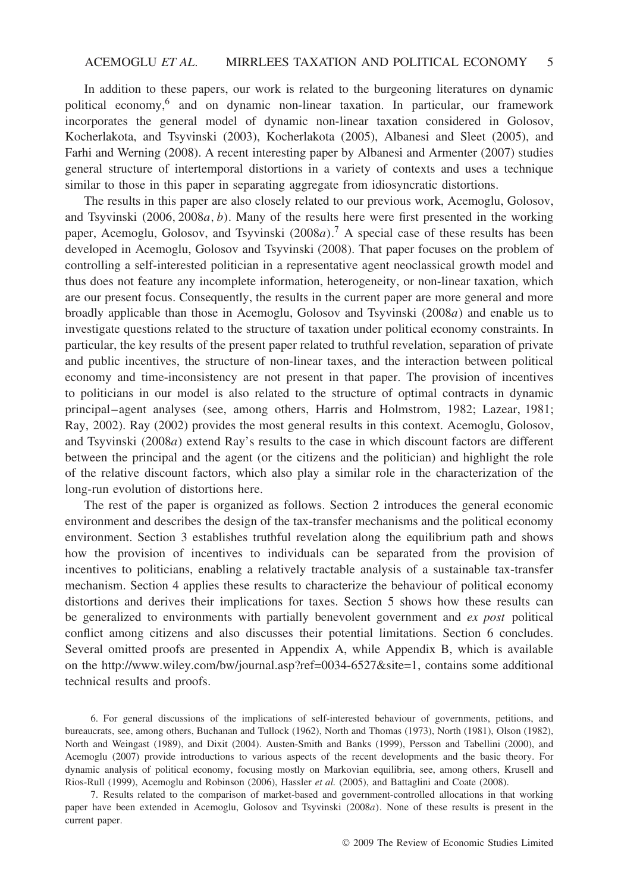In addition to these papers, our work is related to the burgeoning literatures on dynamic political economy,[6] and on dynamic non-linear taxation. In particular, our framework incorporates the general model of dynamic non-linear taxation considered in Golosov, Kocherlakota, and Tsyvinski (2003), Kocherlakota (2005), Albanesi and Sleet (2005), and Farhi and Werning (2008). A recent interesting paper by Albanesi and Armenter (2007) studies general structure of intertemporal distortions in a variety of contexts and uses a technique similar to those in this paper in separating aggregate from idiosyncratic distortions.

The results in this paper are also closely related to our previous work, Acemoglu, Golosov, and Tsyvinski (2006, 2008*a*, *b*). Many of the results here were first presented in the working paper, Acemoglu, Golosov, and Tsyvinski (2008*a*).[7] A special case of these results has been developed in Acemoglu, Golosov and Tsyvinski (2008). That paper focuses on the problem of controlling a self-interested politician in a representative agent neoclassical growth model and thus does not feature any incomplete information, heterogeneity, or non-linear taxation, which are our present focus. Consequently, the results in the current paper are more general and more broadly applicable than those in Acemoglu, Golosov and Tsyvinski (2008*a*) and enable us to investigate questions related to the structure of taxation under political economy constraints. In particular, the key results of the present paper related to truthful revelation, separation of private and public incentives, the structure of non-linear taxes, and the interaction between political economy and time-inconsistency are not present in that paper. The provision of incentives to politicians in our model is also related to the structure of optimal contracts in dynamic principal–agent analyses (see, among others, Harris and Holmstrom, 1982; Lazear, 1981; Ray, 2002). Ray (2002) provides the most general results in this context. Acemoglu, Golosov, and Tsyvinski (2008*a*) extend Ray's results to the case in which discount factors are different between the principal and the agent (or the citizens and the politician) and highlight the role of the relative discount factors, which also play a similar role in the characterization of the long-run evolution of distortions here.

The rest of the paper is organized as follows. Section 2 introduces the general economic environment and describes the design of the tax-transfer mechanisms and the political economy environment. Section 3 establishes truthful revelation along the equilibrium path and shows how the provision of incentives to individuals can be separated from the provision of incentives to politicians, enabling a relatively tractable analysis of a sustainable tax-transfer mechanism. Section 4 applies these results to characterize the behaviour of political economy distortions and derives their implications for taxes. Section 5 shows how these results can be generalized to environments with partially benevolent government and *ex post* political conflict among citizens and also discusses their potential limitations. Section 6 concludes. Several omitted proofs are presented in Appendix A, while Appendix B, which is available on the http://www.wiley.com/bw/journal.asp?ref=0034-6527&site=1, contains some additional technical results and proofs.

6. For general discussions of the implications of self-interested behaviour of governments, petitions, and bureaucrats, see, among others, Buchanan and Tullock (1962), North and Thomas (1973), North (1981), Olson (1982), North and Weingast (1989), and Dixit (2004). Austen-Smith and Banks (1999), Persson and Tabellini (2000), and Acemoglu (2007) provide introductions to various aspects of the recent developments and the basic theory. For dynamic analysis of political economy, focusing mostly on Markovian equilibria, see, among others, Krusell and Rios-Rull (1999), Acemoglu and Robinson (2006), Hassler *et al.* (2005), and Battaglini and Coate (2008).

7. Results related to the comparison of market-based and government-controlled allocations in that working paper have been extended in Acemoglu, Golosov and Tsyvinski (2008*a*). None of these results is present in the current paper.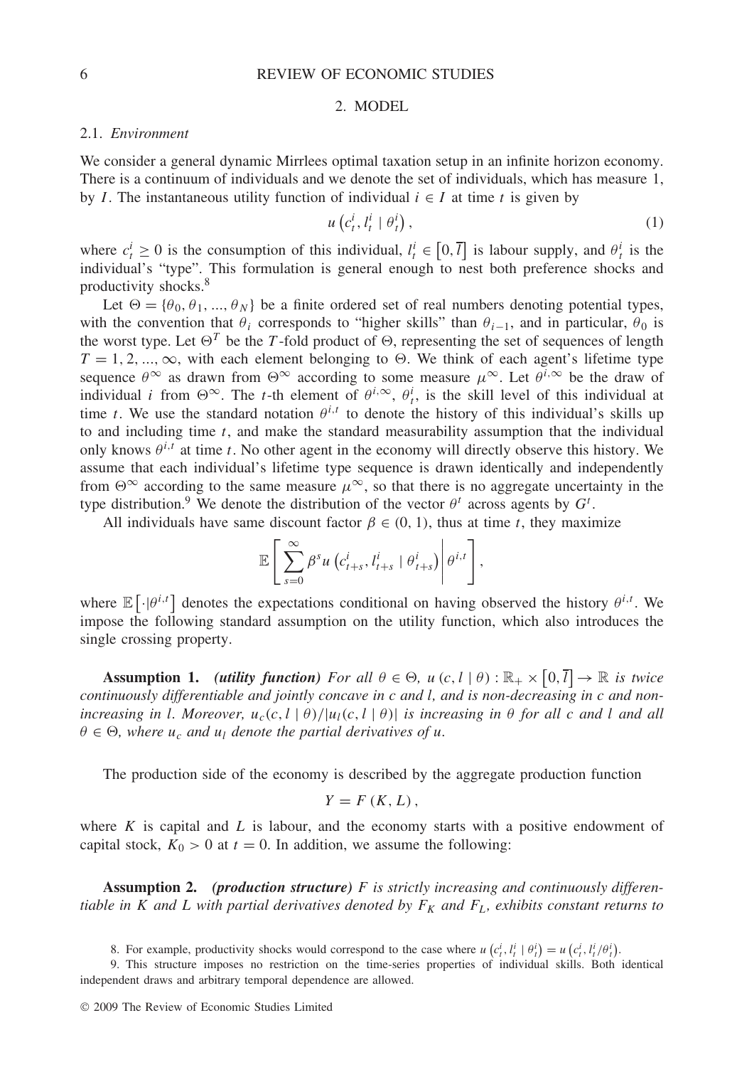## 2. MODEL

### 2.1. *Environment*

We consider a general dynamic Mirrlees optimal taxation setup in an infinite horizon economy. There is a continuum of individuals and we denote the set of individuals, which has measure 1, by $I$. The instantaneous utility function of individual $i \in I$ at time $t$ is given by

$$u\left(c_t^i, l_t^i \mid \theta_t^i\right), \tag{1}$$

where $c_t^i \geq 0$ is the consumption of this individual, $l_t^i \in \left[0, \bar{l}\right]$ is labour supply, and $\theta_t^i$ is the individual's "type". This formulation is general enough to nest both preference shocks and productivity shocks.[8]

Let $\Theta = \{\theta_0, \theta_1, ..., \theta_N\}$ be a finite ordered set of real numbers denoting potential types, with the convention that $\theta_i$ corresponds to "higher skills" than $\theta_{i-1}$, and in particular, $\theta_0$ is the worst type. Let $\Theta^T$ be the $T$-fold product of $\Theta$, representing the set of sequences of length $T = 1, 2, ..., \infty$, with each element belonging to $\Theta$. We think of each agent's lifetime type sequence $\theta^\infty$ as drawn from $\Theta^\infty$ according to some measure $\mu^\infty$. Let $\theta^{i,\infty}$ be the draw of individual $i$ from $\Theta^\infty$. The $t$-th element of $\theta^{i,\infty}$, $\theta_t^i$, is the skill level of this individual at time $t$. We use the standard notation $\theta^{i,t}$ to denote the history of this individual's skills up to and including time $t$, and make the standard measurability assumption that the individual only knows $\theta^{i,t}$ at time $t$. No other agent in the economy will directly observe this history. We assume that each individual's lifetime type sequence is drawn identically and independently from $\Theta^\infty$ according to the same measure $\mu^\infty$, so that there is no aggregate uncertainty in the type distribution.[9] We denote the distribution of the vector $\theta^t$ across agents by $G^t$.

All individuals have same discount factor $\beta \in (0, 1)$, thus at time $t$, they maximize

$$\mathbb{E}\left[\sum_{s=0}^{\infty} \beta^s u\left(c_{t+s}^i, l_{t+s}^i \mid \theta_{t+s}^i\right) \middle| \theta^{i,t}\right],$$

where $\mathbb{E}\left[\cdot|\theta^{i,t}\right]$ denotes the expectations conditional on having observed the history $\theta^{i,t}$. We impose the following standard assumption on the utility function, which also introduces the single crossing property.

**Assumption 1.** ***(utility function)*** *For all $\theta \in \Theta$, $u(c, l \mid \theta) : \mathbb{R}_+ \times \left[0, \bar{l}\right] \to \mathbb{R}$ is twice continuously differentiable and jointly concave in $c$ and $l$, and is non-decreasing in $c$ and non-increasing in $l$. Moreover, $u_c(c, l \mid \theta)/|u_l(c, l \mid \theta)|$ is increasing in $\theta$ for all $c$ and $l$ and all $\theta \in \Theta$, where $u_c$ and $u_l$ denote the partial derivatives of $u$.*

The production side of the economy is described by the aggregate production function

$$Y = F(K, L),$$

where $K$ is capital and $L$ is labour, and the economy starts with a positive endowment of capital stock, $K_0 > 0$ at $t = 0$. In addition, we assume the following:

**Assumption 2.** ***(production structure)*** *$F$ is strictly increasing and continuously differentiable in $K$ and $L$ with partial derivatives denoted by $F_K$ and $F_L$, exhibits constant returns to*

8. For example, productivity shocks would correspond to the case where $u\left(c_t^i, l_t^i \mid \theta_t^i\right) = u\left(c_t^i, l_t^i/\theta_t^i\right)$.

9. This structure imposes no restriction on the time-series properties of individual skills. Both identical independent draws and arbitrary temporal dependence are allowed.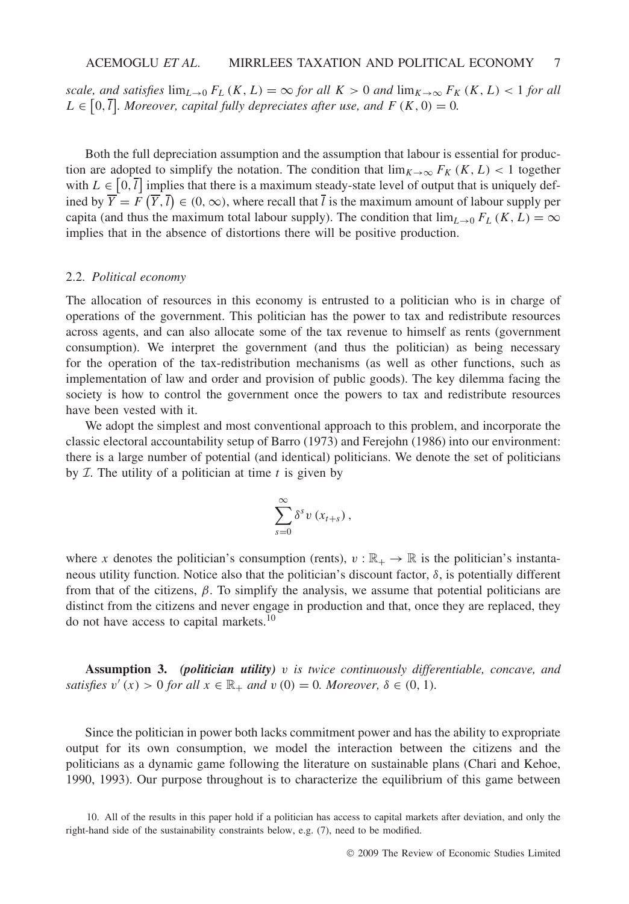*scale, and satisfies* $\lim_{L\to 0} F_L(K, L) = \infty$ *for all* $K > 0$ *and* $\lim_{K\to\infty} F_K(K, L) < 1$ *for all* $L \in [0, \bar{l}]$*. Moreover, capital fully depreciates after use, and* $F(K, 0) = 0$*.*

Both the full depreciation assumption and the assumption that labour is essential for production are adopted to simplify the notation. The condition that $\lim_{K\to\infty} F_K(K, L) < 1$ together with $L \in [0, \bar{l}]$ implies that there is a maximum steady-state level of output that is uniquely defined by $\overline{Y} = F(\overline{Y}, \bar{l}) \in (0, \infty)$, where recall that $\bar{l}$ is the maximum amount of labour supply per capita (and thus the maximum total labour supply). The condition that $\lim_{L\to 0} F_L(K, L) = \infty$ implies that in the absence of distortions there will be positive production.

### 2.2. *Political economy*

The allocation of resources in this economy is entrusted to a politician who is in charge of operations of the government. This politician has the power to tax and redistribute resources across agents, and can also allocate some of the tax revenue to himself as rents (government consumption). We interpret the government (and thus the politician) as being necessary for the operation of the tax-redistribution mechanisms (as well as other functions, such as implementation of law and order and provision of public goods). The key dilemma facing the society is how to control the government once the powers to tax and redistribute resources have been vested with it.

We adopt the simplest and most conventional approach to this problem, and incorporate the classic electoral accountability setup of Barro (1973) and Ferejohn (1986) into our environment: there is a large number of potential (and identical) politicians. We denote the set of politicians by $\mathcal{I}$. The utility of a politician at time $t$ is given by

$$\sum_{s=0}^{\infty} \delta^s v(x_{t+s}),$$

where $x$ denotes the politician's consumption (rents), $v : \mathbb{R}_+ \to \mathbb{R}$ is the politician's instantaneous utility function. Notice also that the politician's discount factor, $\delta$, is potentially different from that of the citizens, $\beta$. To simplify the analysis, we assume that potential politicians are distinct from the citizens and never engage in production and that, once they are replaced, they do not have access to capital markets.[10]

**Assumption 3.** ***(politician utility)*** *$v$ is twice continuously differentiable, concave, and satisfies* $v'(x) > 0$ *for all* $x \in \mathbb{R}_+$ *and* $v(0) = 0$*. Moreover,* $\delta \in (0, 1)$*.*

Since the politician in power both lacks commitment power and has the ability to expropriate output for its own consumption, we model the interaction between the citizens and the politicians as a dynamic game following the literature on sustainable plans (Chari and Kehoe, 1990, 1993). Our purpose throughout is to characterize the equilibrium of this game between

10. All of the results in this paper hold if a politician has access to capital markets after deviation, and only the right-hand side of the sustainability constraints below, e.g. (7), need to be modified.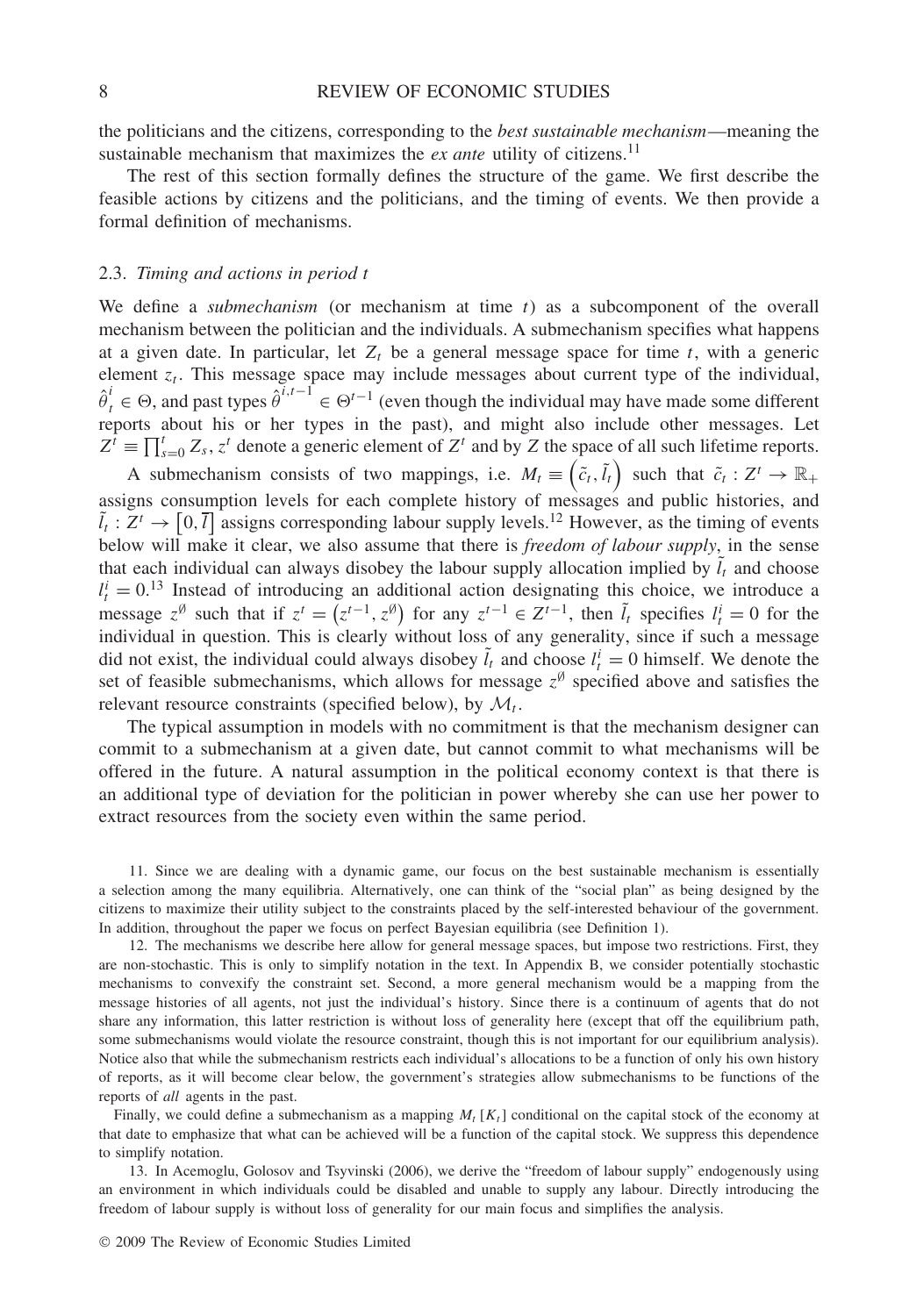the politicians and the citizens, corresponding to the *best sustainable mechanism*—meaning the sustainable mechanism that maximizes the *ex ante* utility of citizens.[11]

The rest of this section formally defines the structure of the game. We first describe the feasible actions by citizens and the politicians, and the timing of events. We then provide a formal definition of mechanisms.

### 2.3. *Timing and actions in period t*

We define a *submechanism* (or mechanism at time $t$) as a subcomponent of the overall mechanism between the politician and the individuals. A submechanism specifies what happens at a given date. In particular, let $Z_t$ be a general message space for time $t$, with a generic element $z_t$. This message space may include messages about current type of the individual, $\hat{\theta}_t^i \in \Theta$, and past types $\hat{\theta}^{i,t-1} \in \Theta^{t-1}$ (even though the individual may have made some different reports about his or her types in the past), and might also include other messages. Let $Z^t \equiv \prod_{s=0}^{t} Z_s$, $z^t$ denote a generic element of $Z^t$ and by $Z$ the space of all such lifetime reports.

A submechanism consists of two mappings, i.e. $M_t \equiv \left(\tilde{c}_t, \tilde{l}_t\right)$ such that $\tilde{c}_t : Z^t \to \mathbb{R}_+$ assigns consumption levels for each complete history of messages and public histories, and $\tilde{l}_t : Z^t \to \left[0, \overline{l}\right]$ assigns corresponding labour supply levels.[12] However, as the timing of events below will make it clear, we also assume that there is *freedom of labour supply*, in the sense that each individual can always disobey the labour supply allocation implied by $\tilde{l}_t$ and choose $l_t^i = 0$.[13] Instead of introducing an additional action designating this choice, we introduce a message $z^{\emptyset}$ such that if $z^t = \left(z^{t-1}, z^{\emptyset}\right)$ for any $z^{t-1} \in Z^{t-1}$, then $\tilde{l}_t$ specifies $l_t^i = 0$ for the individual in question. This is clearly without loss of any generality, since if such a message did not exist, the individual could always disobey $\tilde{l}_t$ and choose $l_t^i = 0$ himself. We denote the set of feasible submechanisms, which allows for message $z^{\emptyset}$ specified above and satisfies the relevant resource constraints (specified below), by $\mathcal{M}_t$.

The typical assumption in models with no commitment is that the mechanism designer can commit to a submechanism at a given date, but cannot commit to what mechanisms will be offered in the future. A natural assumption in the political economy context is that there is an additional type of deviation for the politician in power whereby she can use her power to extract resources from the society even within the same period.

11. Since we are dealing with a dynamic game, our focus on the best sustainable mechanism is essentially a selection among the many equilibria. Alternatively, one can think of the "social plan" as being designed by the citizens to maximize their utility subject to the constraints placed by the self-interested behaviour of the government. In addition, throughout the paper we focus on perfect Bayesian equilibria (see Definition 1).

12. The mechanisms we describe here allow for general message spaces, but impose two restrictions. First, they are non-stochastic. This is only to simplify notation in the text. In Appendix B, we consider potentially stochastic mechanisms to convexify the constraint set. Second, a more general mechanism would be a mapping from the message histories of all agents, not just the individual's history. Since there is a continuum of agents that do not share any information, this latter restriction is without loss of generality here (except that off the equilibrium path, some submechanisms would violate the resource constraint, though this is not important for our equilibrium analysis). Notice also that while the submechanism restricts each individual's allocations to be a function of only his own history of reports, as it will become clear below, the government's strategies allow submechanisms to be functions of the reports of *all* agents in the past.

Finally, we could define a submechanism as a mapping $M_t\left[K_t\right]$ conditional on the capital stock of the economy at that date to emphasize that what can be achieved will be a function of the capital stock. We suppress this dependence to simplify notation.

13. In Acemoglu, Golosov and Tsyvinski (2006), we derive the "freedom of labour supply" endogenously using an environment in which individuals could be disabled and unable to supply any labour. Directly introducing the freedom of labour supply is without loss of generality for our main focus and simplifies the analysis.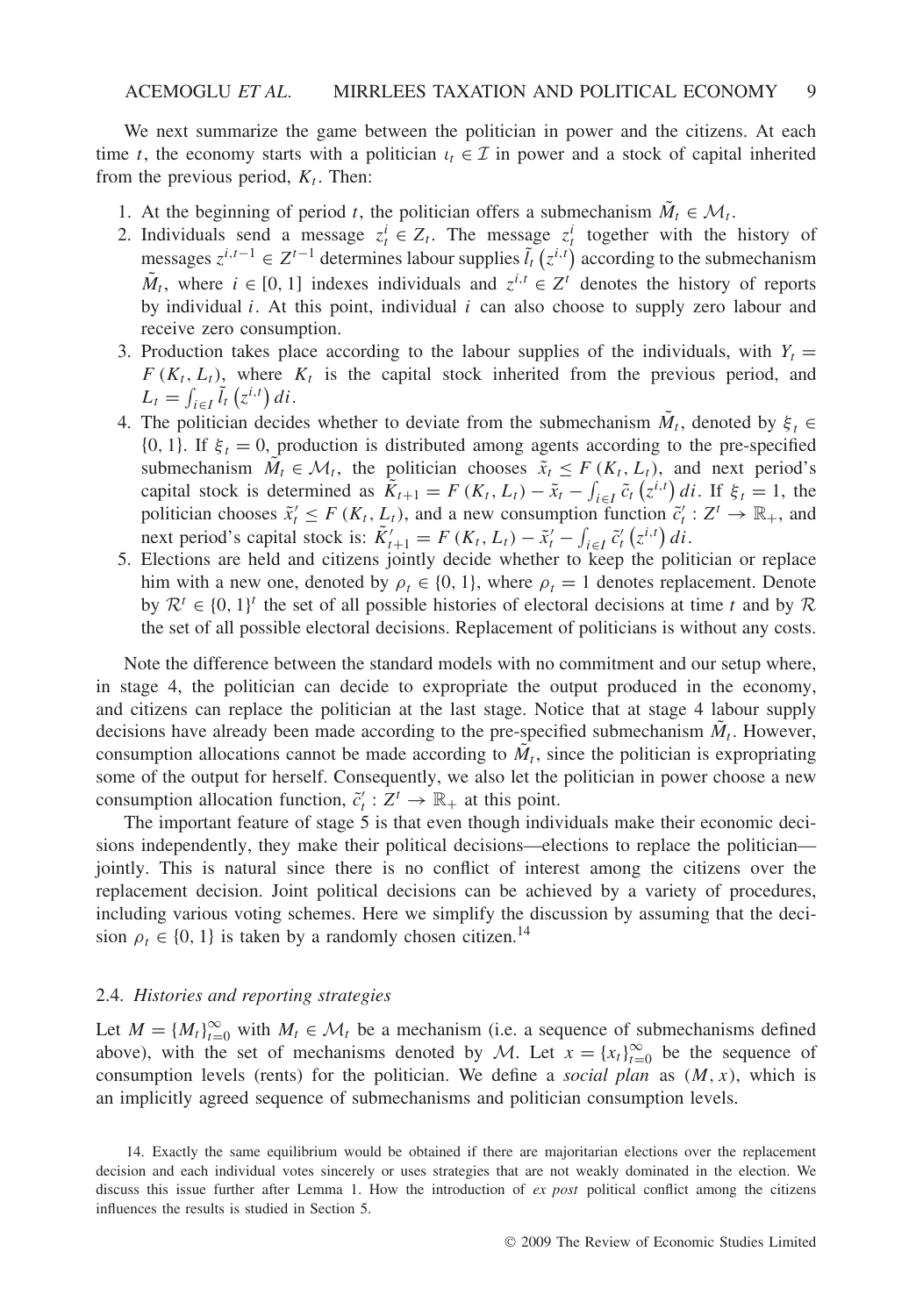We next summarize the game between the politician in power and the citizens. At each time $t$, the economy starts with a politician $\iota_t \in \mathcal{I}$ in power and a stock of capital inherited from the previous period, $K_t$. Then:

1. At the beginning of period $t$, the politician offers a submechanism $\tilde{M}_t \in \mathcal{M}_t$.
2. Individuals send a message $z_t^i \in Z_t$. The message $z_t^i$ together with the history of messages $z^{i,t-1} \in Z^{t-1}$ determines labour supplies $\tilde{l}_t\left(z^{i,t}\right)$ according to the submechanism $\tilde{M}_t$, where $i \in [0, 1]$ indexes individuals and $z^{i,t} \in Z^t$ denotes the history of reports by individual $i$. At this point, individual $i$ can also choose to supply zero labour and receive zero consumption.
3. Production takes place according to the labour supplies of the individuals, with $Y_t = F(K_t, L_t)$, where $K_t$ is the capital stock inherited from the previous period, and $L_t = \int_{i \in I} \tilde{l}_t\left(z^{i,t}\right) di$.
4. The politician decides whether to deviate from the submechanism $\tilde{M}_t$, denoted by $\xi_t \in \{0, 1\}$. If $\xi_t = 0$, production is distributed among agents according to the pre-specified submechanism $\tilde{M}_t \in \mathcal{M}_t$, the politician chooses $\tilde{x}_t \leq F(K_t, L_t)$, and next period's capital stock is determined as $\tilde{K}_{t+1} = F(K_t, L_t) - \tilde{x}_t - \int_{i \in I} \tilde{c}_t\left(z^{i,t}\right) di$. If $\xi_t = 1$, the politician chooses $\tilde{x}_t' \leq F(K_t, L_t)$, and a new consumption function $\tilde{c}_t' : Z^t \to \mathbb{R}_+$, and next period's capital stock is: $\tilde{K}_{t+1}' = F(K_t, L_t) - \tilde{x}_t' - \int_{i \in I} \tilde{c}_t'\left(z^{i,t}\right) di$.
5. Elections are held and citizens jointly decide whether to keep the politician or replace him with a new one, denoted by $\rho_t \in \{0, 1\}$, where $\rho_t = 1$ denotes replacement. Denote by $\mathcal{R}^t \in \{0, 1\}^t$ the set of all possible histories of electoral decisions at time $t$ and by $\mathcal{R}$ the set of all possible electoral decisions. Replacement of politicians is without any costs.

Note the difference between the standard models with no commitment and our setup where, in stage 4, the politician can decide to expropriate the output produced in the economy, and citizens can replace the politician at the last stage. Notice that at stage 4 labour supply decisions have already been made according to the pre-specified submechanism $\tilde{M}_t$. However, consumption allocations cannot be made according to $\tilde{M}_t$, since the politician is expropriating some of the output for herself. Consequently, we also let the politician in power choose a new consumption allocation function, $\tilde{c}_t' : Z^t \to \mathbb{R}_+$ at this point.

The important feature of stage 5 is that even though individuals make their economic decisions independently, they make their political decisions—elections to replace the politician—jointly. This is natural since there is no conflict of interest among the citizens over the replacement decision. Joint political decisions can be achieved by a variety of procedures, including various voting schemes. Here we simplify the discussion by assuming that the decision $\rho_t \in \{0, 1\}$ is taken by a randomly chosen citizen.[14]

### 2.4. *Histories and reporting strategies*

Let $M = \{M_t\}_{t=0}^{\infty}$ with $M_t \in \mathcal{M}_t$ be a mechanism (i.e. a sequence of submechanisms defined above), with the set of mechanisms denoted by $\mathcal{M}$. Let $x = \{x_t\}_{t=0}^{\infty}$ be the sequence of consumption levels (rents) for the politician. We define a *social plan* as $(M, x)$, which is an implicitly agreed sequence of submechanisms and politician consumption levels.

14. Exactly the same equilibrium would be obtained if there are majoritarian elections over the replacement decision and each individual votes sincerely or uses strategies that are not weakly dominated in the election. We discuss this issue further after Lemma 1. How the introduction of *ex post* political conflict among the citizens influences the results is studied in Section 5.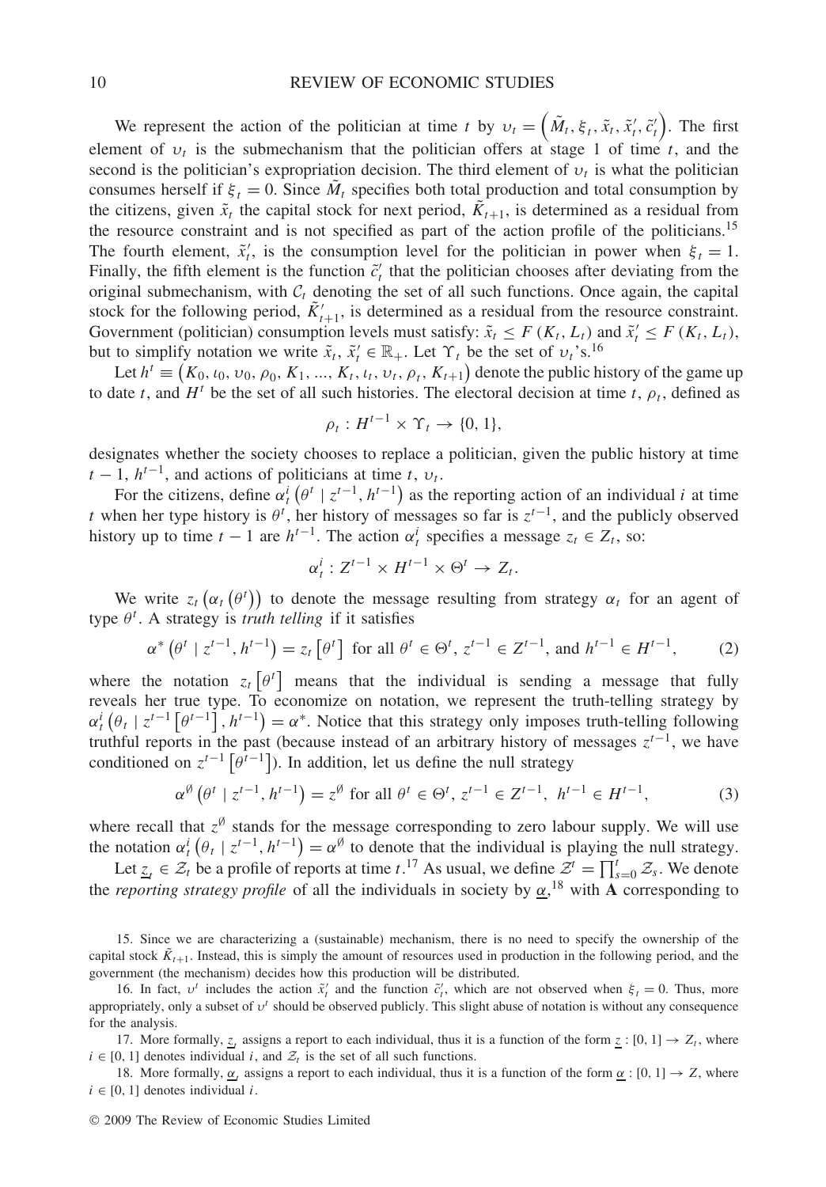We represent the action of the politician at time $t$ by $\upsilon_t = \left(\tilde{M}_t, \xi_t, \tilde{x}_t, \tilde{x}'_t, \tilde{c}'_t\right)$. The first element of $\upsilon_t$ is the submechanism that the politician offers at stage 1 of time $t$, and the second is the politician's expropriation decision. The third element of $\upsilon_t$ is what the politician consumes herself if $\xi_t = 0$. Since $\tilde{M}_t$ specifies both total production and total consumption by the citizens, given $\tilde{x}_t$ the capital stock for next period, $\tilde{K}_{t+1}$, is determined as a residual from the resource constraint and is not specified as part of the action profile of the politicians.[15] The fourth element, $\tilde{x}'_t$, is the consumption level for the politician in power when $\xi_t = 1$. Finally, the fifth element is the function $\tilde{c}'_t$ that the politician chooses after deviating from the original submechanism, with $\mathcal{C}_t$ denoting the set of all such functions. Once again, the capital stock for the following period, $\tilde{K}'_{t+1}$, is determined as a residual from the resource constraint. Government (politician) consumption levels must satisfy: $\tilde{x}_t \leq F(K_t, L_t)$ and $\tilde{x}'_t \leq F(K_t, L_t)$, but to simplify notation we write $\tilde{x}_t, \tilde{x}'_t \in \mathbb{R}_+$. Let $\Upsilon_t$ be the set of $\upsilon_t$'s.[16]

Let $h^t \equiv \left(K_0, \iota_0, \upsilon_0, \rho_0, K_1, ..., K_t, \iota_t, \upsilon_t, \rho_t, K_{t+1}\right)$ denote the public history of the game up to date $t$, and $H^t$ be the set of all such histories. The electoral decision at time $t$, $\rho_t$, defined as

$$\rho_t : H^{t-1} \times \Upsilon_t \to \{0, 1\},$$

designates whether the society chooses to replace a politician, given the public history at time $t-1$, $h^{t-1}$, and actions of politicians at time $t$, $\upsilon_t$.

For the citizens, define $\alpha^i_t\left(\theta^t \mid z^{t-1}, h^{t-1}\right)$ as the reporting action of an individual $i$ at time $t$ when her type history is $\theta^t$, her history of messages so far is $z^{t-1}$, and the publicly observed history up to time $t-1$ are $h^{t-1}$. The action $\alpha^i_t$ specifies a message $z_t \in Z_t$, so:

$$\alpha^i_t : Z^{t-1} \times H^{t-1} \times \Theta^t \to Z_t.$$

We write $z_t\left(\alpha_t\left(\theta^t\right)\right)$ to denote the message resulting from strategy $\alpha_t$ for an agent of type $\theta^t$. A strategy is *truth telling* if it satisfies

$$\alpha^*\left(\theta^t \mid z^{t-1}, h^{t-1}\right) = z_t\left[\theta^t\right] \text{ for all } \theta^t \in \Theta^t,\ z^{t-1} \in Z^{t-1}, \text{ and } h^{t-1} \in H^{t-1}, \tag{2}$$

where the notation $z_t\left[\theta^t\right]$ means that the individual is sending a message that fully reveals her true type. To economize on notation, we represent the truth-telling strategy by $\alpha^i_t\left(\theta_t \mid z^{t-1}\left[\theta^{t-1}\right], h^{t-1}\right) = \alpha^*$. Notice that this strategy only imposes truth-telling following truthful reports in the past (because instead of an arbitrary history of messages $z^{t-1}$, we have conditioned on $z^{t-1}\left[\theta^{t-1}\right]$). In addition, let us define the null strategy

$$\alpha^{\emptyset}\left(\theta^t \mid z^{t-1}, h^{t-1}\right) = z^{\emptyset} \text{ for all } \theta^t \in \Theta^t,\ z^{t-1} \in Z^{t-1},\ h^{t-1} \in H^{t-1}, \tag{3}$$

where recall that $z^{\emptyset}$ stands for the message corresponding to zero labour supply. We will use the notation $\alpha^i_t\left(\theta_t \mid z^{t-1}, h^{t-1}\right) = \alpha^{\emptyset}$ to denote that the individual is playing the null strategy.

Let $\underline{z}_t \in \mathcal{Z}_t$ be a profile of reports at time $t$.[17] As usual, we define $\mathcal{Z}^t = \prod_{s=0}^{t} \mathcal{Z}_s$. We denote the *reporting strategy profile* of all the individuals in society by $\underline{\alpha}$,[18] with $\mathbf{A}$ corresponding to

15. Since we are characterizing a (sustainable) mechanism, there is no need to specify the ownership of the capital stock $\tilde{K}_{t+1}$. Instead, this is simply the amount of resources used in production in the following period, and the government (the mechanism) decides how this production will be distributed.

16. In fact, $\upsilon^t$ includes the action $\tilde{x}'_t$ and the function $\tilde{c}'_t$, which are not observed when $\xi_t = 0$. Thus, more appropriately, only a subset of $\upsilon^t$ should be observed publicly. This slight abuse of notation is without any consequence for the analysis.

17. More formally, $\underline{z}_t$ assigns a report to each individual, thus it is a function of the form $\underline{z} : [0, 1] \to Z_t$, where $i \in [0, 1]$ denotes individual $i$, and $\mathcal{Z}_t$ is the set of all such functions.

18. More formally, $\underline{\alpha}_t$ assigns a report to each individual, thus it is a function of the form $\underline{\alpha} : [0, 1] \to Z$, where $i \in [0, 1]$ denotes individual $i$.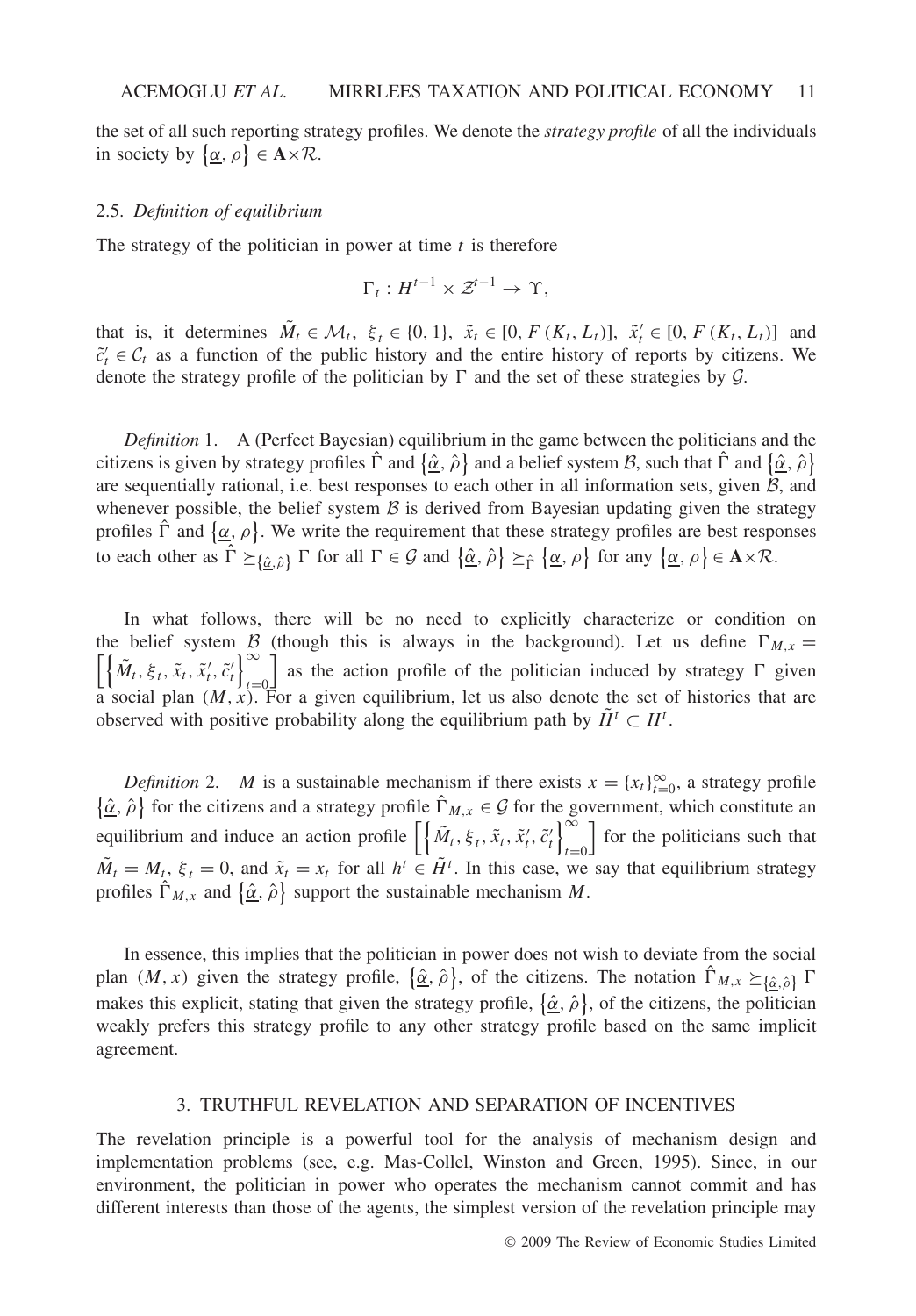the set of all such reporting strategy profiles. We denote the *strategy profile* of all the individuals in society by $\{\underline{\alpha}, \rho\} \in \mathbf{A} \times \mathcal{R}$.

### 2.5. *Definition of equilibrium*

The strategy of the politician in power at time $t$ is therefore

$$\Gamma_t : H^{t-1} \times \mathcal{Z}^{t-1} \to \Upsilon,$$

that is, it determines $\tilde{M}_t \in \mathcal{M}_t$, $\xi_t \in \{0, 1\}$, $\tilde{x}_t \in [0, F(K_t, L_t)]$, $\tilde{x}'_t \in [0, F(K_t, L_t)]$ and $\tilde{c}'_t \in \mathcal{C}_t$ as a function of the public history and the entire history of reports by citizens. We denote the strategy profile of the politician by $\Gamma$ and the set of these strategies by $\mathcal{G}$.

*Definition* 1. A (Perfect Bayesian) equilibrium in the game between the politicians and the citizens is given by strategy profiles $\hat{\Gamma}$ and $\{\hat{\underline{\alpha}}, \hat{\rho}\}$ and a belief system $\mathcal{B}$, such that $\hat{\Gamma}$ and $\{\hat{\underline{\alpha}}, \hat{\rho}\}$ are sequentially rational, i.e. best responses to each other in all information sets, given $\mathcal{B}$, and whenever possible, the belief system $\mathcal{B}$ is derived from Bayesian updating given the strategy profiles $\hat{\Gamma}$ and $\{\underline{\alpha}, \rho\}$. We write the requirement that these strategy profiles are best responses to each other as $\hat{\Gamma} \succeq_{\{\hat{\underline{\alpha}}, \hat{\rho}\}} \Gamma$ for all $\Gamma \in \mathcal{G}$ and $\{\hat{\underline{\alpha}}, \hat{\rho}\} \succeq_{\hat{\Gamma}} \{\underline{\alpha}, \rho\}$ for any $\{\underline{\alpha}, \rho\} \in \mathbf{A} \times \mathcal{R}$.

In what follows, there will be no need to explicitly characterize or condition on the belief system $\mathcal{B}$ (though this is always in the background). Let us define $\Gamma_{M,x} = \left[\left\{\tilde{M}_t, \xi_t, \tilde{x}_t, \tilde{x}'_t, \tilde{c}'_t\right\}_{t=0}^{\infty}\right]$ as the action profile of the politician induced by strategy $\Gamma$ given a social plan $(M, x)$. For a given equilibrium, let us also denote the set of histories that are observed with positive probability along the equilibrium path by $\tilde{H}^t \subset H^t$.

*Definition* 2. $M$ is a sustainable mechanism if there exists $x = \{x_t\}_{t=0}^{\infty}$, a strategy profile $\{\hat{\underline{\alpha}}, \hat{\rho}\}$ for the citizens and a strategy profile $\hat{\Gamma}_{M,x} \in \mathcal{G}$ for the government, which constitute an equilibrium and induce an action profile $\left[\left\{\tilde{M}_t, \xi_t, \tilde{x}_t, \tilde{x}'_t, \tilde{c}'_t\right\}_{t=0}^{\infty}\right]$ for the politicians such that $\tilde{M}_t = M_t$, $\xi_t = 0$, and $\tilde{x}_t = x_t$ for all $h^t \in \tilde{H}^t$. In this case, we say that equilibrium strategy profiles $\hat{\Gamma}_{M,x}$ and $\{\hat{\underline{\alpha}}, \hat{\rho}\}$ support the sustainable mechanism $M$.

In essence, this implies that the politician in power does not wish to deviate from the social plan $(M, x)$ given the strategy profile, $\{\hat{\underline{\alpha}}, \hat{\rho}\}$, of the citizens. The notation $\hat{\Gamma}_{M,x} \succeq_{\{\hat{\underline{\alpha}}, \hat{\rho}\}} \Gamma$ makes this explicit, stating that given the strategy profile, $\{\hat{\underline{\alpha}}, \hat{\rho}\}$, of the citizens, the politician weakly prefers this strategy profile to any other strategy profile based on the same implicit agreement.

## 3. TRUTHFUL REVELATION AND SEPARATION OF INCENTIVES

The revelation principle is a powerful tool for the analysis of mechanism design and implementation problems (see, e.g. Mas-Collel, Winston and Green, 1995). Since, in our environment, the politician in power who operates the mechanism cannot commit and has different interests than those of the agents, the simplest version of the revelation principle may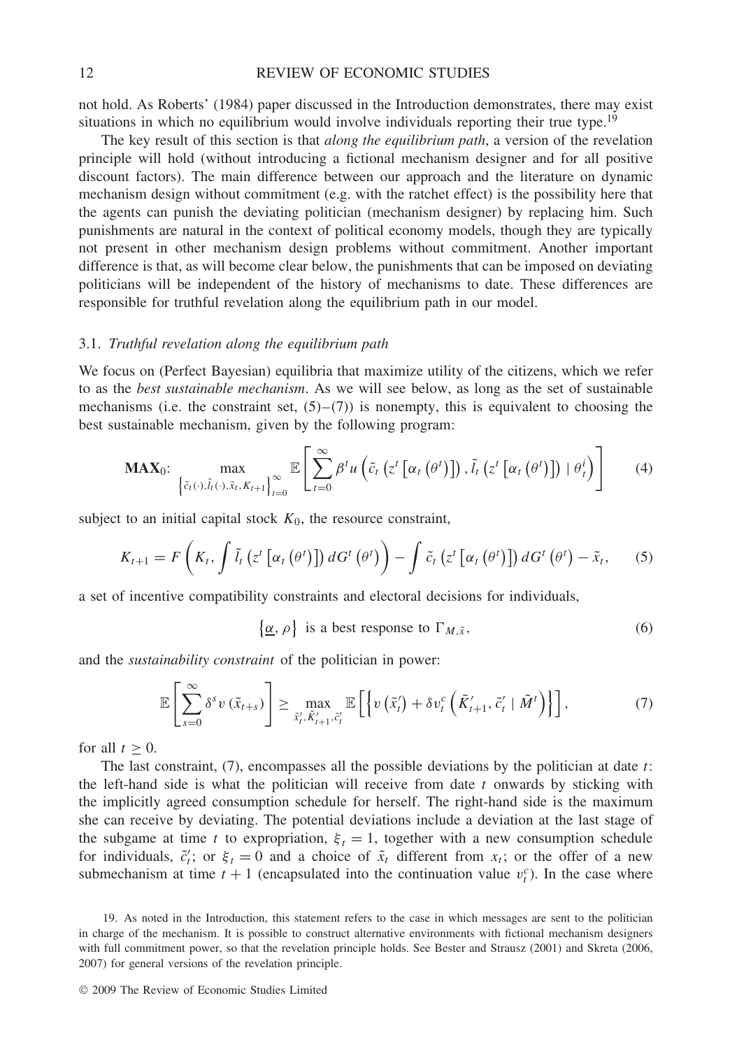not hold. As Roberts' (1984) paper discussed in the Introduction demonstrates, there may exist situations in which no equilibrium would involve individuals reporting their true type.[19]

The key result of this section is that *along the equilibrium path*, a version of the revelation principle will hold (without introducing a fictional mechanism designer and for all positive discount factors). The main difference between our approach and the literature on dynamic mechanism design without commitment (e.g. with the ratchet effect) is the possibility here that the agents can punish the deviating politician (mechanism designer) by replacing him. Such punishments are natural in the context of political economy models, though they are typically not present in other mechanism design problems without commitment. Another important difference is that, as will become clear below, the punishments that can be imposed on deviating politicians will be independent of the history of mechanisms to date. These differences are responsible for truthful revelation along the equilibrium path in our model.

### 3.1. *Truthful revelation along the equilibrium path*

We focus on (Perfect Bayesian) equilibria that maximize utility of the citizens, which we refer to as the *best sustainable mechanism*. As we will see below, as long as the set of sustainable mechanisms (i.e. the constraint set, (5)–(7)) is nonempty, this is equivalent to choosing the best sustainable mechanism, given by the following program:

$$\mathbf{MAX}_0\text{:} \quad \max_{\left\{\tilde{c}_t(\cdot), \tilde{l}_t(\cdot), \tilde{x}_t, K_{t+1}\right\}_{t=0}^{\infty}} \mathbb{E}\left[\sum_{t=0}^{\infty} \beta^t u\left(\tilde{c}_t\left(z^t\left[\alpha_t\left(\theta^t\right)\right]\right), \tilde{l}_t\left(z^t\left[\alpha_t\left(\theta^t\right)\right]\right) \mid \theta_t^i\right)\right] \tag{4}$$

subject to an initial capital stock $K_0$, the resource constraint,

$$K_{t+1} = F\left(K_t, \int \tilde{l}_t\left(z^t\left[\alpha_t\left(\theta^t\right)\right]\right) dG^t\left(\theta^t\right)\right) - \int \tilde{c}_t\left(z^t\left[\alpha_t\left(\theta^t\right)\right]\right) dG^t\left(\theta^t\right) - \tilde{x}_t, \tag{5}$$

a set of incentive compatibility constraints and electoral decisions for individuals,

$$\left\{\underline{\alpha}, \rho\right\} \text{ is a best response to } \Gamma_{M,\tilde{x}}, \tag{6}$$

and the *sustainability constraint* of the politician in power:

$$\mathbb{E}\left[\sum_{s=0}^{\infty} \delta^s v\left(\tilde{x}_{t+s}\right)\right] \geq \max_{\tilde{x}_t', \tilde{K}_{t+1}', \tilde{c}_t'} \mathbb{E}\left[\left\{v\left(\tilde{x}_t'\right) + \delta v_t^c\left(\tilde{K}_{t+1}', \tilde{c}_t' \mid \tilde{M}^t\right)\right\}\right], \tag{7}$$

for all $t \geq 0$.

The last constraint, (7), encompasses all the possible deviations by the politician at date $t$: the left-hand side is what the politician will receive from date $t$ onwards by sticking with the implicitly agreed consumption schedule for herself. The right-hand side is the maximum she can receive by deviating. The potential deviations include a deviation at the last stage of the subgame at time $t$ to expropriation, $\xi_t = 1$, together with a new consumption schedule for individuals, $\tilde{c}_t'$; or $\xi_t = 0$ and a choice of $\tilde{x}_t$ different from $x_t$; or the offer of a new submechanism at time $t+1$ (encapsulated into the continuation value $v_t^c$). In the case where

19. As noted in the Introduction, this statement refers to the case in which messages are sent to the politician in charge of the mechanism. It is possible to construct alternative environments with fictional mechanism designers with full commitment power, so that the revelation principle holds. See Bester and Strausz (2001) and Skreta (2006, 2007) for general versions of the revelation principle.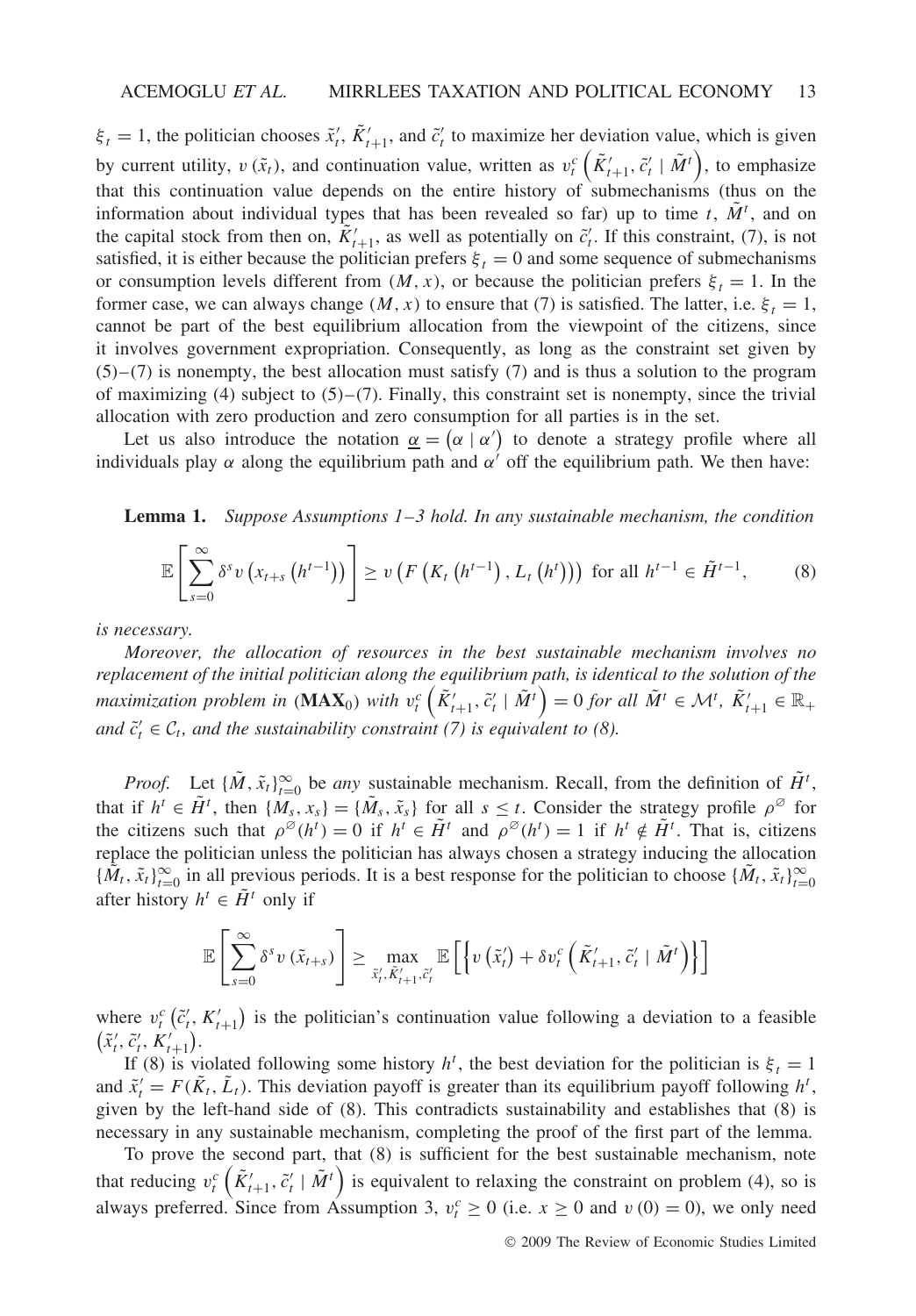$\xi_t = 1$, the politician chooses $\tilde{x}'_t$, $\tilde{K}'_{t+1}$, and $\tilde{c}'_t$ to maximize her deviation value, which is given by current utility, $v(\tilde{x}_t)$, and continuation value, written as $v^c_t\left(\tilde{K}'_{t+1}, \tilde{c}'_t \mid \tilde{M}^t\right)$, to emphasize that this continuation value depends on the entire history of submechanisms (thus on the information about individual types that has been revealed so far) up to time $t$, $\tilde{M}^t$, and on the capital stock from then on, $\tilde{K}'_{t+1}$, as well as potentially on $\tilde{c}'_t$. If this constraint, (7), is not satisfied, it is either because the politician prefers $\xi_t = 0$ and some sequence of submechanisms or consumption levels different from $(M, x)$, or because the politician prefers $\xi_t = 1$. In the former case, we can always change $(M, x)$ to ensure that (7) is satisfied. The latter, i.e. $\xi_t = 1$, cannot be part of the best equilibrium allocation from the viewpoint of the citizens, since it involves government expropriation. Consequently, as long as the constraint set given by (5)–(7) is nonempty, the best allocation must satisfy (7) and is thus a solution to the program of maximizing (4) subject to (5)–(7). Finally, this constraint set is nonempty, since the trivial allocation with zero production and zero consumption for all parties is in the set.

Let us also introduce the notation $\underline{\alpha} = (\alpha \mid \alpha')$ to denote a strategy profile where all individuals play $\alpha$ along the equilibrium path and $\alpha'$ off the equilibrium path. We then have:

**Lemma 1.** *Suppose Assumptions 1–3 hold. In any sustainable mechanism, the condition*

$$\mathbb{E}\left[\sum_{s=0}^{\infty} \delta^s v\left(x_{t+s}\left(h^{t-1}\right)\right)\right] \geq v\left(F\left(K_t\left(h^{t-1}\right), L_t\left(h^t\right)\right)\right) \text{ for all } h^{t-1} \in \tilde{H}^{t-1}, \tag{8}$$

*is necessary.*

*Moreover, the allocation of resources in the best sustainable mechanism involves no replacement of the initial politician along the equilibrium path, is identical to the solution of the maximization problem in* (**MAX**$_0$) *with* $v^c_t\left(\tilde{K}'_{t+1}, \tilde{c}'_t \mid \tilde{M}^t\right) = 0$ *for all* $\tilde{M}^t \in \mathcal{M}^t$, $\tilde{K}'_{t+1} \in \mathbb{R}_+$ *and* $\tilde{c}'_t \in \mathcal{C}_t$, *and the sustainability constraint (7) is equivalent to (8).*

*Proof.* Let $\{\tilde{M}, \tilde{x}_t\}_{t=0}^{\infty}$ be *any* sustainable mechanism. Recall, from the definition of $\tilde{H}^t$, that if $h^t \in \tilde{H}^t$, then $\{M_s, x_s\} = \{\tilde{M}_s, \tilde{x}_s\}$ for all $s \leq t$. Consider the strategy profile $\rho^{\varnothing}$ for the citizens such that $\rho^{\varnothing}(h^t) = 0$ if $h^t \in \tilde{H}^t$ and $\rho^{\varnothing}(h^t) = 1$ if $h^t \notin \tilde{H}^t$. That is, citizens replace the politician unless the politician has always chosen a strategy inducing the allocation $\{\tilde{M}_t, \tilde{x}_t\}_{t=0}^{\infty}$ in all previous periods. It is a best response for the politician to choose $\{\tilde{M}_t, \tilde{x}_t\}_{t=0}^{\infty}$ after history $h^t \in \tilde{H}^t$ only if

$$\mathbb{E}\left[\sum_{s=0}^{\infty} \delta^s v\left(\tilde{x}_{t+s}\right)\right] \geq \max_{\tilde{x}'_t, \tilde{K}'_{t+1}, \tilde{c}'_t} \mathbb{E}\left[\left\{v\left(\tilde{x}'_t\right) + \delta v^c_t\left(\tilde{K}'_{t+1}, \tilde{c}'_t \mid \tilde{M}^t\right)\right\}\right]$$

where $v^c_t\left(\tilde{c}'_t, K'_{t+1}\right)$ is the politician's continuation value following a deviation to a feasible $\left(\tilde{x}'_t, \tilde{c}'_t, K'_{t+1}\right)$.

If (8) is violated following some history $h^t$, the best deviation for the politician is $\xi_t = 1$ and $\tilde{x}'_t = F(\tilde{K}_t, \tilde{L}_t)$. This deviation payoff is greater than its equilibrium payoff following $h^t$, given by the left-hand side of (8). This contradicts sustainability and establishes that (8) is necessary in any sustainable mechanism, completing the proof of the first part of the lemma.

To prove the second part, that (8) is sufficient for the best sustainable mechanism, note that reducing $v^c_t\left(\tilde{K}'_{t+1}, \tilde{c}'_t \mid \tilde{M}^t\right)$ is equivalent to relaxing the constraint on problem (4), so is always preferred. Since from Assumption 3, $v^c_t \geq 0$ (i.e. $x \geq 0$ and $v(0) = 0$), we only need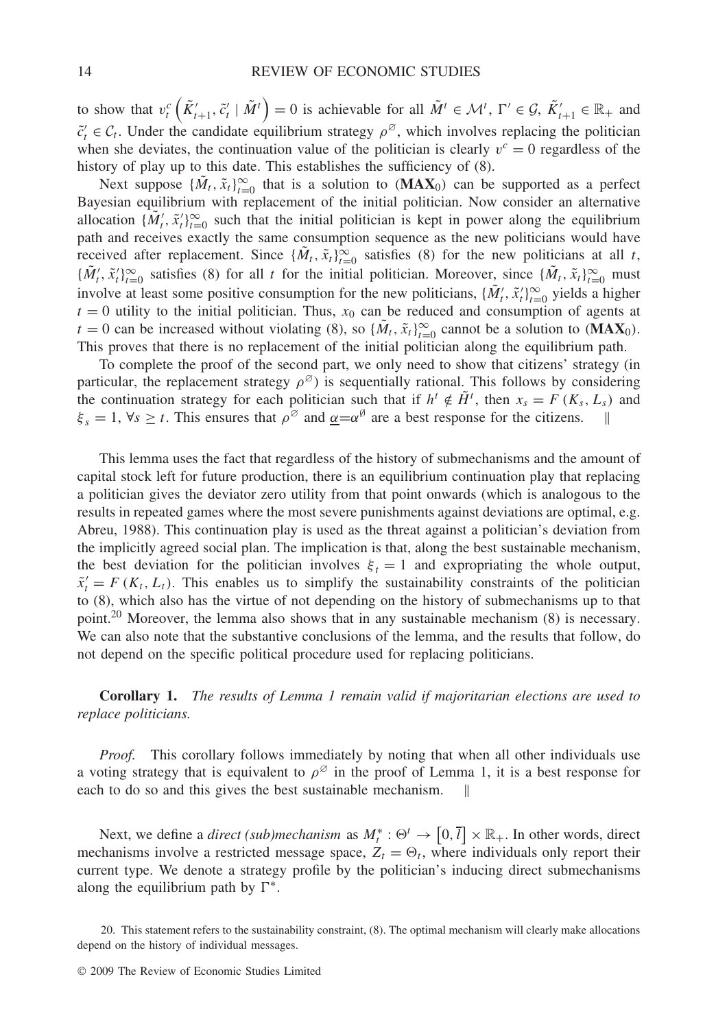to show that $v_t^c\left(\tilde{K}'_{t+1}, \tilde{c}'_t \mid \tilde{M}^t\right) = 0$ is achievable for all $\tilde{M}^t \in \mathcal{M}^t$, $\Gamma' \in \mathcal{G}$, $\tilde{K}'_{t+1} \in \mathbb{R}_+$ and $\tilde{c}'_t \in \mathcal{C}_t$. Under the candidate equilibrium strategy $\rho^{\varnothing}$, which involves replacing the politician when she deviates, the continuation value of the politician is clearly $v^c = 0$ regardless of the history of play up to this date. This establishes the sufficiency of (8).

Next suppose $\{\tilde{M}_t, \tilde{x}_t\}_{t=0}^{\infty}$ that is a solution to (**MAX**$_0$) can be supported as a perfect Bayesian equilibrium with replacement of the initial politician. Now consider an alternative allocation $\{\tilde{M}'_t, \tilde{x}'_t\}_{t=0}^{\infty}$ such that the initial politician is kept in power along the equilibrium path and receives exactly the same consumption sequence as the new politicians would have received after replacement. Since $\{\tilde{M}_t, \tilde{x}_t\}_{t=0}^{\infty}$ satisfies (8) for the new politicians at all $t$, $\{\tilde{M}'_t, \tilde{x}'_t\}_{t=0}^{\infty}$ satisfies (8) for all $t$ for the initial politician. Moreover, since $\{\tilde{M}_t, \tilde{x}_t\}_{t=0}^{\infty}$ must involve at least some positive consumption for the new politicians, $\{\tilde{M}'_t, \tilde{x}'_t\}_{t=0}^{\infty}$ yields a higher $t = 0$ utility to the initial politician. Thus, $x_0$ can be reduced and consumption of agents at $t = 0$ can be increased without violating (8), so $\{\tilde{M}_t, \tilde{x}_t\}_{t=0}^{\infty}$ cannot be a solution to (**MAX**$_0$). This proves that there is no replacement of the initial politician along the equilibrium path.

To complete the proof of the second part, we only need to show that citizens' strategy (in particular, the replacement strategy $\rho^{\varnothing}$) is sequentially rational. This follows by considering the continuation strategy for each politician such that if $h^t \notin \tilde{H}^t$, then $x_s = F(K_s, L_s)$ and $\xi_s = 1$, $\forall s \geq t$. This ensures that $\rho^{\varnothing}$ and $\underline{\alpha} = \alpha^{\emptyset}$ are a best response for the citizens. ‖

This lemma uses the fact that regardless of the history of submechanisms and the amount of capital stock left for future production, there is an equilibrium continuation play that replacing a politician gives the deviator zero utility from that point onwards (which is analogous to the results in repeated games where the most severe punishments against deviations are optimal, e.g. Abreu, 1988). This continuation play is used as the threat against a politician's deviation from the implicitly agreed social plan. The implication is that, along the best sustainable mechanism, the best deviation for the politician involves $\xi_t = 1$ and expropriating the whole output, $\tilde{x}'_t = F(K_t, L_t)$. This enables us to simplify the sustainability constraints of the politician to (8), which also has the virtue of not depending on the history of submechanisms up to that point.[20] Moreover, the lemma also shows that in any sustainable mechanism (8) is necessary. We can also note that the substantive conclusions of the lemma, and the results that follow, do not depend on the specific political procedure used for replacing politicians.

**Corollary 1.** *The results of Lemma 1 remain valid if majoritarian elections are used to replace politicians.*

*Proof.* This corollary follows immediately by noting that when all other individuals use a voting strategy that is equivalent to $\rho^{\varnothing}$ in the proof of Lemma 1, it is a best response for each to do so and this gives the best sustainable mechanism. ‖

Next, we define a *direct (sub)mechanism* as $M_t^* : \Theta^t \to \left[0, \overline{l}\right] \times \mathbb{R}_+$. In other words, direct mechanisms involve a restricted message space, $Z_t = \Theta_t$, where individuals only report their current type. We denote a strategy profile by the politician's inducing direct submechanisms along the equilibrium path by $\Gamma^*$.

20. This statement refers to the sustainability constraint, (8). The optimal mechanism will clearly make allocations depend on the history of individual messages.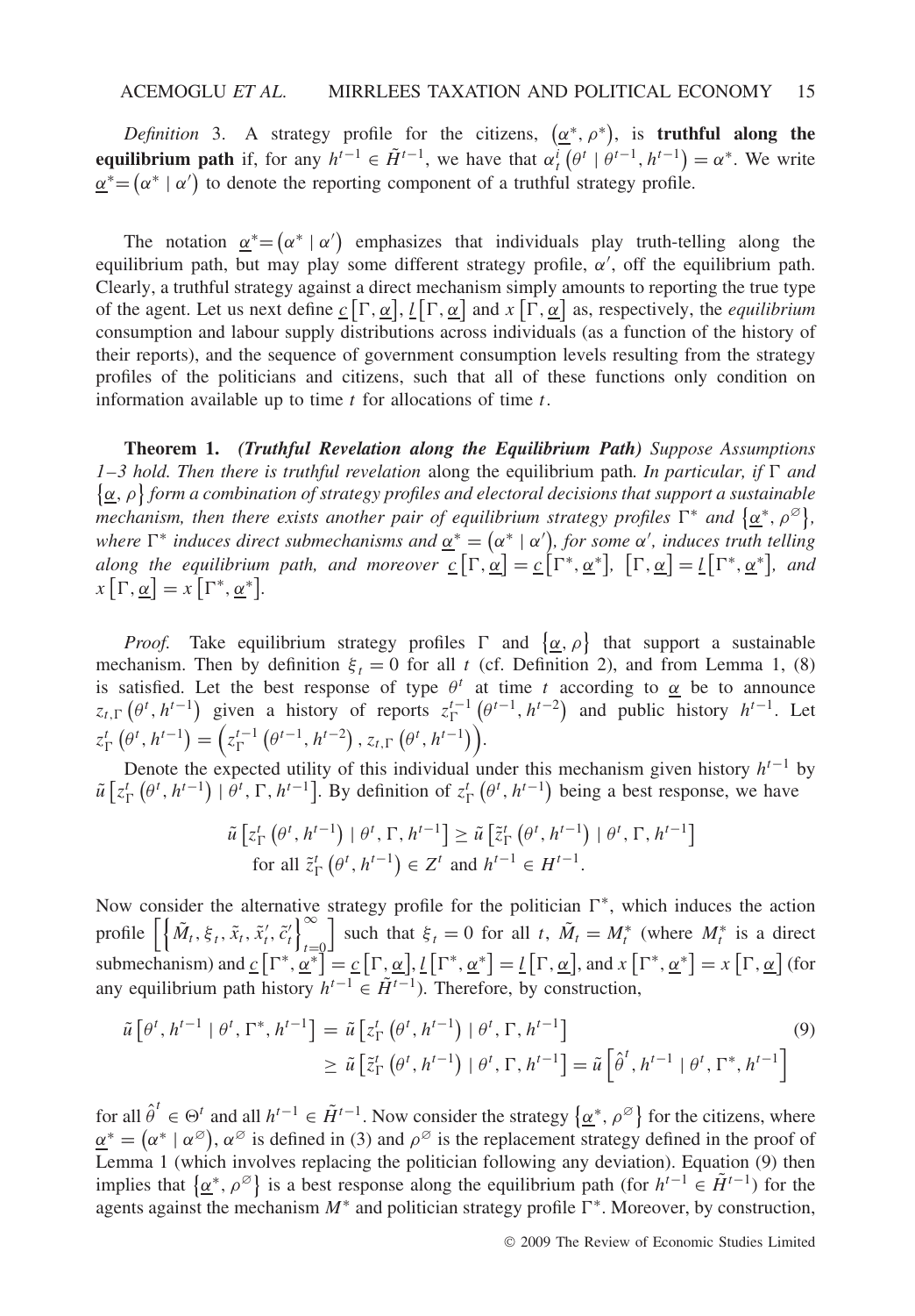*Definition* 3. A strategy profile for the citizens, $\left(\underline{\alpha}^{*}, \rho^{*}\right)$, is **truthful along the equilibrium path** if, for any $h^{t-1} \in \tilde{H}^{t-1}$, we have that $\alpha_t^i\left(\theta^t \mid \theta^{t-1}, h^{t-1}\right) = \alpha^*$. We write $\underline{\alpha}^* = \left(\alpha^* \mid \alpha'\right)$ to denote the reporting component of a truthful strategy profile.

The notation $\underline{\alpha}^* = \left(\alpha^* \mid \alpha'\right)$ emphasizes that individuals play truth-telling along the equilibrium path, but may play some different strategy profile, $\alpha'$, off the equilibrium path. Clearly, a truthful strategy against a direct mechanism simply amounts to reporting the true type of the agent. Let us next define $\underline{c}\left[\Gamma, \underline{\alpha}\right]$, $\underline{l}\left[\Gamma, \underline{\alpha}\right]$ and $x\left[\Gamma, \underline{\alpha}\right]$ as, respectively, the *equilibrium* consumption and labour supply distributions across individuals (as a function of the history of their reports), and the sequence of government consumption levels resulting from the strategy profiles of the politicians and citizens, such that all of these functions only condition on information available up to time $t$ for allocations of time $t$.

**Theorem 1.** ***(Truthful Revelation along the Equilibrium Path)*** *Suppose Assumptions 1–3 hold. Then there is truthful revelation* along the equilibrium path. *In particular, if* $\Gamma$ *and* $\left\{\underline{\alpha}, \rho\right\}$ *form a combination of strategy profiles and electoral decisions that support a sustainable mechanism, then there exists another pair of equilibrium strategy profiles* $\Gamma^*$ *and* $\left\{\underline{\alpha}^*, \rho^{\varnothing}\right\}$, *where* $\Gamma^*$ *induces direct submechanisms and* $\underline{\alpha}^* = \left(\alpha^* \mid \alpha'\right)$, *for some* $\alpha'$, *induces truth telling along the equilibrium path, and moreover* $\underline{c}\left[\Gamma, \underline{\alpha}\right] = \underline{c}\left[\Gamma^*, \underline{\alpha}^*\right]$, $\left[\Gamma, \underline{\alpha}\right] = \underline{l}\left[\Gamma^*, \underline{\alpha}^*\right]$, *and* $x\left[\Gamma, \underline{\alpha}\right] = x\left[\Gamma^*, \underline{\alpha}^*\right]$.

*Proof.* Take equilibrium strategy profiles $\Gamma$ and $\left\{\underline{\alpha}, \rho\right\}$ that support a sustainable mechanism. Then by definition $\xi_t = 0$ for all $t$ (cf. Definition 2), and from Lemma 1, (8) is satisfied. Let the best response of type $\theta^t$ at time $t$ according to $\underline{\alpha}$ be to announce $z_{t,\Gamma}\left(\theta^t, h^{t-1}\right)$ given a history of reports $z_\Gamma^{t-1}\left(\theta^{t-1}, h^{t-2}\right)$ and public history $h^{t-1}$. Let $z_\Gamma^t\left(\theta^t, h^{t-1}\right) = \left(z_\Gamma^{t-1}\left(\theta^{t-1}, h^{t-2}\right), z_{t,\Gamma}\left(\theta^t, h^{t-1}\right)\right)$.

Denote the expected utility of this individual under this mechanism given history $h^{t-1}$ by $\tilde{u}\left[z_\Gamma^t\left(\theta^t, h^{t-1}\right) \mid \theta^t, \Gamma, h^{t-1}\right]$. By definition of $z_\Gamma^t\left(\theta^t, h^{t-1}\right)$ being a best response, we have

$$\tilde{u}\left[z_\Gamma^t\left(\theta^t, h^{t-1}\right) \mid \theta^t, \Gamma, h^{t-1}\right] \geq \tilde{u}\left[\tilde{z}_\Gamma^t\left(\theta^t, h^{t-1}\right) \mid \theta^t, \Gamma, h^{t-1}\right]$$
$$\text{for all } \tilde{z}_\Gamma^t\left(\theta^t, h^{t-1}\right) \in Z^t \text{ and } h^{t-1} \in H^{t-1}.$$

Now consider the alternative strategy profile for the politician $\Gamma^*$, which induces the action profile $\left[\left\{\tilde{M}_t, \xi_t, \tilde{x}_t, \tilde{x}_t', \tilde{c}_t'\right\}_{t=0}^{\infty}\right]$ such that $\xi_t = 0$ for all $t$, $\tilde{M}_t = M_t^*$ (where $M_t^*$ is a direct submechanism) and $\underline{c}\left[\Gamma^*, \underline{\alpha}^*\right] = \underline{c}\left[\Gamma, \underline{\alpha}\right]$, $\underline{l}\left[\Gamma^*, \underline{\alpha}^*\right] = \underline{l}\left[\Gamma, \underline{\alpha}\right]$, and $x\left[\Gamma^*, \underline{\alpha}^*\right] = x\left[\Gamma, \underline{\alpha}\right]$ (for any equilibrium path history $h^{t-1} \in \tilde{H}^{t-1}$). Therefore, by construction,

$$\begin{aligned}
\tilde{u}\left[\theta^t, h^{t-1} \mid \theta^t, \Gamma^*, h^{t-1}\right] &= \tilde{u}\left[z_\Gamma^t\left(\theta^t, h^{t-1}\right) \mid \theta^t, \Gamma, h^{t-1}\right] \\
&\geq \tilde{u}\left[\tilde{z}_\Gamma^t\left(\theta^t, h^{t-1}\right) \mid \theta^t, \Gamma, h^{t-1}\right] = \tilde{u}\left[\hat{\theta}^t, h^{t-1} \mid \theta^t, \Gamma^*, h^{t-1}\right]
\end{aligned} \tag{9}$$

for all $\hat{\theta}^t \in \Theta^t$ and all $h^{t-1} \in \tilde{H}^{t-1}$. Now consider the strategy $\left\{\underline{\alpha}^*, \rho^{\varnothing}\right\}$ for the citizens, where $\underline{\alpha}^* = \left(\alpha^* \mid \alpha^{\varnothing}\right)$, $\alpha^{\varnothing}$ is defined in (3) and $\rho^{\varnothing}$ is the replacement strategy defined in the proof of Lemma 1 (which involves replacing the politician following any deviation). Equation (9) then implies that $\left\{\underline{\alpha}^*, \rho^{\varnothing}\right\}$ is a best response along the equilibrium path (for $h^{t-1} \in \tilde{H}^{t-1}$) for the agents against the mechanism $M^*$ and politician strategy profile $\Gamma^*$. Moreover, by construction,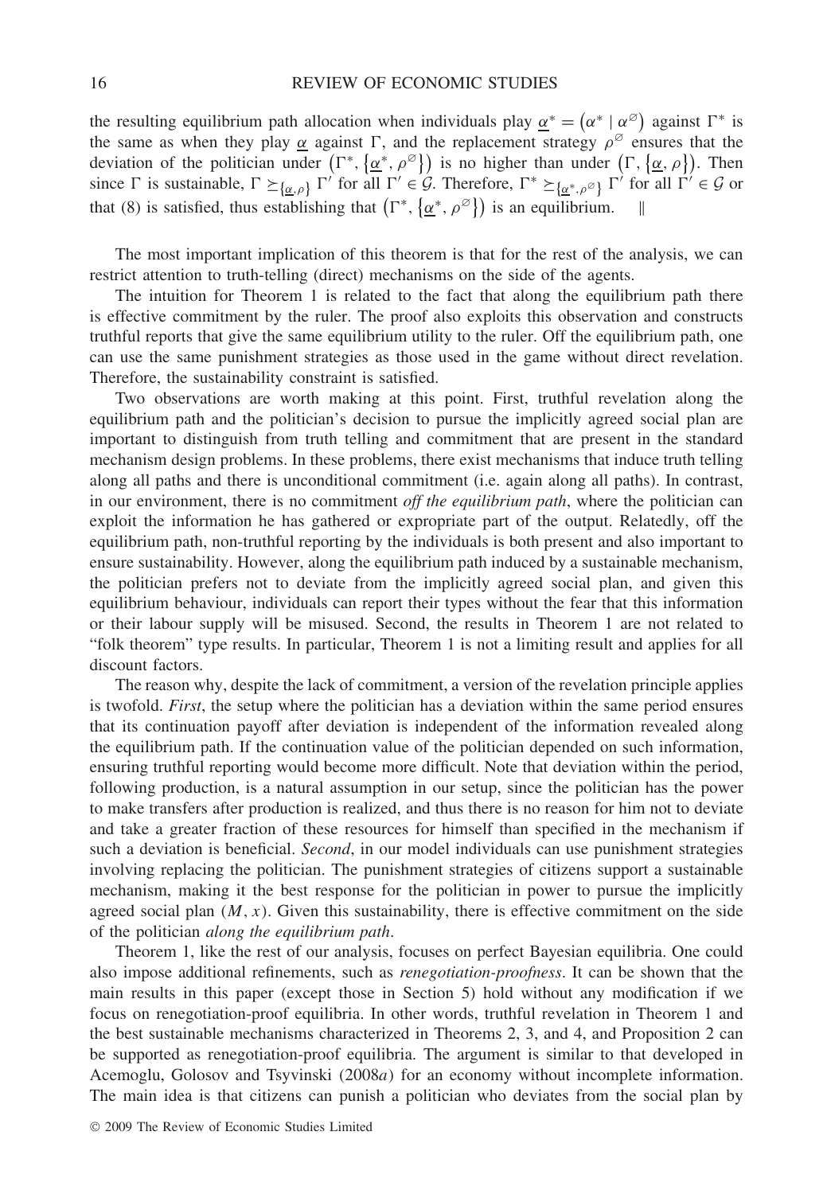the resulting equilibrium path allocation when individuals play $\underline{\alpha}^* = (\alpha^* \mid \alpha^{\varnothing})$ against $\Gamma^*$ is the same as when they play $\underline{\alpha}$ against $\Gamma$, and the replacement strategy $\rho^{\varnothing}$ ensures that the deviation of the politician under $(\Gamma^*, \{\underline{\alpha}^*, \rho^{\varnothing}\})$ is no higher than under $(\Gamma, \{\underline{\alpha}, \rho\})$. Then since $\Gamma$ is sustainable, $\Gamma \succeq_{\{\underline{\alpha}, \rho\}} \Gamma'$ for all $\Gamma' \in \mathcal{G}$. Therefore, $\Gamma^* \succeq_{\{\underline{\alpha}^*, \rho^{\varnothing}\}} \Gamma'$ for all $\Gamma' \in \mathcal{G}$ or that (8) is satisfied, thus establishing that $(\Gamma^*, \{\underline{\alpha}^*, \rho^{\varnothing}\})$ is an equilibrium. ‖

The most important implication of this theorem is that for the rest of the analysis, we can restrict attention to truth-telling (direct) mechanisms on the side of the agents.

The intuition for Theorem 1 is related to the fact that along the equilibrium path there is effective commitment by the ruler. The proof also exploits this observation and constructs truthful reports that give the same equilibrium utility to the ruler. Off the equilibrium path, one can use the same punishment strategies as those used in the game without direct revelation. Therefore, the sustainability constraint is satisfied.

Two observations are worth making at this point. First, truthful revelation along the equilibrium path and the politician's decision to pursue the implicitly agreed social plan are important to distinguish from truth telling and commitment that are present in the standard mechanism design problems. In these problems, there exist mechanisms that induce truth telling along all paths and there is unconditional commitment (i.e. again along all paths). In contrast, in our environment, there is no commitment *off the equilibrium path*, where the politician can exploit the information he has gathered or expropriate part of the output. Relatedly, off the equilibrium path, non-truthful reporting by the individuals is both present and also important to ensure sustainability. However, along the equilibrium path induced by a sustainable mechanism, the politician prefers not to deviate from the implicitly agreed social plan, and given this equilibrium behaviour, individuals can report their types without the fear that this information or their labour supply will be misused. Second, the results in Theorem 1 are not related to "folk theorem" type results. In particular, Theorem 1 is not a limiting result and applies for all discount factors.

The reason why, despite the lack of commitment, a version of the revelation principle applies is twofold. *First*, the setup where the politician has a deviation within the same period ensures that its continuation payoff after deviation is independent of the information revealed along the equilibrium path. If the continuation value of the politician depended on such information, ensuring truthful reporting would become more difficult. Note that deviation within the period, following production, is a natural assumption in our setup, since the politician has the power to make transfers after production is realized, and thus there is no reason for him not to deviate and take a greater fraction of these resources for himself than specified in the mechanism if such a deviation is beneficial. *Second*, in our model individuals can use punishment strategies involving replacing the politician. The punishment strategies of citizens support a sustainable mechanism, making it the best response for the politician in power to pursue the implicitly agreed social plan $(M, x)$. Given this sustainability, there is effective commitment on the side of the politician *along the equilibrium path*.

Theorem 1, like the rest of our analysis, focuses on perfect Bayesian equilibria. One could also impose additional refinements, such as *renegotiation-proofness*. It can be shown that the main results in this paper (except those in Section 5) hold without any modification if we focus on renegotiation-proof equilibria. In other words, truthful revelation in Theorem 1 and the best sustainable mechanisms characterized in Theorems 2, 3, and 4, and Proposition 2 can be supported as renegotiation-proof equilibria. The argument is similar to that developed in Acemoglu, Golosov and Tsyvinski (2008*a*) for an economy without incomplete information. The main idea is that citizens can punish a politician who deviates from the social plan by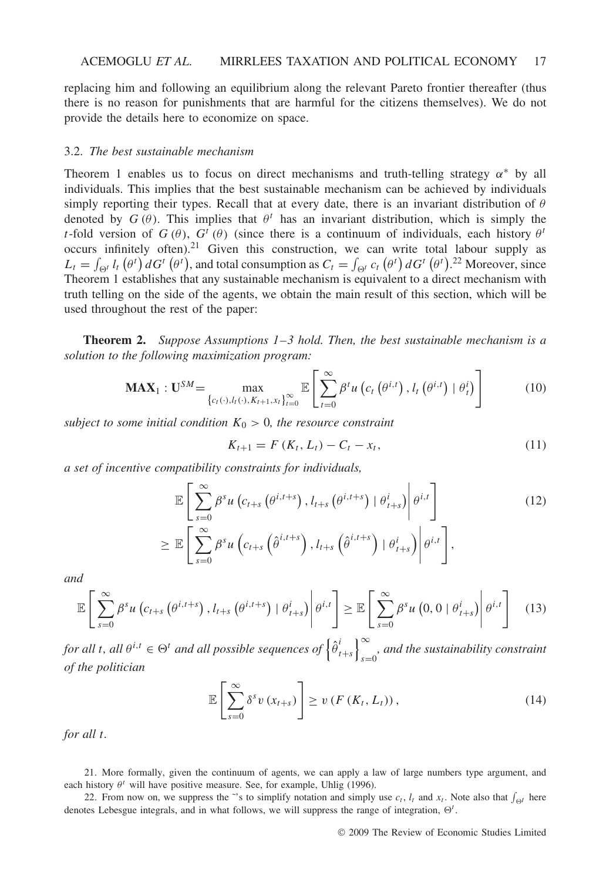replacing him and following an equilibrium along the relevant Pareto frontier thereafter (thus there is no reason for punishments that are harmful for the citizens themselves). We do not provide the details here to economize on space.

### 3.2. *The best sustainable mechanism*

Theorem 1 enables us to focus on direct mechanisms and truth-telling strategy $\alpha^*$ by all individuals. This implies that the best sustainable mechanism can be achieved by individuals simply reporting their types. Recall that at every date, there is an invariant distribution of $\theta$ denoted by $G(\theta)$. This implies that $\theta^t$ has an invariant distribution, which is simply the $t$-fold version of $G(\theta)$, $G^t(\theta)$ (since there is a continuum of individuals, each history $\theta^t$ occurs infinitely often).[21] Given this construction, we can write total labour supply as $L_t = \int_{\Theta^t} l_t(\theta^t)\, dG^t(\theta^t)$, and total consumption as $C_t = \int_{\Theta^t} c_t(\theta^t)\, dG^t(\theta^t)$.[22] Moreover, since Theorem 1 establishes that any sustainable mechanism is equivalent to a direct mechanism with truth telling on the side of the agents, we obtain the main result of this section, which will be used throughout the rest of the paper:

**Theorem 2.** *Suppose Assumptions 1–3 hold. Then, the best sustainable mechanism is a solution to the following maximization program:*

$$\mathbf{MAX}_1 : \mathbf{U}^{SM} = \max_{\{c_t(\cdot), l_t(\cdot), K_{t+1}, x_t\}_{t=0}^{\infty}} \mathbb{E}\left[\sum_{t=0}^{\infty} \beta^t u\left(c_t\left(\theta^{i,t}\right), l_t\left(\theta^{i,t}\right) \mid \theta_t^i\right)\right] \tag{10}$$

*subject to some initial condition $K_0 > 0$, the resource constraint*

$$K_{t+1} = F(K_t, L_t) - C_t - x_t, \tag{11}$$

*a set of incentive compatibility constraints for individuals,*

$$\begin{aligned} &\mathbb{E}\left[\sum_{s=0}^{\infty} \beta^s u\left(c_{t+s}\left(\theta^{i,t+s}\right), l_{t+s}\left(\theta^{i,t+s}\right) \mid \theta_{t+s}^i\right) \middle| \theta^{i,t}\right] \\ \geq\; &\mathbb{E}\left[\sum_{s=0}^{\infty} \beta^s u\left(c_{t+s}\left(\hat{\theta}^{i,t+s}\right), l_{t+s}\left(\hat{\theta}^{i,t+s}\right) \mid \theta_{t+s}^i\right) \middle| \theta^{i,t}\right], \end{aligned} \tag{12}$$

*and*

$$\mathbb{E}\left[\sum_{s=0}^{\infty} \beta^s u\left(c_{t+s}\left(\theta^{i,t+s}\right), l_{t+s}\left(\theta^{i,t+s}\right) \mid \theta_{t+s}^i\right) \middle| \theta^{i,t}\right] \geq \mathbb{E}\left[\sum_{s=0}^{\infty} \beta^s u\left(0, 0 \mid \theta_{t+s}^i\right) \middle| \theta^{i,t}\right] \tag{13}$$

*for all $t$, all $\theta^{i,t} \in \Theta^t$ and all possible sequences of $\left\{\hat{\theta}_{t+s}^i\right\}_{s=0}^{\infty}$, and the sustainability constraint of the politician*

$$\mathbb{E}\left[\sum_{s=0}^{\infty} \delta^s v(x_{t+s})\right] \geq v(F(K_t, L_t)), \tag{14}$$

*for all $t$.*

---

21. More formally, given the continuum of agents, we can apply a law of large numbers type argument, and each history $\theta^t$ will have positive measure. See, for example, Uhlig (1996).

22. From now on, we suppress the ˜'s to simplify notation and simply use $c_t$, $l_t$ and $x_t$. Note also that $\int_{\Theta^t}$ here denotes Lebesgue integrals, and in what follows, we will suppress the range of integration, $\Theta^t$.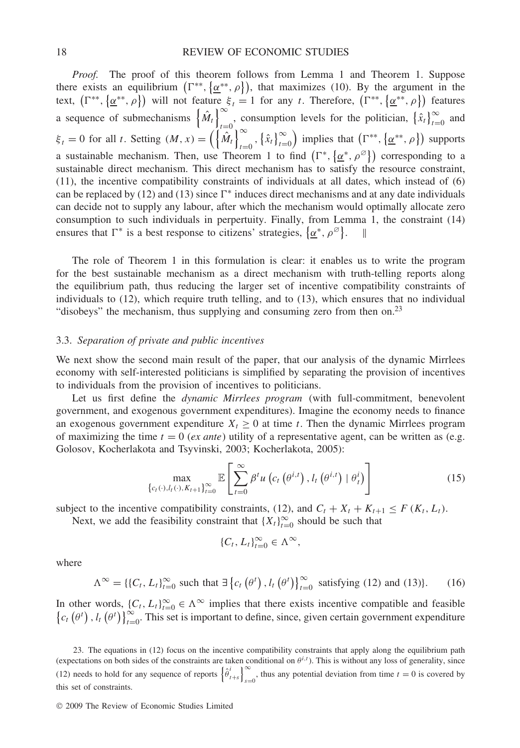*Proof.* The proof of this theorem follows from Lemma 1 and Theorem 1. Suppose there exists an equilibrium $\left(\Gamma^{**}, \left\{\underline{\alpha}^{**}, \rho\right\}\right)$, that maximizes (10). By the argument in the text, $\left(\Gamma^{**}, \left\{\underline{\alpha}^{**}, \rho\right\}\right)$ will not feature $\xi_t = 1$ for any $t$. Therefore, $\left(\Gamma^{**}, \left\{\underline{\alpha}^{**}, \rho\right\}\right)$ features a sequence of submechanisms $\left\{\hat{M}_t\right\}_{t=0}^{\infty}$, consumption levels for the politician, $\left\{\hat{x}_t\right\}_{t=0}^{\infty}$ and $\xi_t = 0$ for all $t$. Setting $(M, x) = \left(\left\{\hat{M}_t\right\}_{t=0}^{\infty}, \left\{\hat{x}_t\right\}_{t=0}^{\infty}\right)$ implies that $\left(\Gamma^{**}, \left\{\underline{\alpha}^{**}, \rho\right\}\right)$ supports a sustainable mechanism. Then, use Theorem 1 to find $\left(\Gamma^{*}, \left\{\underline{\alpha}^{*}, \rho^{\varnothing}\right\}\right)$ corresponding to a sustainable direct mechanism. This direct mechanism has to satisfy the resource constraint, (11), the incentive compatibility constraints of individuals at all dates, which instead of (6) can be replaced by (12) and (13) since $\Gamma^*$ induces direct mechanisms and at any date individuals can decide not to supply any labour, after which the mechanism would optimally allocate zero consumption to such individuals in perpertuity. Finally, from Lemma 1, the constraint (14) ensures that $\Gamma^*$ is a best response to citizens' strategies, $\left\{\underline{\alpha}^{*}, \rho^{\varnothing}\right\}$. ‖

The role of Theorem 1 in this formulation is clear: it enables us to write the program for the best sustainable mechanism as a direct mechanism with truth-telling reports along the equilibrium path, thus reducing the larger set of incentive compatibility constraints of individuals to (12), which require truth telling, and to (13), which ensures that no individual "disobeys" the mechanism, thus supplying and consuming zero from then on.[23]

### 3.3. *Separation of private and public incentives*

We next show the second main result of the paper, that our analysis of the dynamic Mirrlees economy with self-interested politicians is simplified by separating the provision of incentives to individuals from the provision of incentives to politicians.

Let us first define the *dynamic Mirrlees program* (with full-commitment, benevolent government, and exogenous government expenditures). Imagine the economy needs to finance an exogenous government expenditure $X_t \geq 0$ at time $t$. Then the dynamic Mirrlees program of maximizing the time $t = 0$ (*ex ante*) utility of a representative agent, can be written as (e.g. Golosov, Kocherlakota and Tsyvinski, 2003; Kocherlakota, 2005):

$$\max_{\left\{c_t(\cdot), l_t(\cdot), K_{t+1}\right\}_{t=0}^{\infty}} \mathbb{E}\left[\sum_{t=0}^{\infty} \beta^t u\left(c_t\left(\theta^{i,t}\right), l_t\left(\theta^{i,t}\right) \mid \theta_t^i\right)\right] \tag{15}$$

subject to the incentive compatibility constraints, (12), and $C_t + X_t + K_{t+1} \leq F\left(K_t, L_t\right)$.

Next, we add the feasibility constraint that $\{X_t\}_{t=0}^{\infty}$ should be such that

$$\{C_t, L_t\}_{t=0}^{\infty} \in \Lambda^{\infty},$$

where

$$\Lambda^{\infty} = \{\{C_t, L_t\}_{t=0}^{\infty} \text{ such that } \exists \left\{c_t\left(\theta^t\right), l_t\left(\theta^t\right)\right\}_{t=0}^{\infty} \text{ satisfying (12) and (13)}\}. \tag{16}$$

In other words, $\{C_t, L_t\}_{t=0}^{\infty} \in \Lambda^{\infty}$ implies that there exists incentive compatible and feasible $\left\{c_t\left(\theta^t\right), l_t\left(\theta^t\right)\right\}_{t=0}^{\infty}$. This set is important to define, since, given certain government expenditure

23. The equations in (12) focus on the incentive compatibility constraints that apply along the equilibrium path (expectations on both sides of the constraints are taken conditional on $\theta^{i,t}$). This is without any loss of generality, since (12) needs to hold for any sequence of reports $\left\{\hat{\theta}_{t+s}^i\right\}_{s=0}^{\infty}$, thus any potential deviation from time $t = 0$ is covered by this set of constraints.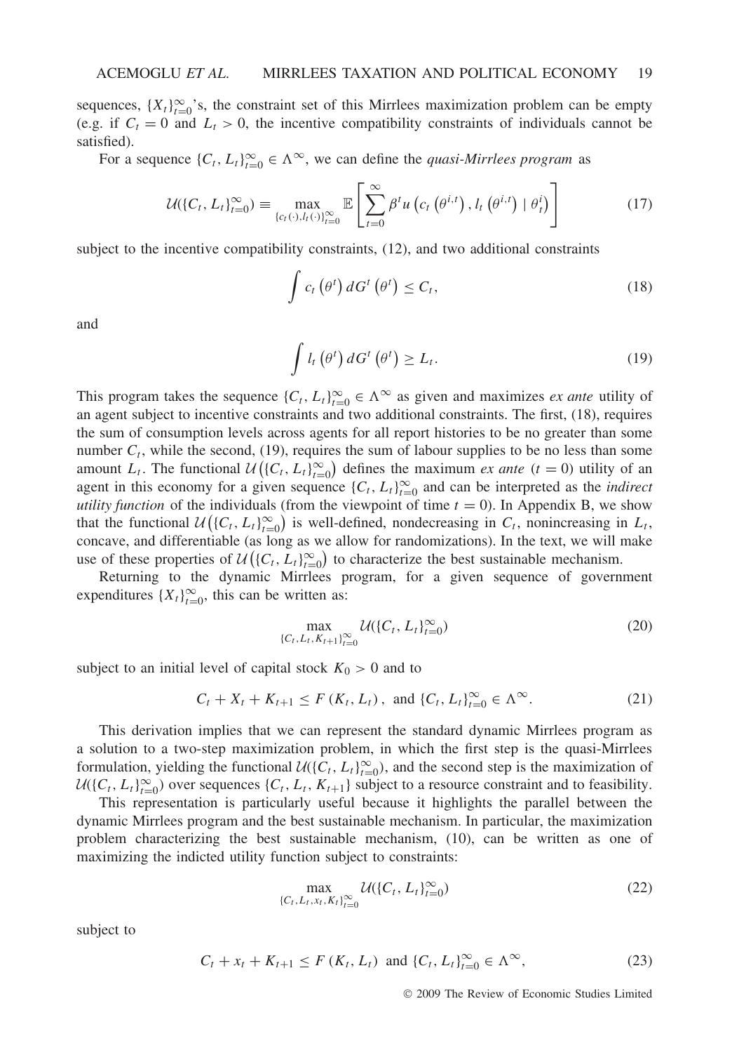sequences, $\{X_t\}_{t=0}^{\infty}$'s, the constraint set of this Mirrlees maximization problem can be empty (e.g. if $C_t = 0$ and $L_t > 0$, the incentive compatibility constraints of individuals cannot be satisfied).

For a sequence $\{C_t, L_t\}_{t=0}^{\infty} \in \Lambda^{\infty}$, we can define the *quasi-Mirrlees program* as

$$\mathcal{U}(\{C_t, L_t\}_{t=0}^{\infty}) \equiv \max_{\{c_t(\cdot), l_t(\cdot)\}_{t=0}^{\infty}} \mathbb{E}\left[\sum_{t=0}^{\infty} \beta^t u\left(c_t\left(\theta^{i,t}\right), l_t\left(\theta^{i,t}\right) \mid \theta_t^i\right)\right] \tag{17}$$

subject to the incentive compatibility constraints, (12), and two additional constraints

$$\int c_t\left(\theta^t\right) dG^t\left(\theta^t\right) \leq C_t, \tag{18}$$

and

$$\int l_t\left(\theta^t\right) dG^t\left(\theta^t\right) \geq L_t. \tag{19}$$

This program takes the sequence $\{C_t, L_t\}_{t=0}^{\infty} \in \Lambda^{\infty}$ as given and maximizes *ex ante* utility of an agent subject to incentive constraints and two additional constraints. The first, (18), requires the sum of consumption levels across agents for all report histories to be no greater than some number $C_t$, while the second, (19), requires the sum of labour supplies to be no less than some amount $L_t$. The functional $\mathcal{U}\left(\{C_t, L_t\}_{t=0}^{\infty}\right)$ defines the maximum *ex ante* ($t = 0$) utility of an agent in this economy for a given sequence $\{C_t, L_t\}_{t=0}^{\infty}$ and can be interpreted as the *indirect utility function* of the individuals (from the viewpoint of time $t = 0$). In Appendix B, we show that the functional $\mathcal{U}\left(\{C_t, L_t\}_{t=0}^{\infty}\right)$ is well-defined, nondecreasing in $C_t$, nonincreasing in $L_t$, concave, and differentiable (as long as we allow for randomizations). In the text, we will make use of these properties of $\mathcal{U}\left(\{C_t, L_t\}_{t=0}^{\infty}\right)$ to characterize the best sustainable mechanism.

Returning to the dynamic Mirrlees program, for a given sequence of government expenditures $\{X_t\}_{t=0}^{\infty}$, this can be written as:

$$\max_{\{C_t, L_t, K_{t+1}\}_{t=0}^{\infty}} \mathcal{U}(\{C_t, L_t\}_{t=0}^{\infty}) \tag{20}$$

subject to an initial level of capital stock $K_0 > 0$ and to

$$C_t + X_t + K_{t+1} \leq F\left(K_t, L_t\right), \text{ and } \{C_t, L_t\}_{t=0}^{\infty} \in \Lambda^{\infty}. \tag{21}$$

This derivation implies that we can represent the standard dynamic Mirrlees program as a solution to a two-step maximization problem, in which the first step is the quasi-Mirrlees formulation, yielding the functional $\mathcal{U}(\{C_t, L_t\}_{t=0}^{\infty})$, and the second step is the maximization of $\mathcal{U}(\{C_t, L_t\}_{t=0}^{\infty})$ over sequences $\{C_t, L_t, K_{t+1}\}$ subject to a resource constraint and to feasibility.

This representation is particularly useful because it highlights the parallel between the dynamic Mirrlees program and the best sustainable mechanism. In particular, the maximization problem characterizing the best sustainable mechanism, (10), can be written as one of maximizing the indicted utility function subject to constraints:

$$\max_{\{C_t, L_t, x_t, K_t\}_{t=0}^{\infty}} \mathcal{U}(\{C_t, L_t\}_{t=0}^{\infty}) \tag{22}$$

subject to

$$C_t + x_t + K_{t+1} \leq F\left(K_t, L_t\right) \text{ and } \{C_t, L_t\}_{t=0}^{\infty} \in \Lambda^{\infty}, \tag{23}$$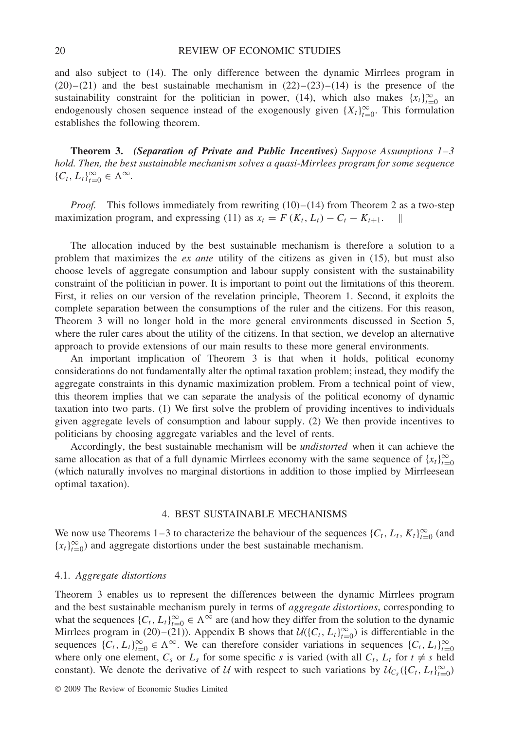and also subject to (14). The only difference between the dynamic Mirrlees program in (20)–(21) and the best sustainable mechanism in (22)–(23)–(14) is the presence of the sustainability constraint for the politician in power, (14), which also makes $\{x_t\}_{t=0}^{\infty}$ an endogenously chosen sequence instead of the exogenously given $\{X_t\}_{t=0}^{\infty}$. This formulation establishes the following theorem.

**Theorem 3.** *(Separation of Private and Public Incentives) Suppose Assumptions 1–3 hold. Then, the best sustainable mechanism solves a quasi-Mirrlees program for some sequence* $\{C_t, L_t\}_{t=0}^{\infty} \in \Lambda^{\infty}$.

*Proof.* This follows immediately from rewriting (10)–(14) from Theorem 2 as a two-step maximization program, and expressing (11) as $x_t = F(K_t, L_t) - C_t - K_{t+1}$. ‖

The allocation induced by the best sustainable mechanism is therefore a solution to a problem that maximizes the *ex ante* utility of the citizens as given in (15), but must also choose levels of aggregate consumption and labour supply consistent with the sustainability constraint of the politician in power. It is important to point out the limitations of this theorem. First, it relies on our version of the revelation principle, Theorem 1. Second, it exploits the complete separation between the consumptions of the ruler and the citizens. For this reason, Theorem 3 will no longer hold in the more general environments discussed in Section 5, where the ruler cares about the utility of the citizens. In that section, we develop an alternative approach to provide extensions of our main results to these more general environments.

An important implication of Theorem 3 is that when it holds, political economy considerations do not fundamentally alter the optimal taxation problem; instead, they modify the aggregate constraints in this dynamic maximization problem. From a technical point of view, this theorem implies that we can separate the analysis of the political economy of dynamic taxation into two parts. (1) We first solve the problem of providing incentives to individuals given aggregate levels of consumption and labour supply. (2) We then provide incentives to politicians by choosing aggregate variables and the level of rents.

Accordingly, the best sustainable mechanism will be *undistorted* when it can achieve the same allocation as that of a full dynamic Mirrlees economy with the same sequence of $\{x_t\}_{t=0}^{\infty}$ (which naturally involves no marginal distortions in addition to those implied by Mirrleesean optimal taxation).

## 4. BEST SUSTAINABLE MECHANISMS

We now use Theorems 1–3 to characterize the behaviour of the sequences $\{C_t, L_t, K_t\}_{t=0}^{\infty}$ (and $\{x_t\}_{t=0}^{\infty}$) and aggregate distortions under the best sustainable mechanism.

### 4.1. *Aggregate distortions*

Theorem 3 enables us to represent the differences between the dynamic Mirrlees program and the best sustainable mechanism purely in terms of *aggregate distortions*, corresponding to what the sequences $\{C_t, L_t\}_{t=0}^{\infty} \in \Lambda^{\infty}$ are (and how they differ from the solution to the dynamic Mirrlees program in (20)–(21)). Appendix B shows that $\mathcal{U}(\{C_t, L_t\}_{t=0}^{\infty})$ is differentiable in the sequences $\{C_t, L_t\}_{t=0}^{\infty} \in \Lambda^{\infty}$. We can therefore consider variations in sequences $\{C_t, L_t\}_{t=0}^{\infty}$ where only one element, $C_s$ or $L_s$ for some specific $s$ is varied (with all $C_t$, $L_t$ for $t \neq s$ held constant). We denote the derivative of $\mathcal{U}$ with respect to such variations by $\mathcal{U}_{C_s}(\{C_t, L_t\}_{t=0}^{\infty})$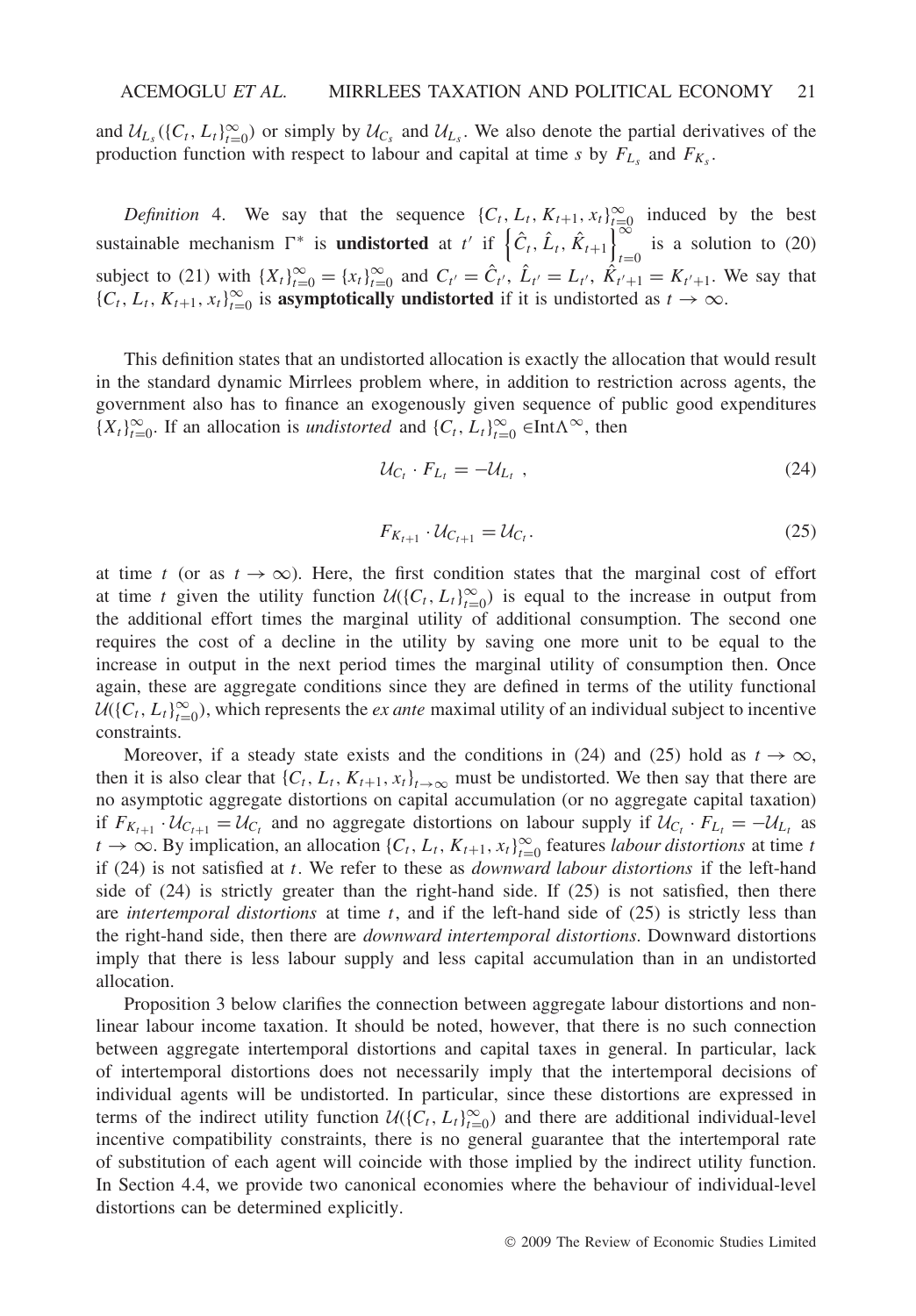and $\mathcal{U}_{L_s}(\{C_t, L_t\}_{t=0}^{\infty})$ or simply by $\mathcal{U}_{C_s}$ and $\mathcal{U}_{L_s}$. We also denote the partial derivatives of the production function with respect to labour and capital at time $s$ by $F_{L_s}$ and $F_{K_s}$.

*Definition* 4. We say that the sequence $\{C_t, L_t, K_{t+1}, x_t\}_{t=0}^{\infty}$ induced by the best sustainable mechanism $\Gamma^*$ is **undistorted** at $t'$ if $\left\{\hat{C}_t, \hat{L}_t, \hat{K}_{t+1}\right\}_{t=0}^{\infty}$ is a solution to (20) subject to (21) with $\{X_t\}_{t=0}^{\infty} = \{x_t\}_{t=0}^{\infty}$ and $C_{t'} = \hat{C}_{t'}$, $\hat{L}_{t'} = L_{t'}$, $\hat{K}_{t'+1} = K_{t'+1}$. We say that $\{C_t, L_t, K_{t+1}, x_t\}_{t=0}^{\infty}$ is **asymptotically undistorted** if it is undistorted as $t \to \infty$.

This definition states that an undistorted allocation is exactly the allocation that would result in the standard dynamic Mirrlees problem where, in addition to restriction across agents, the government also has to finance an exogenously given sequence of public good expenditures $\{X_t\}_{t=0}^{\infty}$. If an allocation is *undistorted* and $\{C_t, L_t\}_{t=0}^{\infty} \in \text{Int}\Lambda^{\infty}$, then

$$\mathcal{U}_{C_t} \cdot F_{L_t} = -\mathcal{U}_{L_t} \ , \tag{24}$$

$$F_{K_{t+1}} \cdot \mathcal{U}_{C_{t+1}} = \mathcal{U}_{C_t}. \tag{25}$$

at time $t$ (or as $t \to \infty$). Here, the first condition states that the marginal cost of effort at time $t$ given the utility function $\mathcal{U}(\{C_t, L_t\}_{t=0}^{\infty})$ is equal to the increase in output from the additional effort times the marginal utility of additional consumption. The second one requires the cost of a decline in the utility by saving one more unit to be equal to the increase in output in the next period times the marginal utility of consumption then. Once again, these are aggregate conditions since they are defined in terms of the utility functional $\mathcal{U}(\{C_t, L_t\}_{t=0}^{\infty})$, which represents the *ex ante* maximal utility of an individual subject to incentive constraints.

Moreover, if a steady state exists and the conditions in (24) and (25) hold as $t \to \infty$, then it is also clear that $\{C_t, L_t, K_{t+1}, x_t\}_{t \to \infty}$ must be undistorted. We then say that there are no asymptotic aggregate distortions on capital accumulation (or no aggregate capital taxation) if $F_{K_{t+1}} \cdot \mathcal{U}_{C_{t+1}} = \mathcal{U}_{C_t}$ and no aggregate distortions on labour supply if $\mathcal{U}_{C_t} \cdot F_{L_t} = -\mathcal{U}_{L_t}$ as $t \to \infty$. By implication, an allocation $\{C_t, L_t, K_{t+1}, x_t\}_{t=0}^{\infty}$ features *labour distortions* at time $t$ if (24) is not satisfied at $t$. We refer to these as *downward labour distortions* if the left-hand side of (24) is strictly greater than the right-hand side. If (25) is not satisfied, then there are *intertemporal distortions* at time $t$, and if the left-hand side of (25) is strictly less than the right-hand side, then there are *downward intertemporal distortions*. Downward distortions imply that there is less labour supply and less capital accumulation than in an undistorted allocation.

Proposition 3 below clarifies the connection between aggregate labour distortions and non-linear labour income taxation. It should be noted, however, that there is no such connection between aggregate intertemporal distortions and capital taxes in general. In particular, lack of intertemporal distortions does not necessarily imply that the intertemporal decisions of individual agents will be undistorted. In particular, since these distortions are expressed in terms of the indirect utility function $\mathcal{U}(\{C_t, L_t\}_{t=0}^{\infty})$ and there are additional individual-level incentive compatibility constraints, there is no general guarantee that the intertemporal rate of substitution of each agent will coincide with those implied by the indirect utility function. In Section 4.4, we provide two canonical economies where the behaviour of individual-level distortions can be determined explicitly.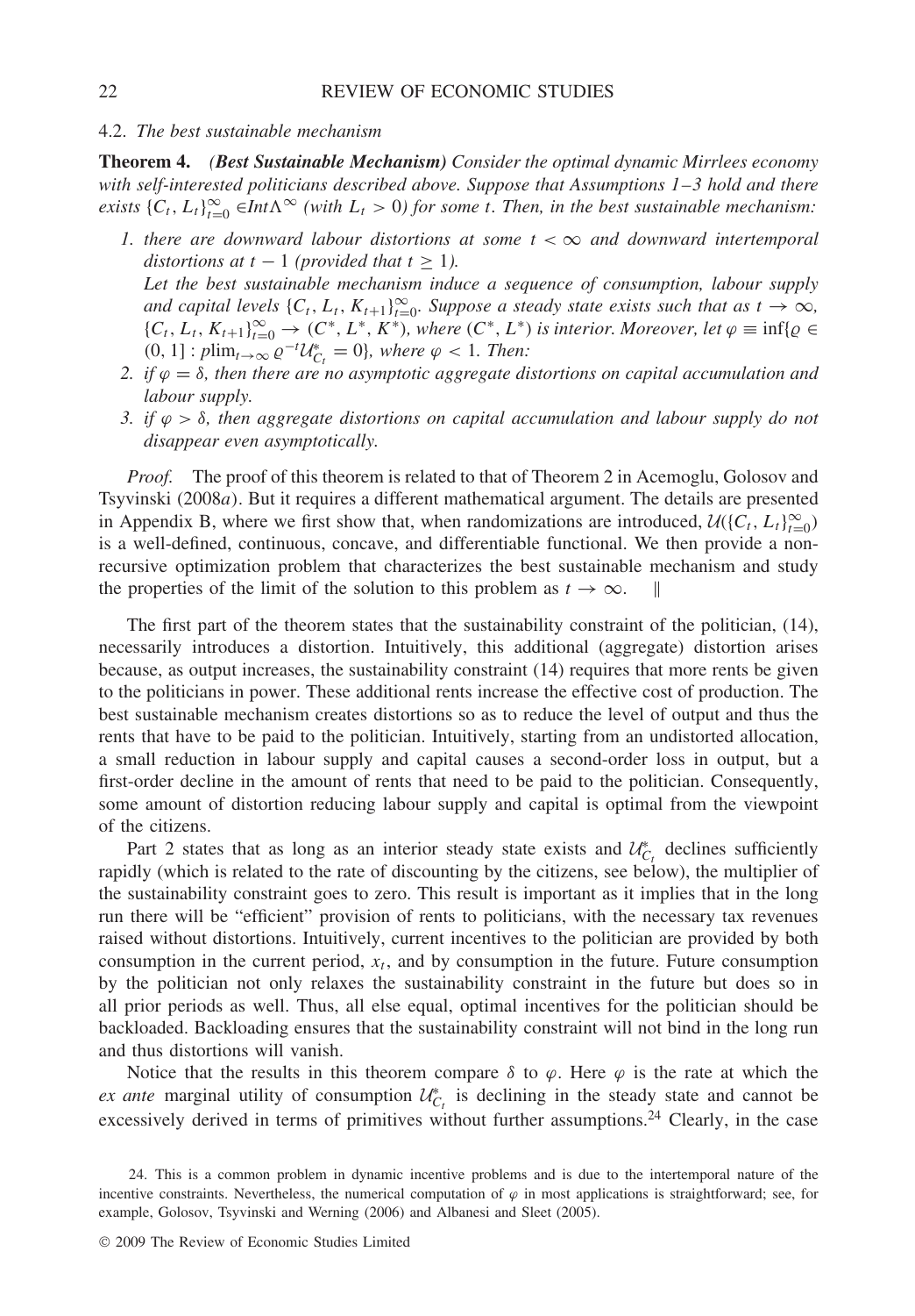### 4.2. *The best sustainable mechanism*

**Theorem 4.** ***(Best Sustainable Mechanism)*** *Consider the optimal dynamic Mirrlees economy with self-interested politicians described above. Suppose that Assumptions 1–3 hold and there exists $\{C_t, L_t\}_{t=0}^{\infty} \in Int\Lambda^{\infty}$ (with $L_t > 0$) for some t. Then, in the best sustainable mechanism:*

1. *there are downward labour distortions at some $t < \infty$ and downward intertemporal distortions at $t-1$ (provided that $t \geq 1$).*
   *Let the best sustainable mechanism induce a sequence of consumption, labour supply and capital levels $\{C_t, L_t, K_{t+1}\}_{t=0}^{\infty}$. Suppose a steady state exists such that as $t \to \infty$, $\{C_t, L_t, K_{t+1}\}_{t=0}^{\infty} \to (C^*, L^*, K^*)$, where $(C^*, L^*)$ is interior. Moreover, let $\varphi \equiv \inf\{\varrho \in (0, 1] : p\lim_{t\to\infty} \varrho^{-t}\mathcal{U}_{C_t}^* = 0\}$, where $\varphi < 1$. Then:*
2. *if $\varphi = \delta$, then there are no asymptotic aggregate distortions on capital accumulation and labour supply.*
3. *if $\varphi > \delta$, then aggregate distortions on capital accumulation and labour supply do not disappear even asymptotically.*

*Proof.* The proof of this theorem is related to that of Theorem 2 in Acemoglu, Golosov and Tsyvinski (2008*a*). But it requires a different mathematical argument. The details are presented in Appendix B, where we first show that, when randomizations are introduced, $\mathcal{U}(\{C_t, L_t\}_{t=0}^{\infty})$ is a well-defined, continuous, concave, and differentiable functional. We then provide a non-recursive optimization problem that characterizes the best sustainable mechanism and study the properties of the limit of the solution to this problem as $t \to \infty$. ‖

The first part of the theorem states that the sustainability constraint of the politician, (14), necessarily introduces a distortion. Intuitively, this additional (aggregate) distortion arises because, as output increases, the sustainability constraint (14) requires that more rents be given to the politicians in power. These additional rents increase the effective cost of production. The best sustainable mechanism creates distortions so as to reduce the level of output and thus the rents that have to be paid to the politician. Intuitively, starting from an undistorted allocation, a small reduction in labour supply and capital causes a second-order loss in output, but a first-order decline in the amount of rents that need to be paid to the politician. Consequently, some amount of distortion reducing labour supply and capital is optimal from the viewpoint of the citizens.

Part 2 states that as long as an interior steady state exists and $\mathcal{U}_{C_t}^*$ declines sufficiently rapidly (which is related to the rate of discounting by the citizens, see below), the multiplier of the sustainability constraint goes to zero. This result is important as it implies that in the long run there will be "efficient" provision of rents to politicians, with the necessary tax revenues raised without distortions. Intuitively, current incentives to the politician are provided by both consumption in the current period, $x_t$, and by consumption in the future. Future consumption by the politician not only relaxes the sustainability constraint in the future but does so in all prior periods as well. Thus, all else equal, optimal incentives for the politician should be backloaded. Backloading ensures that the sustainability constraint will not bind in the long run and thus distortions will vanish.

Notice that the results in this theorem compare $\delta$ to $\varphi$. Here $\varphi$ is the rate at which the *ex ante* marginal utility of consumption $\mathcal{U}_{C_t}^*$ is declining in the steady state and cannot be excessively derived in terms of primitives without further assumptions.[24] Clearly, in the case

24. This is a common problem in dynamic incentive problems and is due to the intertemporal nature of the incentive constraints. Nevertheless, the numerical computation of $\varphi$ in most applications is straightforward; see, for example, Golosov, Tsyvinski and Werning (2006) and Albanesi and Sleet (2005).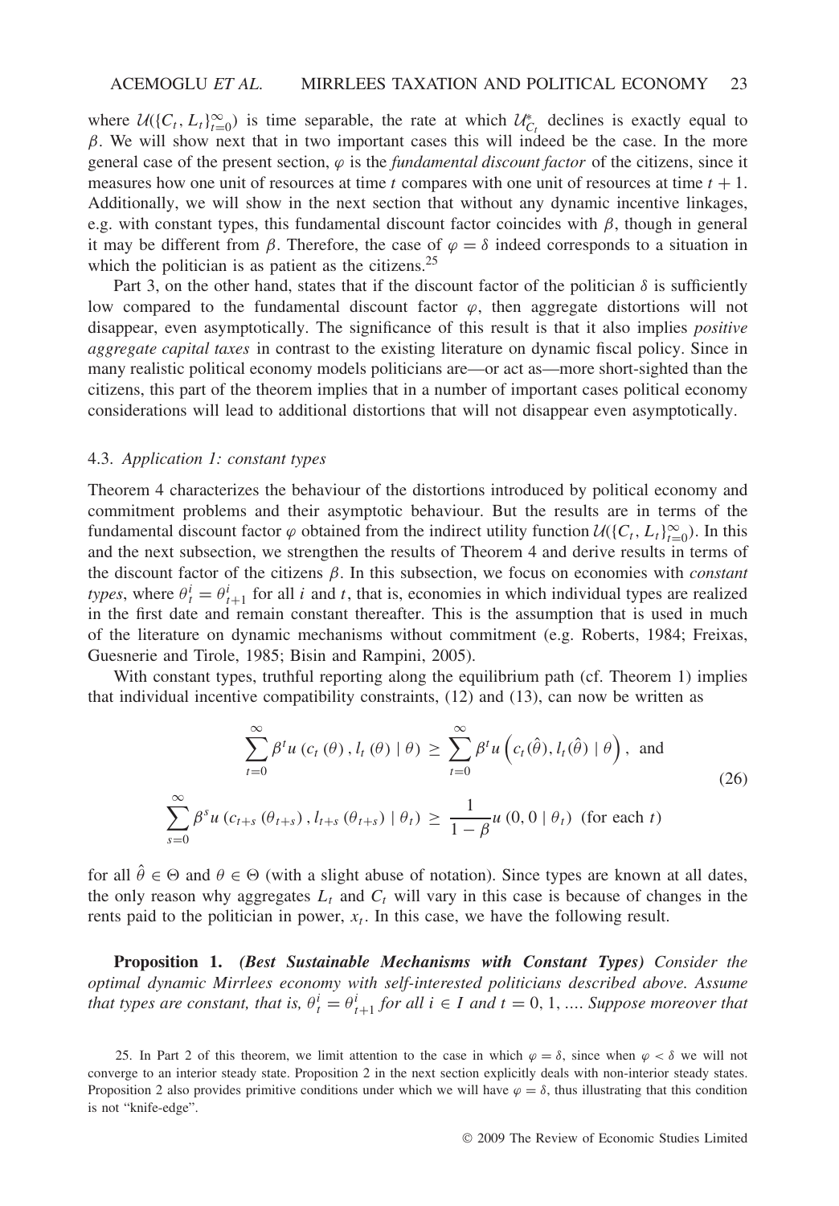where $\mathcal{U}(\{C_t, L_t\}_{t=0}^{\infty})$ is time separable, the rate at which $\mathcal{U}^*_{C_t}$ declines is exactly equal to $\beta$. We will show next that in two important cases this will indeed be the case. In the more general case of the present section, $\varphi$ is the *fundamental discount factor* of the citizens, since it measures how one unit of resources at time $t$ compares with one unit of resources at time $t+1$. Additionally, we will show in the next section that without any dynamic incentive linkages, e.g. with constant types, this fundamental discount factor coincides with $\beta$, though in general it may be different from $\beta$. Therefore, the case of $\varphi = \delta$ indeed corresponds to a situation in which the politician is as patient as the citizens.[25]

Part 3, on the other hand, states that if the discount factor of the politician $\delta$ is sufficiently low compared to the fundamental discount factor $\varphi$, then aggregate distortions will not disappear, even asymptotically. The significance of this result is that it also implies *positive aggregate capital taxes* in contrast to the existing literature on dynamic fiscal policy. Since in many realistic political economy models politicians are—or act as—more short-sighted than the citizens, this part of the theorem implies that in a number of important cases political economy considerations will lead to additional distortions that will not disappear even asymptotically.

### 4.3. *Application 1: constant types*

Theorem 4 characterizes the behaviour of the distortions introduced by political economy and commitment problems and their asymptotic behaviour. But the results are in terms of the fundamental discount factor $\varphi$ obtained from the indirect utility function $\mathcal{U}(\{C_t, L_t\}_{t=0}^{\infty})$. In this and the next subsection, we strengthen the results of Theorem 4 and derive results in terms of the discount factor of the citizens $\beta$. In this subsection, we focus on economies with *constant types*, where $\theta_t^i = \theta_{t+1}^i$ for all $i$ and $t$, that is, economies in which individual types are realized in the first date and remain constant thereafter. This is the assumption that is used in much of the literature on dynamic mechanisms without commitment (e.g. Roberts, 1984; Freixas, Guesnerie and Tirole, 1985; Bisin and Rampini, 2005).

With constant types, truthful reporting along the equilibrium path (cf. Theorem 1) implies that individual incentive compatibility constraints, (12) and (13), can now be written as

$$
\begin{aligned}
\sum_{t=0}^{\infty} \beta^t u\left(c_t(\theta), l_t(\theta) \mid \theta\right) &\geq \sum_{t=0}^{\infty} \beta^t u\left(c_t(\hat{\theta}), l_t(\hat{\theta}) \mid \theta\right), \text{ and} \\
\sum_{s=0}^{\infty} \beta^s u\left(c_{t+s}(\theta_{t+s}), l_{t+s}(\theta_{t+s}) \mid \theta_t\right) &\geq \frac{1}{1-\beta} u\left(0, 0 \mid \theta_t\right) \text{ (for each } t)
\end{aligned}
\tag{26}
$$

for all $\hat{\theta} \in \Theta$ and $\theta \in \Theta$ (with a slight abuse of notation). Since types are known at all dates, the only reason why aggregates $L_t$ and $C_t$ will vary in this case is because of changes in the rents paid to the politician in power, $x_t$. In this case, we have the following result.

**Proposition 1.** ***(Best Sustainable Mechanisms with Constant Types)*** *Consider the optimal dynamic Mirrlees economy with self-interested politicians described above. Assume that types are constant, that is, $\theta_t^i = \theta_{t+1}^i$ for all $i \in I$ and $t = 0, 1, \ldots$. Suppose moreover that*

25. In Part 2 of this theorem, we limit attention to the case in which $\varphi = \delta$, since when $\varphi < \delta$ we will not converge to an interior steady state. Proposition 2 in the next section explicitly deals with non-interior steady states. Proposition 2 also provides primitive conditions under which we will have $\varphi = \delta$, thus illustrating that this condition is not "knife-edge".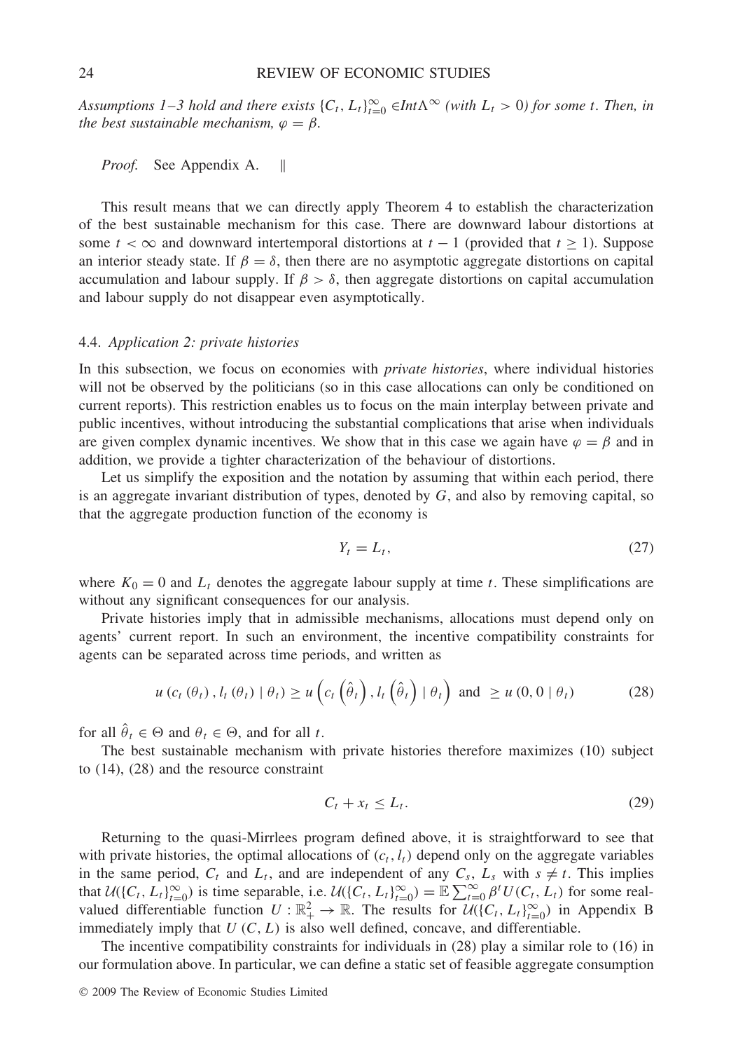*Assumptions 1–3 hold and there exists $\{C_t, L_t\}_{t=0}^{\infty} \in Int\Lambda^{\infty}$ (with $L_t > 0$) for some $t$. Then, in the best sustainable mechanism, $\varphi = \beta$.*

*Proof.* See Appendix A. ‖

This result means that we can directly apply Theorem 4 to establish the characterization of the best sustainable mechanism for this case. There are downward labour distortions at some $t < \infty$ and downward intertemporal distortions at $t - 1$ (provided that $t \geq 1$). Suppose an interior steady state. If $\beta = \delta$, then there are no asymptotic aggregate distortions on capital accumulation and labour supply. If $\beta > \delta$, then aggregate distortions on capital accumulation and labour supply do not disappear even asymptotically.

### 4.4. *Application 2: private histories*

In this subsection, we focus on economies with *private histories*, where individual histories will not be observed by the politicians (so in this case allocations can only be conditioned on current reports). This restriction enables us to focus on the main interplay between private and public incentives, without introducing the substantial complications that arise when individuals are given complex dynamic incentives. We show that in this case we again have $\varphi = \beta$ and in addition, we provide a tighter characterization of the behaviour of distortions.

Let us simplify the exposition and the notation by assuming that within each period, there is an aggregate invariant distribution of types, denoted by $G$, and also by removing capital, so that the aggregate production function of the economy is

$$Y_t = L_t, \tag{27}$$

where $K_0 = 0$ and $L_t$ denotes the aggregate labour supply at time $t$. These simplifications are without any significant consequences for our analysis.

Private histories imply that in admissible mechanisms, allocations must depend only on agents' current report. In such an environment, the incentive compatibility constraints for agents can be separated across time periods, and written as

$$u\left(c_t\left(\theta_t\right), l_t\left(\theta_t\right) \mid \theta_t\right) \geq u\left(c_t\left(\hat{\theta}_t\right), l_t\left(\hat{\theta}_t\right) \mid \theta_t\right) \text{ and } \geq u\left(0, 0 \mid \theta_t\right) \tag{28}$$

for all $\hat{\theta}_t \in \Theta$ and $\theta_t \in \Theta$, and for all $t$.

The best sustainable mechanism with private histories therefore maximizes (10) subject to (14), (28) and the resource constraint

$$C_t + x_t \leq L_t. \tag{29}$$

Returning to the quasi-Mirrlees program defined above, it is straightforward to see that with private histories, the optimal allocations of $(c_t, l_t)$ depend only on the aggregate variables in the same period, $C_t$ and $L_t$, and are independent of any $C_s$, $L_s$ with $s \neq t$. This implies that $\mathcal{U}(\{C_t, L_t\}_{t=0}^{\infty})$ is time separable, i.e. $\mathcal{U}(\{C_t, L_t\}_{t=0}^{\infty}) = \mathbb{E}\sum_{t=0}^{\infty} \beta^t U(C_t, L_t)$ for some real-valued differentiable function $U : \mathbb{R}_+^2 \to \mathbb{R}$. The results for $\mathcal{U}(\{C_t, L_t\}_{t=0}^{\infty})$ in Appendix B immediately imply that $U(C, L)$ is also well defined, concave, and differentiable.

The incentive compatibility constraints for individuals in (28) play a similar role to (16) in our formulation above. In particular, we can define a static set of feasible aggregate consumption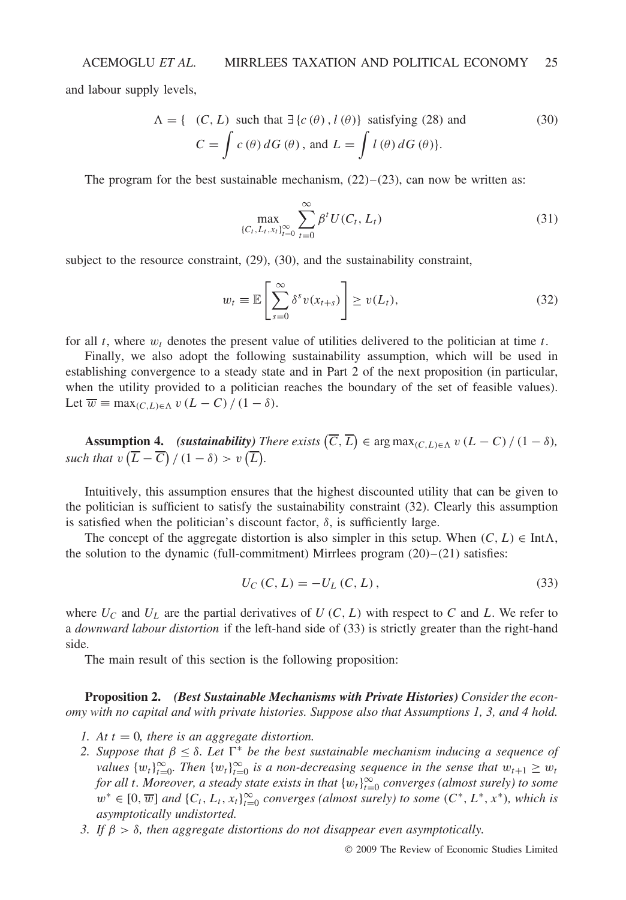and labour supply levels,

$$\Lambda = \{ \ (C, L) \text{ such that } \exists \{c(\theta), l(\theta)\} \text{ satisfying (28) and } \\ C = \int c(\theta)\, dG(\theta), \text{ and } L = \int l(\theta)\, dG(\theta)\}. \tag{30}$$

The program for the best sustainable mechanism, (22)–(23), can now be written as:

$$\max_{\{C_t, L_t, x_t\}_{t=0}^{\infty}} \sum_{t=0}^{\infty} \beta^t U(C_t, L_t) \tag{31}$$

subject to the resource constraint, (29), (30), and the sustainability constraint,

$$w_t \equiv \mathbb{E}\left[\sum_{s=0}^{\infty} \delta^s v(x_{t+s})\right] \geq v(L_t), \tag{32}$$

for all $t$, where $w_t$ denotes the present value of utilities delivered to the politician at time $t$.

Finally, we also adopt the following sustainability assumption, which will be used in establishing convergence to a steady state and in Part 2 of the next proposition (in particular, when the utility provided to a politician reaches the boundary of the set of feasible values). Let $\overline{w} \equiv \max_{(C,L)\in\Lambda} v(L - C)/(1 - \delta)$.

**Assumption 4.** ***(sustainability)*** *There exists* $(\overline{C}, \overline{L}) \in \arg\max_{(C,L)\in\Lambda} v(L - C)/(1 - \delta)$, *such that* $v(\overline{L} - \overline{C})/(1 - \delta) > v(\overline{L})$.

Intuitively, this assumption ensures that the highest discounted utility that can be given to the politician is sufficient to satisfy the sustainability constraint (32). Clearly this assumption is satisfied when the politician's discount factor, $\delta$, is sufficiently large.

The concept of the aggregate distortion is also simpler in this setup. When $(C, L) \in \text{Int}\Lambda$, the solution to the dynamic (full-commitment) Mirrlees program (20)–(21) satisfies:

$$U_C(C, L) = -U_L(C, L), \tag{33}$$

where $U_C$ and $U_L$ are the partial derivatives of $U(C, L)$ with respect to $C$ and $L$. We refer to a *downward labour distortion* if the left-hand side of (33) is strictly greater than the right-hand side.

The main result of this section is the following proposition:

**Proposition 2.** ***(Best Sustainable Mechanisms with Private Histories)*** *Consider the economy with no capital and with private histories. Suppose also that Assumptions 1, 3, and 4 hold.*

1. *At $t = 0$, there is an aggregate distortion.*
2. *Suppose that $\beta \leq \delta$. Let $\Gamma^*$ be the best sustainable mechanism inducing a sequence of values $\{w_t\}_{t=0}^{\infty}$. Then $\{w_t\}_{t=0}^{\infty}$ is a non-decreasing sequence in the sense that $w_{t+1} \geq w_t$ for all $t$. Moreover, a steady state exists in that $\{w_t\}_{t=0}^{\infty}$ converges (almost surely) to some $w^* \in [0, \overline{w}]$ and $\{C_t, L_t, x_t\}_{t=0}^{\infty}$ converges (almost surely) to some $(C^*, L^*, x^*)$, which is asymptotically undistorted.*
3. *If $\beta > \delta$, then aggregate distortions do not disappear even asymptotically.*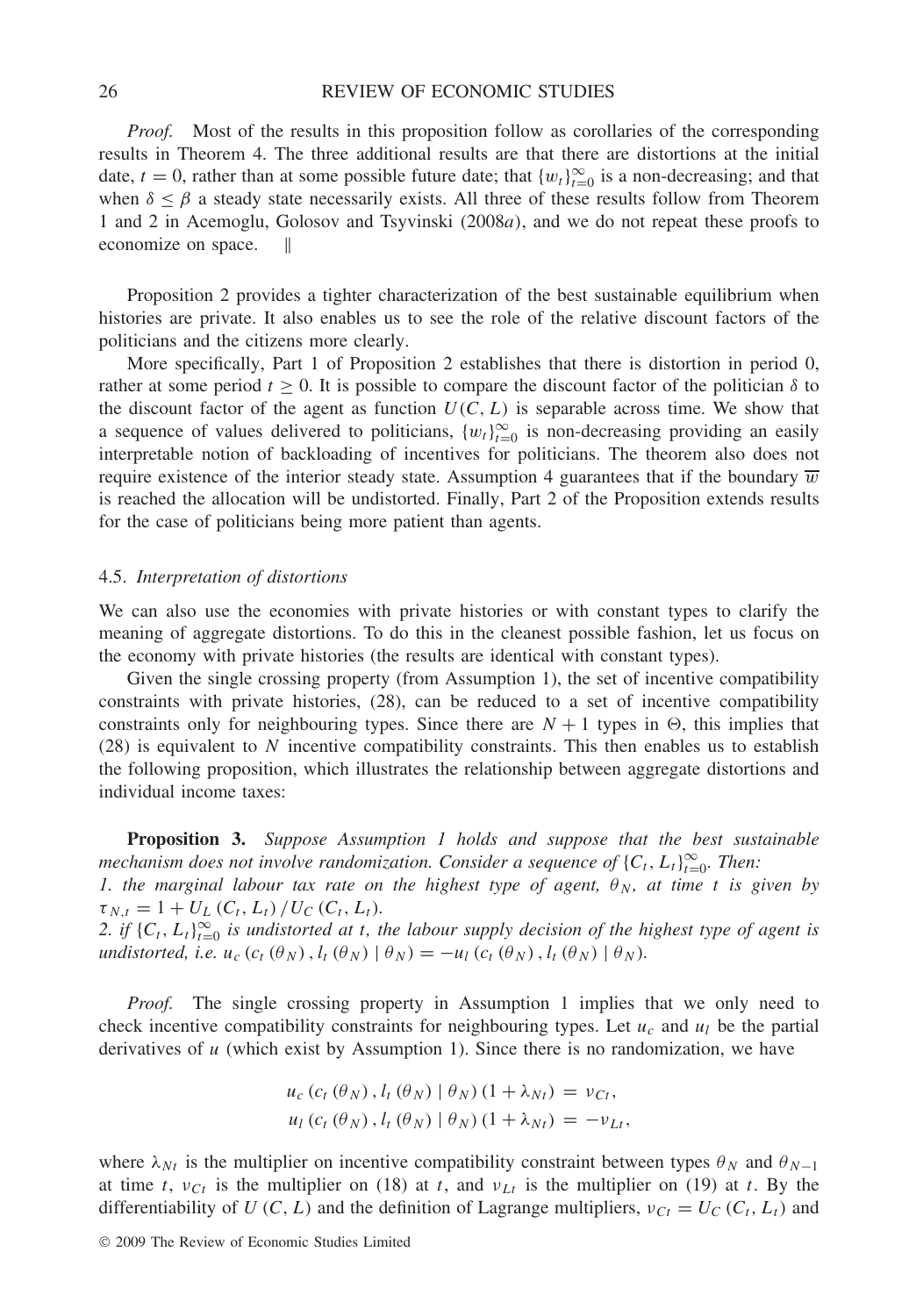*Proof.* Most of the results in this proposition follow as corollaries of the corresponding results in Theorem 4. The three additional results are that there are distortions at the initial date, $t = 0$, rather than at some possible future date; that $\{w_t\}_{t=0}^{\infty}$ is a non-decreasing; and that when $\delta \leq \beta$ a steady state necessarily exists. All three of these results follow from Theorem 1 and 2 in Acemoglu, Golosov and Tsyvinski (2008*a*), and we do not repeat these proofs to economize on space. ‖

Proposition 2 provides a tighter characterization of the best sustainable equilibrium when histories are private. It also enables us to see the role of the relative discount factors of the politicians and the citizens more clearly.

More specifically, Part 1 of Proposition 2 establishes that there is distortion in period 0, rather at some period $t \geq 0$. It is possible to compare the discount factor of the politician $\delta$ to the discount factor of the agent as function $U(C, L)$ is separable across time. We show that a sequence of values delivered to politicians, $\{w_t\}_{t=0}^{\infty}$ is non-decreasing providing an easily interpretable notion of backloading of incentives for politicians. The theorem also does not require existence of the interior steady state. Assumption 4 guarantees that if the boundary $\overline{w}$ is reached the allocation will be undistorted. Finally, Part 2 of the Proposition extends results for the case of politicians being more patient than agents.

### 4.5. *Interpretation of distortions*

We can also use the economies with private histories or with constant types to clarify the meaning of aggregate distortions. To do this in the cleanest possible fashion, let us focus on the economy with private histories (the results are identical with constant types).

Given the single crossing property (from Assumption 1), the set of incentive compatibility constraints with private histories, (28), can be reduced to a set of incentive compatibility constraints only for neighbouring types. Since there are $N + 1$ types in $\Theta$, this implies that (28) is equivalent to $N$ incentive compatibility constraints. This then enables us to establish the following proposition, which illustrates the relationship between aggregate distortions and individual income taxes:

**Proposition 3.** *Suppose Assumption 1 holds and suppose that the best sustainable mechanism does not involve randomization. Consider a sequence of* $\{C_t, L_t\}_{t=0}^{\infty}$. *Then:*
*1. the marginal labour tax rate on the highest type of agent,* $\theta_N$, *at time* $t$ *is given by* $\tau_{N,t} = 1 + U_L(C_t, L_t) / U_C(C_t, L_t)$.
*2. if* $\{C_t, L_t\}_{t=0}^{\infty}$ *is undistorted at* $t$, *the labour supply decision of the highest type of agent is undistorted, i.e.* $u_c(c_t(\theta_N), l_t(\theta_N) \mid \theta_N) = -u_l(c_t(\theta_N), l_t(\theta_N) \mid \theta_N)$.

*Proof.* The single crossing property in Assumption 1 implies that we only need to check incentive compatibility constraints for neighbouring types. Let $u_c$ and $u_l$ be the partial derivatives of $u$ (which exist by Assumption 1). Since there is no randomization, we have

$$u_c(c_t(\theta_N), l_t(\theta_N) \mid \theta_N)(1 + \lambda_{Nt}) = \nu_{Ct},$$
$$u_l(c_t(\theta_N), l_t(\theta_N) \mid \theta_N)(1 + \lambda_{Nt}) = -\nu_{Lt},$$

where $\lambda_{Nt}$ is the multiplier on incentive compatibility constraint between types $\theta_N$ and $\theta_{N-1}$ at time $t$, $\nu_{Ct}$ is the multiplier on (18) at $t$, and $\nu_{Lt}$ is the multiplier on (19) at $t$. By the differentiability of $U(C, L)$ and the definition of Lagrange multipliers, $\nu_{Ct} = U_C(C_t, L_t)$ and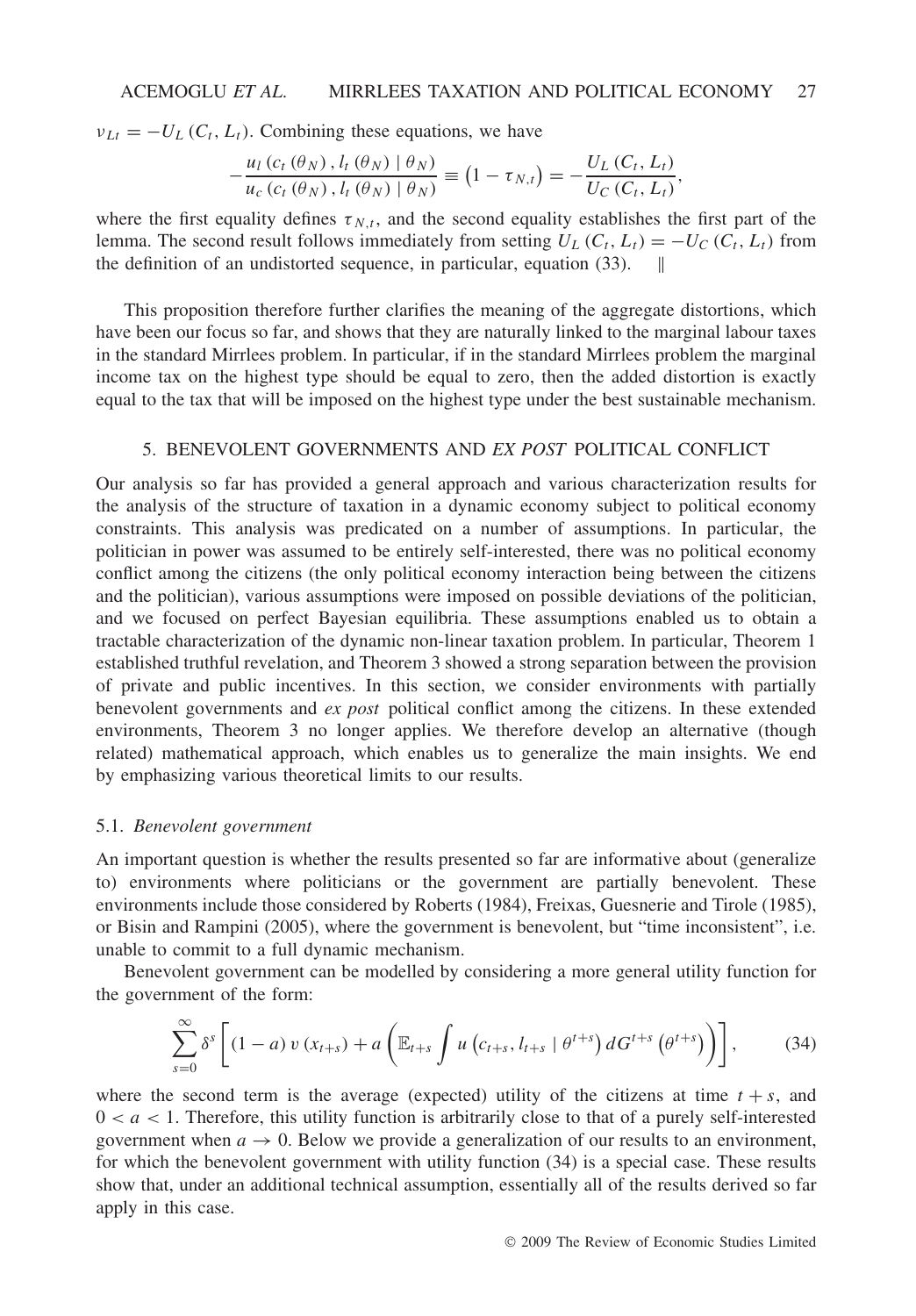$\nu_{Lt} = -U_L(C_t, L_t)$. Combining these equations, we have

$$-\frac{u_l(c_t(\theta_N), l_t(\theta_N) \mid \theta_N)}{u_c(c_t(\theta_N), l_t(\theta_N) \mid \theta_N)} \equiv (1 - \tau_{N,t}) = -\frac{U_L(C_t, L_t)}{U_C(C_t, L_t)},$$

where the first equality defines $\tau_{N,t}$, and the second equality establishes the first part of the lemma. The second result follows immediately from setting $U_L(C_t, L_t) = -U_C(C_t, L_t)$ from the definition of an undistorted sequence, in particular, equation (33). ‖

This proposition therefore further clarifies the meaning of the aggregate distortions, which have been our focus so far, and shows that they are naturally linked to the marginal labour taxes in the standard Mirrlees problem. In particular, if in the standard Mirrlees problem the marginal income tax on the highest type should be equal to zero, then the added distortion is exactly equal to the tax that will be imposed on the highest type under the best sustainable mechanism.

## 5. BENEVOLENT GOVERNMENTS AND *EX POST* POLITICAL CONFLICT

Our analysis so far has provided a general approach and various characterization results for the analysis of the structure of taxation in a dynamic economy subject to political economy constraints. This analysis was predicated on a number of assumptions. In particular, the politician in power was assumed to be entirely self-interested, there was no political economy conflict among the citizens (the only political economy interaction being between the citizens and the politician), various assumptions were imposed on possible deviations of the politician, and we focused on perfect Bayesian equilibria. These assumptions enabled us to obtain a tractable characterization of the dynamic non-linear taxation problem. In particular, Theorem 1 established truthful revelation, and Theorem 3 showed a strong separation between the provision of private and public incentives. In this section, we consider environments with partially benevolent governments and *ex post* political conflict among the citizens. In these extended environments, Theorem 3 no longer applies. We therefore develop an alternative (though related) mathematical approach, which enables us to generalize the main insights. We end by emphasizing various theoretical limits to our results.

### 5.1. *Benevolent government*

An important question is whether the results presented so far are informative about (generalize to) environments where politicians or the government are partially benevolent. These environments include those considered by Roberts (1984), Freixas, Guesnerie and Tirole (1985), or Bisin and Rampini (2005), where the government is benevolent, but "time inconsistent", i.e. unable to commit to a full dynamic mechanism.

Benevolent government can be modelled by considering a more general utility function for the government of the form:

$$\sum_{s=0}^{\infty} \delta^s \left[ (1-a)\, v(x_{t+s}) + a \left( \mathbb{E}_{t+s} \int u\left(c_{t+s}, l_{t+s} \mid \theta^{t+s}\right) dG^{t+s}\left(\theta^{t+s}\right) \right) \right], \tag{34}$$

where the second term is the average (expected) utility of the citizens at time $t+s$, and $0 < a < 1$. Therefore, this utility function is arbitrarily close to that of a purely self-interested government when $a \to 0$. Below we provide a generalization of our results to an environment, for which the benevolent government with utility function (34) is a special case. These results show that, under an additional technical assumption, essentially all of the results derived so far apply in this case.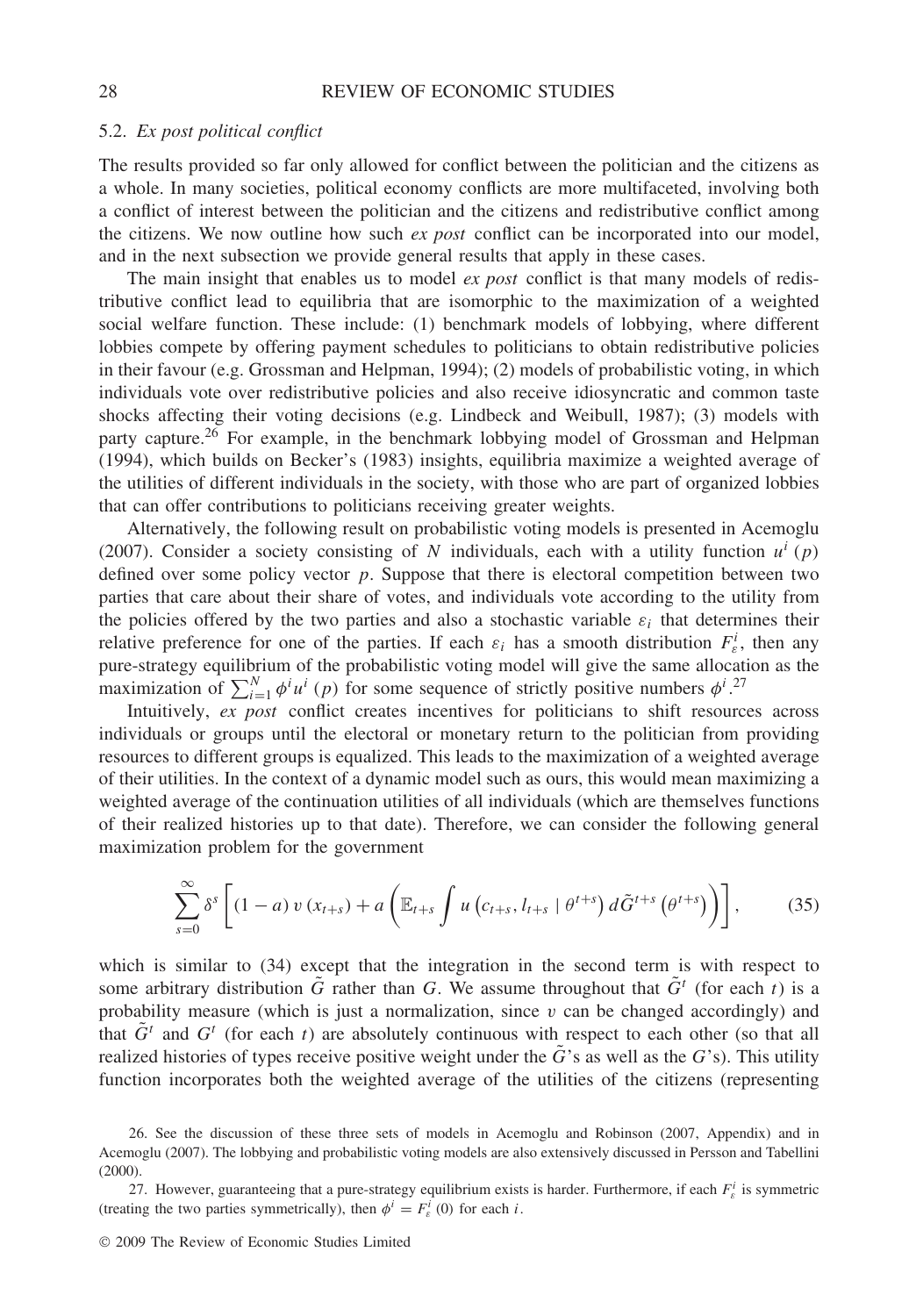### 5.2. *Ex post political conflict*

The results provided so far only allowed for conflict between the politician and the citizens as a whole. In many societies, political economy conflicts are more multifaceted, involving both a conflict of interest between the politician and the citizens and redistributive conflict among the citizens. We now outline how such *ex post* conflict can be incorporated into our model, and in the next subsection we provide general results that apply in these cases.

The main insight that enables us to model *ex post* conflict is that many models of redistributive conflict lead to equilibria that are isomorphic to the maximization of a weighted social welfare function. These include: (1) benchmark models of lobbying, where different lobbies compete by offering payment schedules to politicians to obtain redistributive policies in their favour (e.g. Grossman and Helpman, 1994); (2) models of probabilistic voting, in which individuals vote over redistributive policies and also receive idiosyncratic and common taste shocks affecting their voting decisions (e.g. Lindbeck and Weibull, 1987); (3) models with party capture.[26] For example, in the benchmark lobbying model of Grossman and Helpman (1994), which builds on Becker's (1983) insights, equilibria maximize a weighted average of the utilities of different individuals in the society, with those who are part of organized lobbies that can offer contributions to politicians receiving greater weights.

Alternatively, the following result on probabilistic voting models is presented in Acemoglu (2007). Consider a society consisting of $N$ individuals, each with a utility function $u^i(p)$ defined over some policy vector $p$. Suppose that there is electoral competition between two parties that care about their share of votes, and individuals vote according to the utility from the policies offered by the two parties and also a stochastic variable $\varepsilon_i$ that determines their relative preference for one of the parties. If each $\varepsilon_i$ has a smooth distribution $F_\varepsilon^i$, then any pure-strategy equilibrium of the probabilistic voting model will give the same allocation as the maximization of $\sum_{i=1}^{N} \phi^i u^i(p)$ for some sequence of strictly positive numbers $\phi^i$.[27]

Intuitively, *ex post* conflict creates incentives for politicians to shift resources across individuals or groups until the electoral or monetary return to the politician from providing resources to different groups is equalized. This leads to the maximization of a weighted average of their utilities. In the context of a dynamic model such as ours, this would mean maximizing a weighted average of the continuation utilities of all individuals (which are themselves functions of their realized histories up to that date). Therefore, we can consider the following general maximization problem for the government

$$\sum_{s=0}^{\infty} \delta^s \left[ (1-a)\, v(x_{t+s}) + a \left( \mathbb{E}_{t+s} \int u\left(c_{t+s}, l_{t+s} \mid \theta^{t+s}\right) d\tilde{G}^{t+s}\left(\theta^{t+s}\right) \right) \right], \tag{35}$$

which is similar to (34) except that the integration in the second term is with respect to some arbitrary distribution $\tilde{G}$ rather than $G$. We assume throughout that $\tilde{G}^t$ (for each $t$) is a probability measure (which is just a normalization, since $v$ can be changed accordingly) and that $\tilde{G}^t$ and $G^t$ (for each $t$) are absolutely continuous with respect to each other (so that all realized histories of types receive positive weight under the $\tilde{G}$'s as well as the $G$'s). This utility function incorporates both the weighted average of the utilities of the citizens (representing

26. See the discussion of these three sets of models in Acemoglu and Robinson (2007, Appendix) and in Acemoglu (2007). The lobbying and probabilistic voting models are also extensively discussed in Persson and Tabellini (2000).

27. However, guaranteeing that a pure-strategy equilibrium exists is harder. Furthermore, if each $F_\varepsilon^i$ is symmetric (treating the two parties symmetrically), then $\phi^i = F_\varepsilon^{i\prime}(0)$ for each $i$.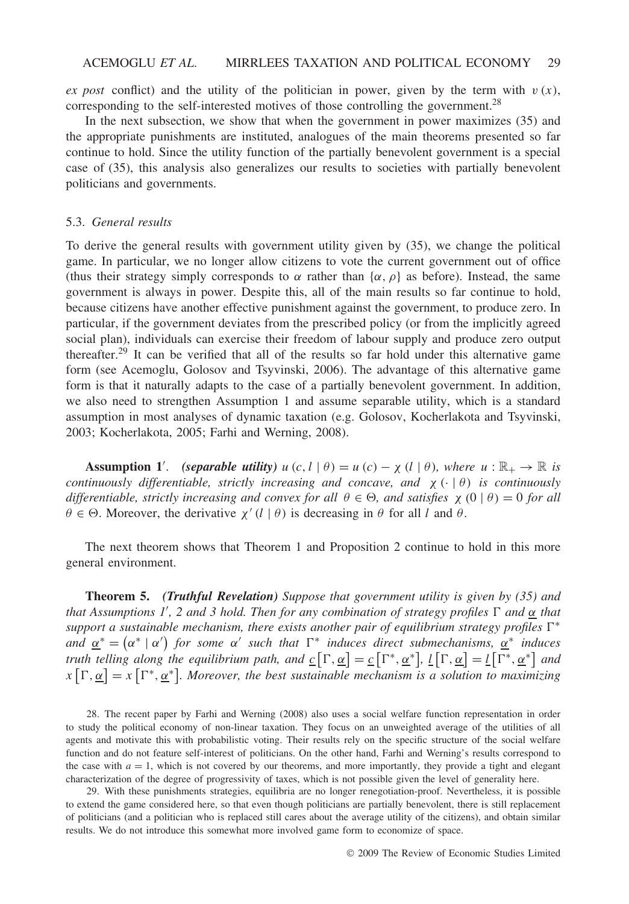*ex post* conflict) and the utility of the politician in power, given by the term with $v(x)$, corresponding to the self-interested motives of those controlling the government.[28]

In the next subsection, we show that when the government in power maximizes (35) and the appropriate punishments are instituted, analogues of the main theorems presented so far continue to hold. Since the utility function of the partially benevolent government is a special case of (35), this analysis also generalizes our results to societies with partially benevolent politicians and governments.

### 5.3. *General results*

To derive the general results with government utility given by (35), we change the political game. In particular, we no longer allow citizens to vote the current government out of office (thus their strategy simply corresponds to $\alpha$ rather than $\{\alpha, \rho\}$ as before). Instead, the same government is always in power. Despite this, all of the main results so far continue to hold, because citizens have another effective punishment against the government, to produce zero. In particular, if the government deviates from the prescribed policy (or from the implicitly agreed social plan), individuals can exercise their freedom of labour supply and produce zero output thereafter.[29] It can be verified that all of the results so far hold under this alternative game form (see Acemoglu, Golosov and Tsyvinski, 2006). The advantage of this alternative game form is that it naturally adapts to the case of a partially benevolent government. In addition, we also need to strengthen Assumption 1 and assume separable utility, which is a standard assumption in most analyses of dynamic taxation (e.g. Golosov, Kocherlakota and Tsyvinski, 2003; Kocherlakota, 2005; Farhi and Werning, 2008).

**Assumption 1′.** ***(separable utility)*** *$u(c, l \mid \theta) = u(c) - \chi(l \mid \theta)$, where $u : \mathbb{R}_+ \to \mathbb{R}$ is continuously differentiable, strictly increasing and concave, and $\chi(\cdot \mid \theta)$ is continuously differentiable, strictly increasing and convex for all $\theta \in \Theta$, and satisfies $\chi(0 \mid \theta) = 0$ for all $\theta \in \Theta$.* Moreover, the derivative $\chi'(l \mid \theta)$ is decreasing in $\theta$ for all $l$ and $\theta$.

The next theorem shows that Theorem 1 and Proposition 2 continue to hold in this more general environment.

**Theorem 5.** ***(Truthful Revelation)*** *Suppose that government utility is given by (35) and that Assumptions 1′, 2 and 3 hold. Then for any combination of strategy profiles $\Gamma$ and $\underline{\alpha}$ that support a sustainable mechanism, there exists another pair of equilibrium strategy profiles $\Gamma^*$ and $\underline{\alpha}^* = (\alpha^* \mid \alpha')$ for some $\alpha'$ such that $\Gamma^*$ induces direct submechanisms, $\underline{\alpha}^*$ induces truth telling along the equilibrium path, and $\underline{c}[\Gamma, \underline{\alpha}] = \underline{c}[\Gamma^*, \underline{\alpha}^*]$, $\underline{l}[\Gamma, \underline{\alpha}] = \underline{l}[\Gamma^*, \underline{\alpha}^*]$ and $x[\Gamma, \underline{\alpha}] = x[\Gamma^*, \underline{\alpha}^*]$. Moreover, the best sustainable mechanism is a solution to maximizing*

28. The recent paper by Farhi and Werning (2008) also uses a social welfare function representation in order to study the political economy of non-linear taxation. They focus on an unweighted average of the utilities of all agents and motivate this with probabilistic voting. Their results rely on the specific structure of the social welfare function and do not feature self-interest of politicians. On the other hand, Farhi and Werning's results correspond to the case with $a = 1$, which is not covered by our theorems, and more importantly, they provide a tight and elegant characterization of the degree of progressivity of taxes, which is not possible given the level of generality here.

29. With these punishments strategies, equilibria are no longer renegotiation-proof. Nevertheless, it is possible to extend the game considered here, so that even though politicians are partially benevolent, there is still replacement of politicians (and a politician who is replaced still cares about the average utility of the citizens), and obtain similar results. We do not introduce this somewhat more involved game form to economize of space.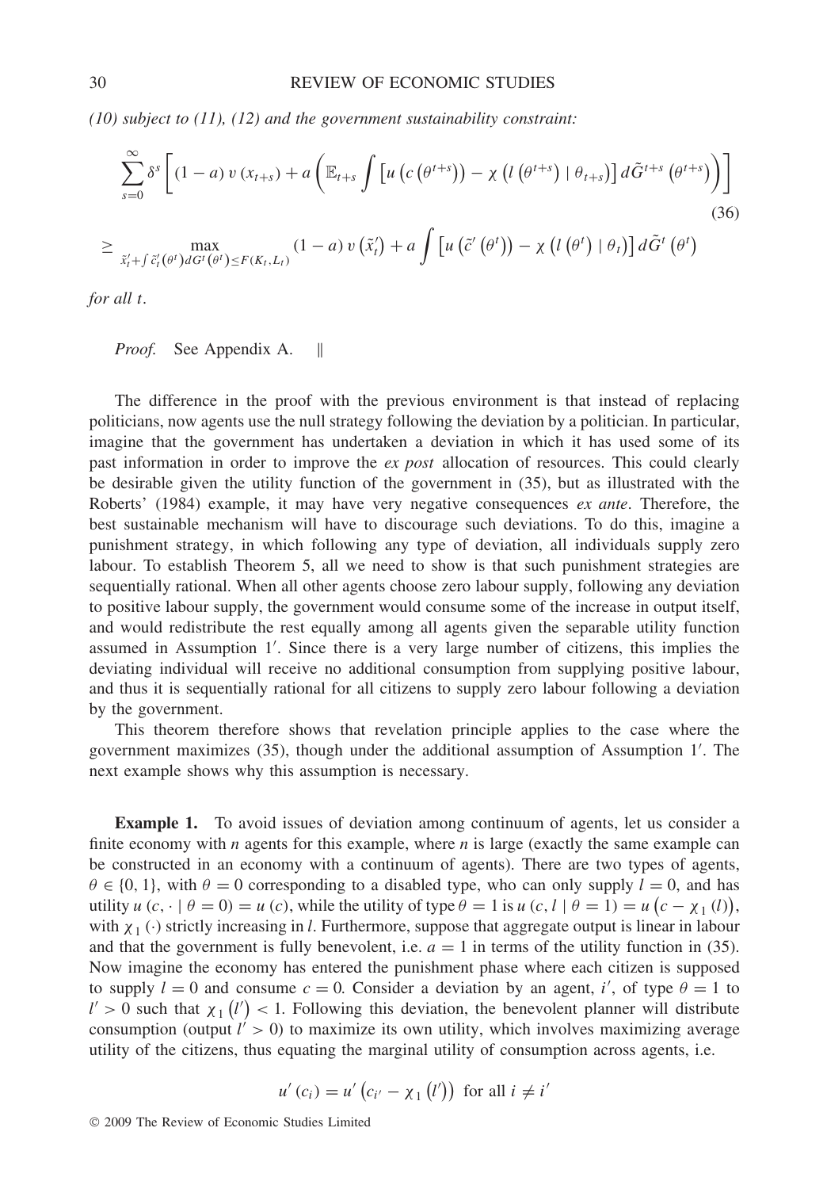*(10) subject to (11), (12) and the government sustainability constraint:*

$$\sum_{s=0}^{\infty} \delta^s \left[ (1-a)\, v(x_{t+s}) + a \left( \mathbb{E}_{t+s} \int \left[ u\left(c\left(\theta^{t+s}\right)\right) - \chi\left(l\left(\theta^{t+s}\right) \mid \theta_{t+s}\right)\right] d\tilde{G}^{t+s}\left(\theta^{t+s}\right) \right) \right] \tag{36}$$

$$\geq \max_{\tilde{x}_t' + \int \tilde{c}_t'\left(\theta^t\right) dG^t\left(\theta^t\right) \leq F(K_t, L_t)} (1-a)\, v\left(\tilde{x}_t'\right) + a \int \left[ u\left(\tilde{c}'\left(\theta^t\right)\right) - \chi\left(l\left(\theta^t\right) \mid \theta_t\right)\right] d\tilde{G}^t\left(\theta^t\right)$$

*for all $t$.*

*Proof.* See Appendix A. ‖

The difference in the proof with the previous environment is that instead of replacing politicians, now agents use the null strategy following the deviation by a politician. In particular, imagine that the government has undertaken a deviation in which it has used some of its past information in order to improve the *ex post* allocation of resources. This could clearly be desirable given the utility function of the government in (35), but as illustrated with the Roberts' (1984) example, it may have very negative consequences *ex ante*. Therefore, the best sustainable mechanism will have to discourage such deviations. To do this, imagine a punishment strategy, in which following any type of deviation, all individuals supply zero labour. To establish Theorem 5, all we need to show is that such punishment strategies are sequentially rational. When all other agents choose zero labour supply, following any deviation to positive labour supply, the government would consume some of the increase in output itself, and would redistribute the rest equally among all agents given the separable utility function assumed in Assumption 1′. Since there is a very large number of citizens, this implies the deviating individual will receive no additional consumption from supplying positive labour, and thus it is sequentially rational for all citizens to supply zero labour following a deviation by the government.

This theorem therefore shows that revelation principle applies to the case where the government maximizes (35), though under the additional assumption of Assumption 1′. The next example shows why this assumption is necessary.

**Example 1.** To avoid issues of deviation among continuum of agents, let us consider a finite economy with $n$ agents for this example, where $n$ is large (exactly the same example can be constructed in an economy with a continuum of agents). There are two types of agents, $\theta \in \{0, 1\}$, with $\theta = 0$ corresponding to a disabled type, who can only supply $l = 0$, and has utility $u(c, \cdot \mid \theta = 0) = u(c)$, while the utility of type $\theta = 1$ is $u(c, l \mid \theta = 1) = u\left(c - \chi_1(l)\right)$, with $\chi_1(\cdot)$ strictly increasing in $l$. Furthermore, suppose that aggregate output is linear in labour and that the government is fully benevolent, i.e. $a = 1$ in terms of the utility function in (35). Now imagine the economy has entered the punishment phase where each citizen is supposed to supply $l = 0$ and consume $c = 0$. Consider a deviation by an agent, $i'$, of type $\theta = 1$ to $l' > 0$ such that $\chi_1\left(l'\right) < 1$. Following this deviation, the benevolent planner will distribute consumption (output $l' > 0$) to maximize its own utility, which involves maximizing average utility of the citizens, thus equating the marginal utility of consumption across agents, i.e.

$$u'(c_i) = u'\left(c_{i'} - \chi_1\left(l'\right)\right) \text{ for all } i \neq i'$$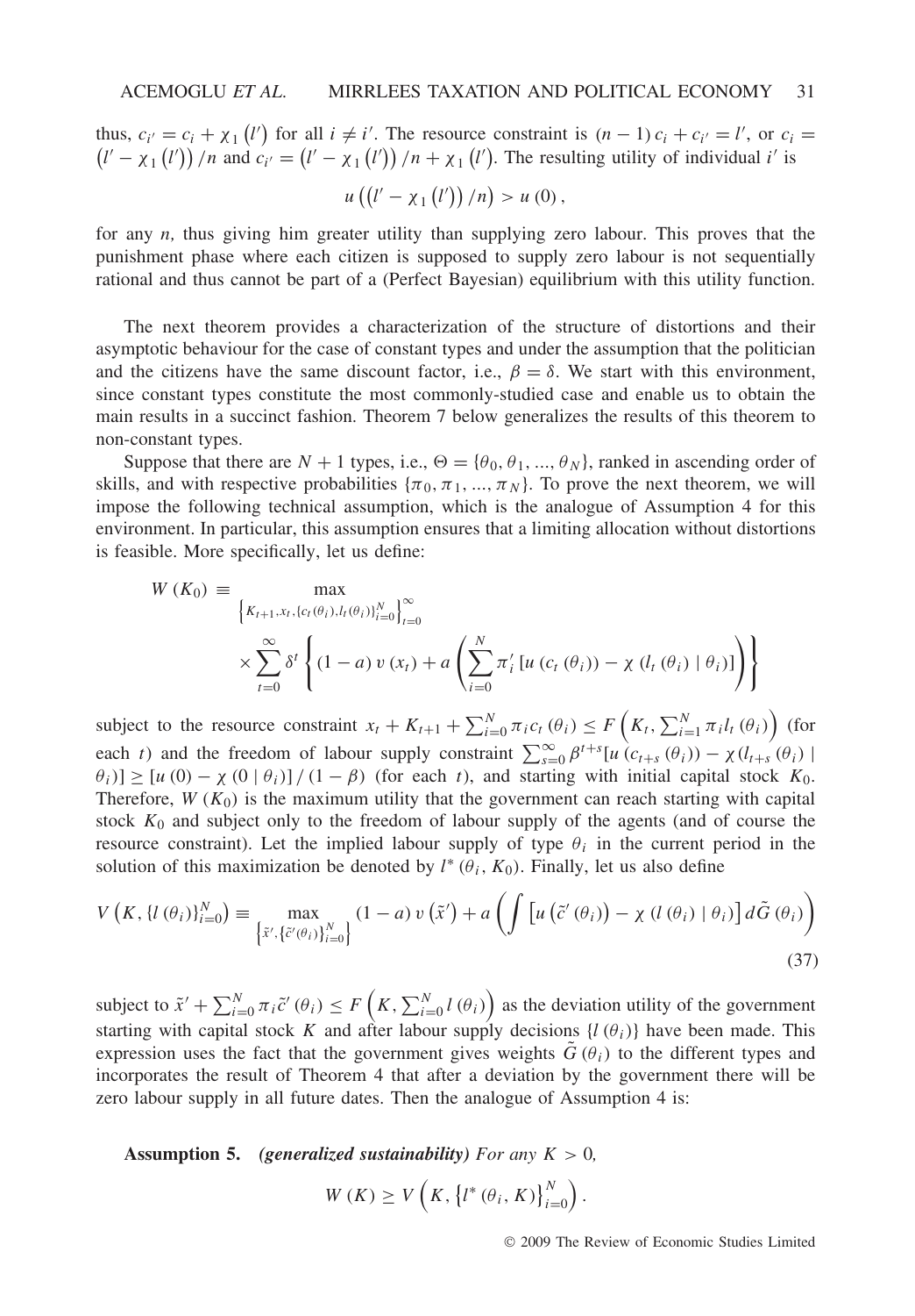thus, $c_{i'} = c_i + \chi_1(l')$ for all $i \neq i'$. The resource constraint is $(n-1)c_i + c_{i'} = l'$, or $c_i = (l' - \chi_1(l'))/n$ and $c_{i'} = (l' - \chi_1(l'))/n + \chi_1(l')$. The resulting utility of individual $i'$ is

$$u\left(\left(l' - \chi_1(l')\right)/n\right) > u(0),$$

for any $n$, thus giving him greater utility than supplying zero labour. This proves that the punishment phase where each citizen is supposed to supply zero labour is not sequentially rational and thus cannot be part of a (Perfect Bayesian) equilibrium with this utility function.

The next theorem provides a characterization of the structure of distortions and their asymptotic behaviour for the case of constant types and under the assumption that the politician and the citizens have the same discount factor, i.e., $\beta = \delta$. We start with this environment, since constant types constitute the most commonly-studied case and enable us to obtain the main results in a succinct fashion. Theorem 7 below generalizes the results of this theorem to non-constant types.

Suppose that there are $N+1$ types, i.e., $\Theta = \{\theta_0, \theta_1, ..., \theta_N\}$, ranked in ascending order of skills, and with respective probabilities $\{\pi_0, \pi_1, ..., \pi_N\}$. To prove the next theorem, we will impose the following technical assumption, which is the analogue of Assumption 4 for this environment. In particular, this assumption ensures that a limiting allocation without distortions is feasible. More specifically, let us define:

$$W(K_0) \equiv \max_{\left\{K_{t+1}, x_t, \{c_t(\theta_i), l_t(\theta_i)\}_{i=0}^N\right\}_{t=0}^\infty} \times \sum_{t=0}^\infty \delta^t \left\{(1-a)v(x_t) + a\left(\sum_{i=0}^N \pi_i' \left[u(c_t(\theta_i)) - \chi(l_t(\theta_i) \mid \theta_i)\right]\right)\right\}$$

subject to the resource constraint $x_t + K_{t+1} + \sum_{i=0}^N \pi_i c_t(\theta_i) \leq F\left(K_t, \sum_{i=1}^N \pi_i l_t(\theta_i)\right)$ (for each $t$) and the freedom of labour supply constraint $\sum_{s=0}^\infty \beta^{t+s}[u(c_{t+s}(\theta_i)) - \chi(l_{t+s}(\theta_i) \mid \theta_i)] \geq [u(0) - \chi(0 \mid \theta_i)]/(1-\beta)$ (for each $t$), and starting with initial capital stock $K_0$. Therefore, $W(K_0)$ is the maximum utility that the government can reach starting with capital stock $K_0$ and subject only to the freedom of labour supply of the agents (and of course the resource constraint). Let the implied labour supply of type $\theta_i$ in the current period in the solution of this maximization be denoted by $l^*(\theta_i, K_0)$. Finally, let us also define

$$V\left(K, \{l(\theta_i)\}_{i=0}^N\right) \equiv \max_{\left\{\tilde{x}', \{\tilde{c}'(\theta_i)\}_{i=0}^N\right\}} (1-a)v(\tilde{x}') + a\left(\int \left[u(\tilde{c}'(\theta_i)) - \chi(l(\theta_i) \mid \theta_i)\right] d\tilde{G}(\theta_i)\right) \tag{37}$$

subject to $\tilde{x}' + \sum_{i=0}^N \pi_i \tilde{c}'(\theta_i) \leq F\left(K, \sum_{i=0}^N l(\theta_i)\right)$ as the deviation utility of the government starting with capital stock $K$ and after labour supply decisions $\{l(\theta_i)\}$ have been made. This expression uses the fact that the government gives weights $\tilde{G}(\theta_i)$ to the different types and incorporates the result of Theorem 4 that after a deviation by the government there will be zero labour supply in all future dates. Then the analogue of Assumption 4 is:

**Assumption 5.** ***(generalized sustainability)*** *For any $K > 0$,*

$$W(K) \geq V\left(K, \{l^*(\theta_i, K)\}_{i=0}^N\right).$$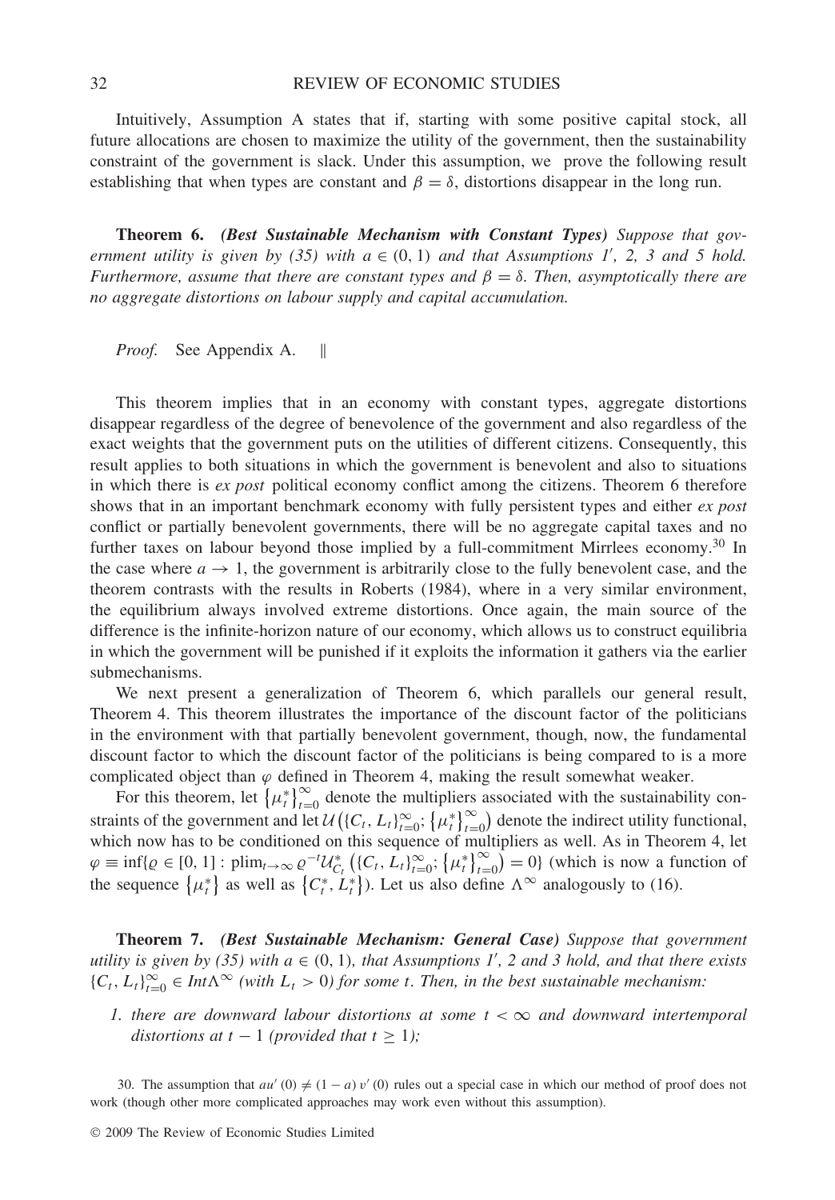Intuitively, Assumption A states that if, starting with some positive capital stock, all future allocations are chosen to maximize the utility of the government, then the sustainability constraint of the government is slack. Under this assumption, we prove the following result establishing that when types are constant and $\beta = \delta$, distortions disappear in the long run.

**Theorem 6.** *(Best Sustainable Mechanism with Constant Types) Suppose that government utility is given by (35) with $a \in (0, 1)$ and that Assumptions 1′, 2, 3 and 5 hold. Furthermore, assume that there are constant types and $\beta = \delta$. Then, asymptotically there are no aggregate distortions on labour supply and capital accumulation.*

*Proof.* See Appendix A. ‖

This theorem implies that in an economy with constant types, aggregate distortions disappear regardless of the degree of benevolence of the government and also regardless of the exact weights that the government puts on the utilities of different citizens. Consequently, this result applies to both situations in which the government is benevolent and also to situations in which there is *ex post* political economy conflict among the citizens. Theorem 6 therefore shows that in an important benchmark economy with fully persistent types and either *ex post* conflict or partially benevolent governments, there will be no aggregate capital taxes and no further taxes on labour beyond those implied by a full-commitment Mirrlees economy.[30] In the case where $a \to 1$, the government is arbitrarily close to the fully benevolent case, and the theorem contrasts with the results in Roberts (1984), where in a very similar environment, the equilibrium always involved extreme distortions. Once again, the main source of the difference is the infinite-horizon nature of our economy, which allows us to construct equilibria in which the government will be punished if it exploits the information it gathers via the earlier submechanisms.

We next present a generalization of Theorem 6, which parallels our general result, Theorem 4. This theorem illustrates the importance of the discount factor of the politicians in the environment with that partially benevolent government, though, now, the fundamental discount factor to which the discount factor of the politicians is being compared to is a more complicated object than $\varphi$ defined in Theorem 4, making the result somewhat weaker.

For this theorem, let $\{\mu_t^*\}_{t=0}^{\infty}$ denote the multipliers associated with the sustainability constraints of the government and let $\mathcal{U}\left(\{C_t, L_t\}_{t=0}^{\infty}; \{\mu_t^*\}_{t=0}^{\infty}\right)$ denote the indirect utility functional, which now has to be conditioned on this sequence of multipliers as well. As in Theorem 4, let $\varphi \equiv \inf\{\varrho \in [0, 1] : \text{plim}_{t\to\infty}\, \varrho^{-t}\mathcal{U}^*_{C_t}\left(\{C_t, L_t\}_{t=0}^{\infty}; \{\mu_t^*\}_{t=0}^{\infty}\right) = 0\}$ (which is now a function of the sequence $\{\mu_t^*\}$ as well as $\{C_t^*, L_t^*\}$). Let us also define $\Lambda^{\infty}$ analogously to (16).

**Theorem 7.** *(Best Sustainable Mechanism: General Case) Suppose that government utility is given by (35) with $a \in (0, 1)$, that Assumptions 1′, 2 and 3 hold, and that there exists $\{C_t, L_t\}_{t=0}^{\infty} \in \mathit{Int}\Lambda^{\infty}$ (with $L_t > 0$) for some $t$. Then, in the best sustainable mechanism:*

1. *there are downward labour distortions at some $t < \infty$ and downward intertemporal distortions at $t - 1$ (provided that $t \geq 1$);*

30. The assumption that $au'(0) \neq (1 - a)\, v'(0)$ rules out a special case in which our method of proof does not work (though other more complicated approaches may work even without this assumption).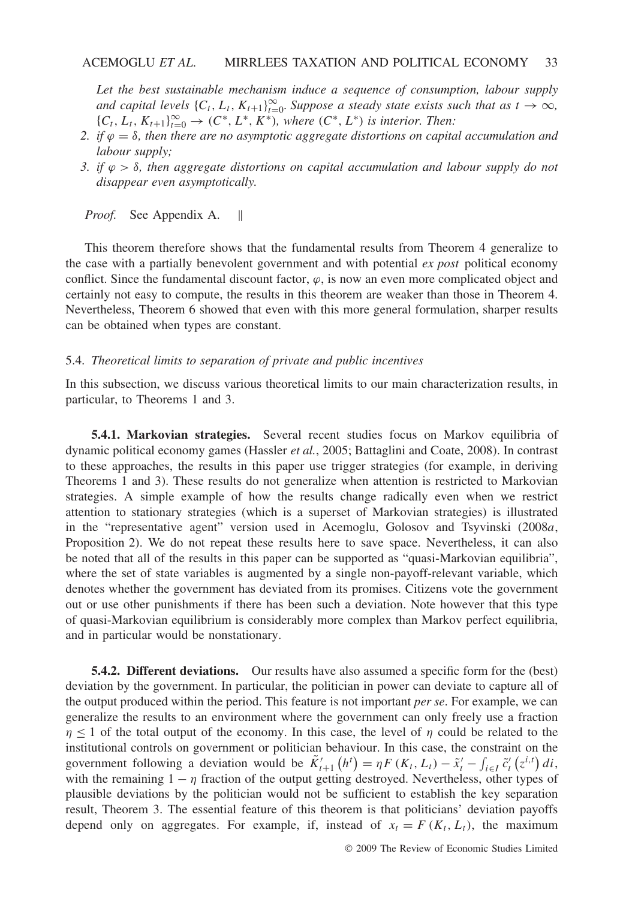*Let the best sustainable mechanism induce a sequence of consumption, labour supply and capital levels $\{C_t, L_t, K_{t+1}\}_{t=0}^{\infty}$. Suppose a steady state exists such that as $t \to \infty$, $\{C_t, L_t, K_{t+1}\}_{t=0}^{\infty} \to (C^*, L^*, K^*)$, where $(C^*, L^*)$ is interior. Then:*

2. *if $\varphi = \delta$, then there are no asymptotic aggregate distortions on capital accumulation and labour supply;*
3. *if $\varphi > \delta$, then aggregate distortions on capital accumulation and labour supply do not disappear even asymptotically.*

*Proof.* See Appendix A. ||

This theorem therefore shows that the fundamental results from Theorem 4 generalize to the case with a partially benevolent government and with potential *ex post* political economy conflict. Since the fundamental discount factor, $\varphi$, is now an even more complicated object and certainly not easy to compute, the results in this theorem are weaker than those in Theorem 4. Nevertheless, Theorem 6 showed that even with this more general formulation, sharper results can be obtained when types are constant.

### 5.4. *Theoretical limits to separation of private and public incentives*

In this subsection, we discuss various theoretical limits to our main characterization results, in particular, to Theorems 1 and 3.

**5.4.1. Markovian strategies.** Several recent studies focus on Markov equilibria of dynamic political economy games (Hassler *et al.*, 2005; Battaglini and Coate, 2008). In contrast to these approaches, the results in this paper use trigger strategies (for example, in deriving Theorems 1 and 3). These results do not generalize when attention is restricted to Markovian strategies. A simple example of how the results change radically even when we restrict attention to stationary strategies (which is a superset of Markovian strategies) is illustrated in the "representative agent" version used in Acemoglu, Golosov and Tsyvinski (2008*a*, Proposition 2). We do not repeat these results here to save space. Nevertheless, it can also be noted that all of the results in this paper can be supported as "quasi-Markovian equilibria", where the set of state variables is augmented by a single non-payoff-relevant variable, which denotes whether the government has deviated from its promises. Citizens vote the government out or use other punishments if there has been such a deviation. Note however that this type of quasi-Markovian equilibrium is considerably more complex than Markov perfect equilibria, and in particular would be nonstationary.

**5.4.2. Different deviations.** Our results have also assumed a specific form for the (best) deviation by the government. In particular, the politician in power can deviate to capture all of the output produced within the period. This feature is not important *per se*. For example, we can generalize the results to an environment where the government can only freely use a fraction $\eta \leq 1$ of the total output of the economy. In this case, the level of $\eta$ could be related to the institutional controls on government or politician behaviour. In this case, the constraint on the government following a deviation would be $\tilde{K}'_{t+1}(h^t) = \eta F(K_t, L_t) - \tilde{x}'_t - \int_{i \in I} \tilde{c}'_t(z^{i,t})\, di$, with the remaining $1 - \eta$ fraction of the output getting destroyed. Nevertheless, other types of plausible deviations by the politician would not be sufficient to establish the key separation result, Theorem 3. The essential feature of this theorem is that politicians' deviation payoffs depend only on aggregates. For example, if, instead of $x_t = F(K_t, L_t)$, the maximum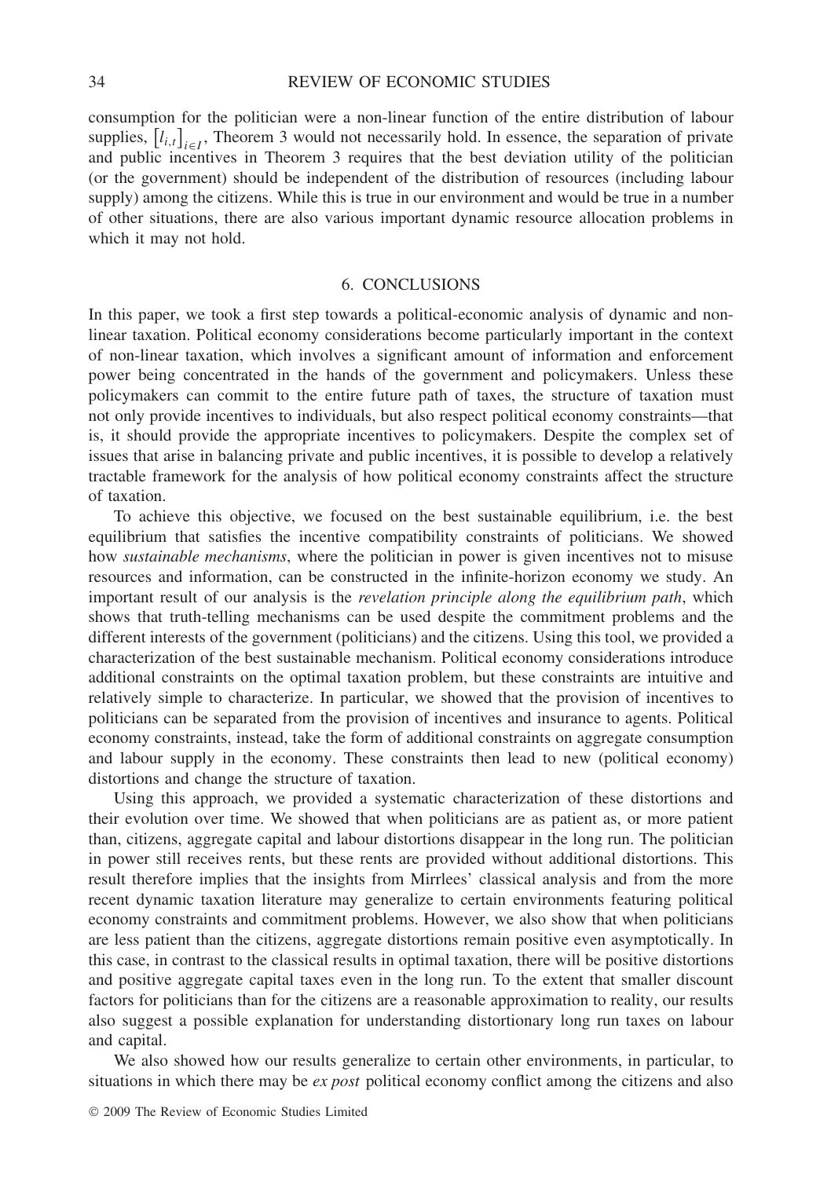consumption for the politician were a non-linear function of the entire distribution of labour supplies, $\left[l_{i,t}\right]_{i\in I}$, Theorem 3 would not necessarily hold. In essence, the separation of private and public incentives in Theorem 3 requires that the best deviation utility of the politician (or the government) should be independent of the distribution of resources (including labour supply) among the citizens. While this is true in our environment and would be true in a number of other situations, there are also various important dynamic resource allocation problems in which it may not hold.

## 6. CONCLUSIONS

In this paper, we took a first step towards a political-economic analysis of dynamic and non-linear taxation. Political economy considerations become particularly important in the context of non-linear taxation, which involves a significant amount of information and enforcement power being concentrated in the hands of the government and policymakers. Unless these policymakers can commit to the entire future path of taxes, the structure of taxation must not only provide incentives to individuals, but also respect political economy constraints—that is, it should provide the appropriate incentives to policymakers. Despite the complex set of issues that arise in balancing private and public incentives, it is possible to develop a relatively tractable framework for the analysis of how political economy constraints affect the structure of taxation.

To achieve this objective, we focused on the best sustainable equilibrium, i.e. the best equilibrium that satisfies the incentive compatibility constraints of politicians. We showed how *sustainable mechanisms*, where the politician in power is given incentives not to misuse resources and information, can be constructed in the infinite-horizon economy we study. An important result of our analysis is the *revelation principle along the equilibrium path*, which shows that truth-telling mechanisms can be used despite the commitment problems and the different interests of the government (politicians) and the citizens. Using this tool, we provided a characterization of the best sustainable mechanism. Political economy considerations introduce additional constraints on the optimal taxation problem, but these constraints are intuitive and relatively simple to characterize. In particular, we showed that the provision of incentives to politicians can be separated from the provision of incentives and insurance to agents. Political economy constraints, instead, take the form of additional constraints on aggregate consumption and labour supply in the economy. These constraints then lead to new (political economy) distortions and change the structure of taxation.

Using this approach, we provided a systematic characterization of these distortions and their evolution over time. We showed that when politicians are as patient as, or more patient than, citizens, aggregate capital and labour distortions disappear in the long run. The politician in power still receives rents, but these rents are provided without additional distortions. This result therefore implies that the insights from Mirrlees' classical analysis and from the more recent dynamic taxation literature may generalize to certain environments featuring political economy constraints and commitment problems. However, we also show that when politicians are less patient than the citizens, aggregate distortions remain positive even asymptotically. In this case, in contrast to the classical results in optimal taxation, there will be positive distortions and positive aggregate capital taxes even in the long run. To the extent that smaller discount factors for politicians than for the citizens are a reasonable approximation to reality, our results also suggest a possible explanation for understanding distortionary long run taxes on labour and capital.

We also showed how our results generalize to certain other environments, in particular, to situations in which there may be *ex post* political economy conflict among the citizens and also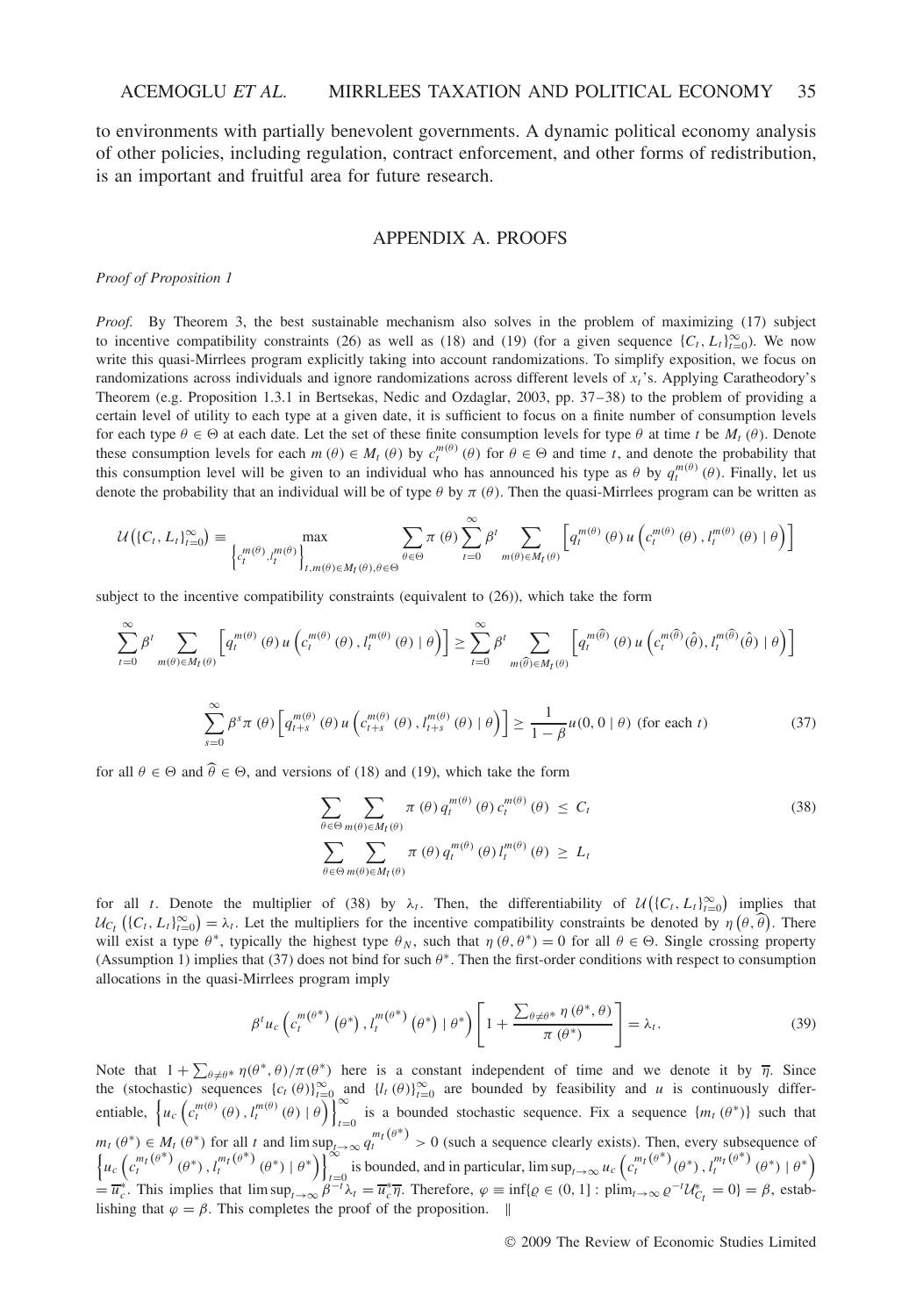to environments with partially benevolent governments. A dynamic political economy analysis of other policies, including regulation, contract enforcement, and other forms of redistribution, is an important and fruitful area for future research.

## APPENDIX A. PROOFS

*Proof of Proposition 1*

*Proof.* By Theorem 3, the best sustainable mechanism also solves in the problem of maximizing (17) subject to incentive compatibility constraints (26) as well as (18) and (19) (for a given sequence $\{C_t, L_t\}_{t=0}^{\infty}$). We now write this quasi-Mirrlees program explicitly taking into account randomizations. To simplify exposition, we focus on randomizations across individuals and ignore randomizations across different levels of $x_t$'s. Applying Caratheodory's Theorem (e.g. Proposition 1.3.1 in Bertsekas, Nedic and Ozdaglar, 2003, pp. 37–38) to the problem of providing a certain level of utility to each type at a given date, it is sufficient to focus on a finite number of consumption levels for each type $\theta \in \Theta$ at each date. Let the set of these finite consumption levels for type $\theta$ at time $t$ be $M_t(\theta)$. Denote these consumption levels for each $m(\theta) \in M_t(\theta)$ by $c_t^{m(\theta)}(\theta)$ for $\theta \in \Theta$ and time $t$, and denote the probability that this consumption level will be given to an individual who has announced his type as $\theta$ by $q_t^{m(\theta)}(\theta)$. Finally, let us denote the probability that an individual will be of type $\theta$ by $\pi(\theta)$. Then the quasi-Mirrlees program can be written as

$$\mathcal{U}\left(\{C_t, L_t\}_{t=0}^{\infty}\right) \equiv \max_{\left\{c_t^{m(\theta)}, l_t^{m(\theta)}\right\}_{t, m(\theta) \in M_t(\theta), \theta \in \Theta}} \sum_{\theta \in \Theta} \pi(\theta) \sum_{t=0}^{\infty} \beta^t \sum_{m(\theta) \in M_t(\theta)} \left[ q_t^{m(\theta)}(\theta)\, u\left(c_t^{m(\theta)}(\theta), l_t^{m(\theta)}(\theta) \mid \theta\right) \right]$$

subject to the incentive compatibility constraints (equivalent to (26)), which take the form

$$\sum_{t=0}^{\infty} \beta^t \sum_{m(\theta) \in M_t(\theta)} \left[ q_t^{m(\theta)}(\theta)\, u\left(c_t^{m(\theta)}(\theta), l_t^{m(\theta)}(\theta) \mid \theta\right) \right] \geq \sum_{t=0}^{\infty} \beta^t \sum_{m(\widehat{\theta}) \in M_t(\widehat{\theta})} \left[ q_t^{m(\widehat{\theta})}(\theta)\, u\left(c_t^{m(\widehat{\theta})}(\hat{\theta}), l_t^{m(\widehat{\theta})}(\hat{\theta}) \mid \theta\right) \right]$$

$$\sum_{s=0}^{\infty} \beta^s \pi(\theta) \left[ q_{t+s}^{m(\theta)}(\theta)\, u\left(c_{t+s}^{m(\theta)}(\theta), l_{t+s}^{m(\theta)}(\theta) \mid \theta\right) \right] \geq \frac{1}{1-\beta} u(0, 0 \mid \theta) \text{ (for each } t) \tag{37}$$

for all $\theta \in \Theta$ and $\widehat{\theta} \in \Theta$, and versions of (18) and (19), which take the form

$$\begin{aligned} \sum_{\theta \in \Theta} \sum_{m(\theta) \in M_t(\theta)} \pi(\theta)\, q_t^{m(\theta)}(\theta)\, c_t^{m(\theta)}(\theta) &\leq C_t \\ \sum_{\theta \in \Theta} \sum_{m(\theta) \in M_t(\theta)} \pi(\theta)\, q_t^{m(\theta)}(\theta)\, l_t^{m(\theta)}(\theta) &\geq L_t \end{aligned} \tag{38}$$

for all $t$. Denote the multiplier of (38) by $\lambda_t$. Then, the differentiability of $\mathcal{U}\left(\{C_t, L_t\}_{t=0}^{\infty}\right)$ implies that $\mathcal{U}_{C_t}\left(\{C_t, L_t\}_{t=0}^{\infty}\right) = \lambda_t$. Let the multipliers for the incentive compatibility constraints be denoted by $\eta\left(\theta, \widehat{\theta}\right)$. There will exist a type $\theta^*$, typically the highest type $\theta_N$, such that $\eta(\theta, \theta^*) = 0$ for all $\theta \in \Theta$. Single crossing property (Assumption 1) implies that (37) does not bind for such $\theta^*$. Then the first-order conditions with respect to consumption allocations in the quasi-Mirrlees program imply

$$\beta^t u_c\left(c_t^{m(\theta^*)}\left(\theta^*\right), l_t^{m(\theta^*)}\left(\theta^*\right) \mid \theta^*\right) \left[1 + \frac{\sum_{\theta \neq \theta^*} \eta(\theta^*, \theta)}{\pi(\theta^*)}\right] = \lambda_t. \tag{39}$$

Note that $1 + \sum_{\theta \neq \theta^*} \eta(\theta^*, \theta)/\pi(\theta^*)$ here is a constant independent of time and we denote it by $\overline{\eta}$. Since the (stochastic) sequences $\{c_t(\theta)\}_{t=0}^{\infty}$ and $\{l_t(\theta)\}_{t=0}^{\infty}$ are bounded by feasibility and $u$ is continuously differentiable, $\left\{u_c\left(c_t^{m(\theta)}(\theta), l_t^{m(\theta)}(\theta) \mid \theta\right)\right\}_{t=0}^{\infty}$ is a bounded stochastic sequence. Fix a sequence $\{m_t(\theta^*)\}$ such that $m_t(\theta^*) \in M_t(\theta^*)$ for all $t$ and $\limsup_{t \to \infty} q_t^{m_t(\theta^*)} > 0$ (such a sequence clearly exists). Then, every subsequence of $\left\{u_c\left(c_t^{m_t(\theta^*)}(\theta^*), l_t^{m_t(\theta^*)}(\theta^*) \mid \theta^*\right)\right\}_{t=0}^{\infty}$ is bounded, and in particular, $\limsup_{t \to \infty} u_c\left(c_t^{m_t(\theta^*)}(\theta^*), l_t^{m_t(\theta^*)}(\theta^*) \mid \theta^*\right) = \overline{u}_c^*$. This implies that $\limsup_{t \to \infty} \beta^{-t} \lambda_t = \overline{u}_c^* \overline{\eta}$. Therefore, $\varphi \equiv \inf\{\varrho \in (0, 1] : \text{plim}_{t \to \infty} \varrho^{-t} \mathcal{U}_{C_t}^* = 0\} = \beta$, establishing that $\varphi = \beta$. This completes the proof of the proposition. ‖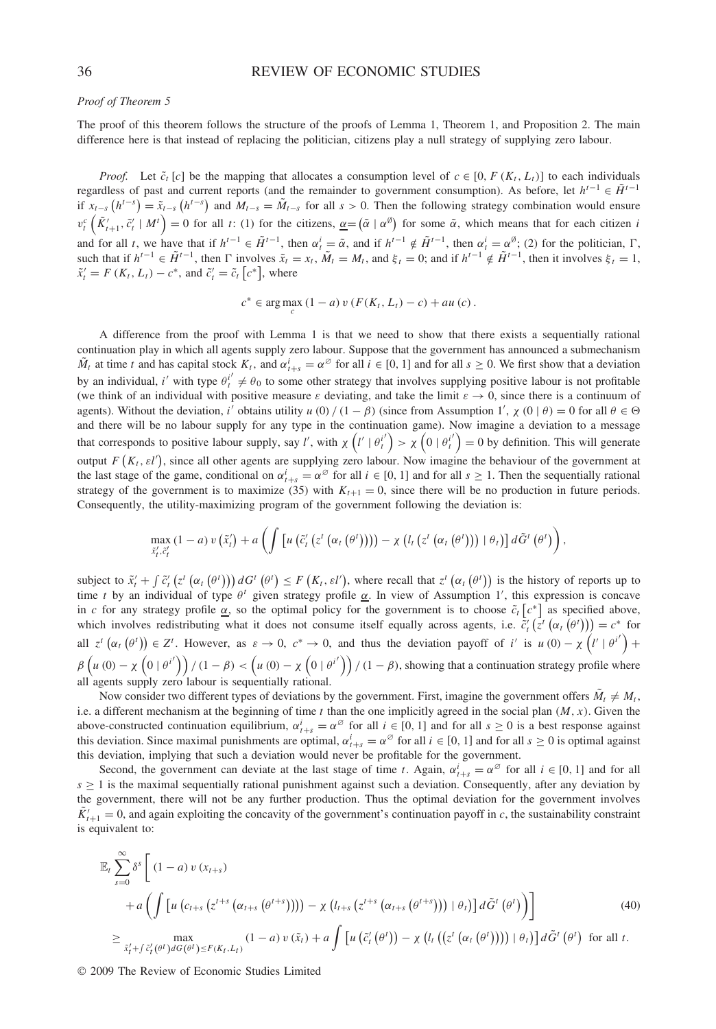*Proof of Theorem 5*

The proof of this theorem follows the structure of the proofs of Lemma 1, Theorem 1, and Proposition 2. The main difference here is that instead of replacing the politician, citizens play a null strategy of supplying zero labour.

*Proof.* Let $\tilde{c}_t[c]$ be the mapping that allocates a consumption level of $c \in [0, F(K_t, L_t)]$ to each individuals regardless of past and current reports (and the remainder to government consumption). As before, let $h^{t-1} \in \tilde{H}^{t-1}$ if $x_{t-s}(h^{t-s}) = \tilde{x}_{t-s}(h^{t-s})$ and $M_{t-s} = \tilde{M}_{t-s}$ for all $s > 0$. Then the following strategy combination would ensure $v_t^c\left(\tilde{K}'_{t+1}, \tilde{c}'_t \mid M^t\right) = 0$ for all $t$: (1) for the citizens, $\underline{\alpha} = (\tilde{\alpha} \mid \alpha^{\emptyset})$ for some $\tilde{\alpha}$, which means that for each citizen $i$ and for all $t$, we have that if $h^{t-1} \in \tilde{H}^{t-1}$, then $\alpha_t^i = \tilde{\alpha}$, and if $h^{t-1} \notin \tilde{H}^{t-1}$, then $\alpha_t^i = \alpha^{\emptyset}$; (2) for the politician, $\Gamma$, such that if $h^{t-1} \in \tilde{H}^{t-1}$, then $\Gamma$ involves $\tilde{x}_t = x_t$, $\tilde{M}_t = M_t$, and $\xi_t = 0$; and if $h^{t-1} \notin \tilde{H}^{t-1}$, then it involves $\xi_t = 1$, $\tilde{x}'_t = F(K_t, L_t) - c^*$, and $\tilde{c}'_t = \tilde{c}_t[c^*]$, where

$$c^* \in \arg\max_c (1-a)\, v(F(K_t, L_t) - c) + au(c).$$

A difference from the proof with Lemma 1 is that we need to show that there exists a sequentially rational continuation play in which all agents supply zero labour. Suppose that the government has announced a submechanism $\tilde{M}_t$ at time $t$ and has capital stock $K_t$, and $\alpha_{t+s}^i = \alpha^{\varnothing}$ for all $i \in [0, 1]$ and for all $s \geq 0$. We first show that a deviation by an individual, $i'$ with type $\theta_t^{i'} \neq \theta_0$ to some other strategy that involves supplying positive labour is not profitable (we think of an individual with positive measure $\varepsilon$ deviating, and take the limit $\varepsilon \to 0$, since there is a continuum of agents). Without the deviation, $i'$ obtains utility $u(0)/(1-\beta)$ (since from Assumption 1$'$, $\chi(0 \mid \theta) = 0$ for all $\theta \in \Theta$ and there will be no labour supply for any type in the continuation game). Now imagine a deviation to a message that corresponds to positive labour supply, say $l'$, with $\chi\left(l' \mid \theta_t^{i'}\right) > \chi\left(0 \mid \theta_t^{i'}\right) = 0$ by definition. This will generate output $F(K_t, \varepsilon l')$, since all other agents are supplying zero labour. Now imagine the behaviour of the government at the last stage of the game, conditional on $\alpha_{t+s}^i = \alpha^{\varnothing}$ for all $i \in [0, 1]$ and for all $s \geq 1$. Then the sequentially rational strategy of the government is to maximize (35) with $K_{t+1} = 0$, since there will be no production in future periods. Consequently, the utility-maximizing program of the government following the deviation is:

$$\max_{\tilde{x}'_t, \tilde{c}'_t} (1-a)\, v(\tilde{x}'_t) + a\left(\int \left[u\left(\tilde{c}'_t\left(z^t\left(\alpha_t\left(\theta^t\right)\right)\right)\right) - \chi\left(l_t\left(z^t\left(\alpha_t\left(\theta^t\right)\right)\right) \mid \theta_t\right)\right] d\tilde{G}^t\left(\theta^t\right)\right),$$

subject to $\tilde{x}'_t + \int \tilde{c}'_t\left(z^t\left(\alpha_t\left(\theta^t\right)\right)\right) dG^t\left(\theta^t\right) \leq F(K_t, \varepsilon l')$, where recall that $z^t\left(\alpha_t\left(\theta^t\right)\right)$ is the history of reports up to time $t$ by an individual of type $\theta^t$ given strategy profile $\underline{\alpha}$. In view of Assumption 1$'$, this expression is concave in $c$ for any strategy profile $\underline{\alpha}$, so the optimal policy for the government is to choose $\tilde{c}_t[c^*]$ as specified above, which involves redistributing what it does not consume itself equally across agents, i.e. $\tilde{c}'_t\left(z^t\left(\alpha_t\left(\theta^t\right)\right)\right) = c^*$ for all $z^t\left(\alpha_t\left(\theta^t\right)\right) \in Z^t$. However, as $\varepsilon \to 0$, $c^* \to 0$, and thus the deviation payoff of $i'$ is $u(0) - \chi\left(l' \mid \theta^{i'}\right) + \beta\left(u(0) - \chi\left(0 \mid \theta^{i'}\right)\right)/(1-\beta) < \left(u(0) - \chi\left(0 \mid \theta^{i'}\right)\right)/(1-\beta)$, showing that a continuation strategy profile where all agents supply zero labour is sequentially rational.

Now consider two different types of deviations by the government. First, imagine the government offers $\tilde{M}_t \neq M_t$, i.e. a different mechanism at the beginning of time $t$ than the one implicitly agreed in the social plan $(M, x)$. Given the above-constructed continuation equilibrium, $\alpha_{t+s}^i = \alpha^{\varnothing}$ for all $i \in [0, 1]$ and for all $s \geq 0$ is a best response against this deviation. Since maximal punishments are optimal, $\alpha_{t+s}^i = \alpha^{\varnothing}$ for all $i \in [0, 1]$ and for all $s \geq 0$ is optimal against this deviation, implying that such a deviation would never be profitable for the government.

Second, the government can deviate at the last stage of time $t$. Again, $\alpha_{t+s}^i = \alpha^{\varnothing}$ for all $i \in [0, 1]$ and for all $s \geq 1$ is the maximal sequentially rational punishment against such a deviation. Consequently, after any deviation by the government, there will not be any further production. Thus the optimal deviation for the government involves $\tilde{K}'_{t+1} = 0$, and again exploiting the concavity of the government's continuation payoff in $c$, the sustainability constraint is equivalent to:

$$\begin{aligned}
&\mathbb{E}_t \sum_{s=0}^{\infty} \delta^s \Bigg[ (1-a)\, v(x_{t+s}) \\
&\quad + a\left(\int \left[u\left(c_{t+s}\left(z^{t+s}\left(\alpha_{t+s}\left(\theta^{t+s}\right)\right)\right)\right) - \chi\left(l_{t+s}\left(z^{t+s}\left(\alpha_{t+s}\left(\theta^{t+s}\right)\right)\right) \mid \theta_t\right)\right] d\tilde{G}^t\left(\theta^t\right)\right)\Bigg] \qquad (40) \\
&\geq \max_{\tilde{x}'_t + \int \tilde{c}'_t(\theta^t) dG(\theta^t) \leq F(K_t, L_t)} (1-a)\, v(\tilde{x}_t) + a\int \left[u\left(\tilde{c}'_t\left(\theta^t\right)\right) - \chi\left(l_t\left(\left(z^t\left(\alpha_t\left(\theta^t\right)\right)\right)\right) \mid \theta_t\right)\right] d\tilde{G}^t\left(\theta^t\right) \text{ for all } t.
\end{aligned}$$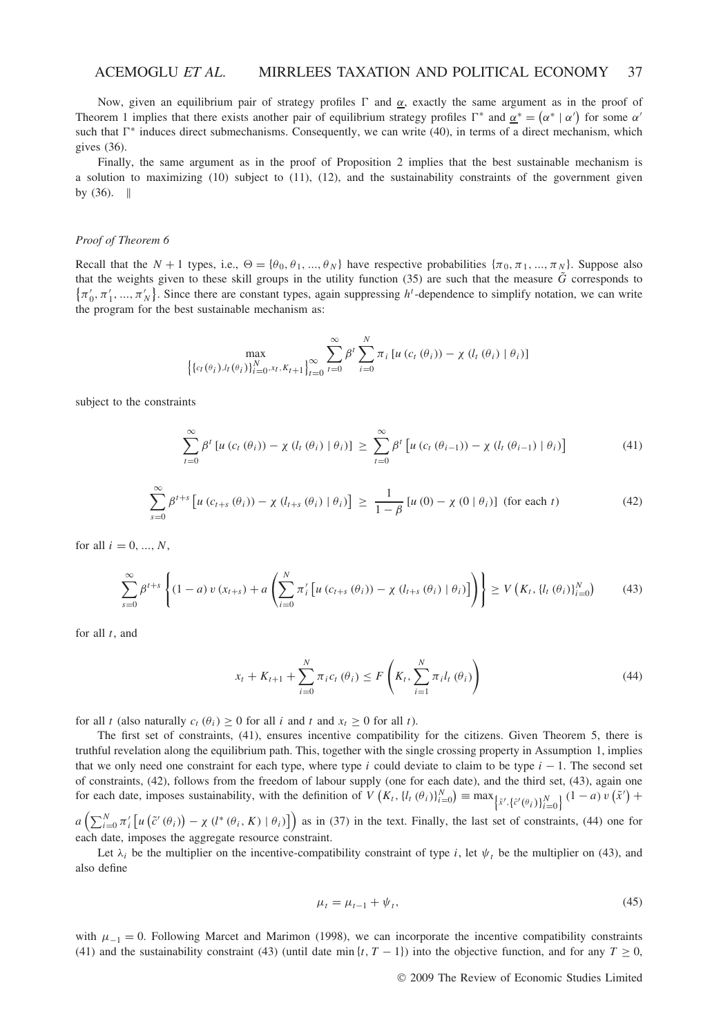Now, given an equilibrium pair of strategy profiles $\Gamma$ and $\underline{\alpha}$, exactly the same argument as in the proof of Theorem 1 implies that there exists another pair of equilibrium strategy profiles $\Gamma^*$ and $\underline{\alpha}^* = (\alpha^* \mid \alpha')$ for some $\alpha'$ such that $\Gamma^*$ induces direct submechanisms. Consequently, we can write (40), in terms of a direct mechanism, which gives (36).

Finally, the same argument as in the proof of Proposition 2 implies that the best sustainable mechanism is a solution to maximizing (10) subject to (11), (12), and the sustainability constraints of the government given by (36). ‖

*Proof of Theorem 6*

Recall that the $N+1$ types, i.e., $\Theta = \{\theta_0, \theta_1, ..., \theta_N\}$ have respective probabilities $\{\pi_0, \pi_1, ..., \pi_N\}$. Suppose also that the weights given to these skill groups in the utility function (35) are such that the measure $\tilde{G}$ corresponds to $\{\pi'_0, \pi'_1, ..., \pi'_N\}$. Since there are constant types, again suppressing $h^t$-dependence to simplify notation, we can write the program for the best sustainable mechanism as:

$$\max_{\left\{\{c_t(\theta_i), l_t(\theta_i)\}_{i=0}^N, x_t, K_{t+1}\right\}_{t=0}^\infty} \sum_{t=0}^{\infty} \beta^t \sum_{i=0}^{N} \pi_i \left[u\left(c_t\left(\theta_i\right)\right) - \chi\left(l_t\left(\theta_i\right) \mid \theta_i\right)\right]$$

subject to the constraints

$$\sum_{t=0}^{\infty} \beta^t \left[u\left(c_t\left(\theta_i\right)\right) - \chi\left(l_t\left(\theta_i\right) \mid \theta_i\right)\right] \geq \sum_{t=0}^{\infty} \beta^t \left[u\left(c_t\left(\theta_{i-1}\right)\right) - \chi\left(l_t\left(\theta_{i-1}\right) \mid \theta_i\right)\right] \tag{41}$$

$$\sum_{s=0}^{\infty} \beta^{t+s} \left[u\left(c_{t+s}\left(\theta_i\right)\right) - \chi\left(l_{t+s}\left(\theta_i\right) \mid \theta_i\right)\right] \geq \frac{1}{1-\beta}\left[u(0) - \chi(0 \mid \theta_i)\right] \text{ (for each } t) \tag{42}$$

for all $i = 0, ..., N$,

$$\sum_{s=0}^{\infty} \beta^{t+s} \left\{(1-a)\, v\left(x_{t+s}\right) + a\left(\sum_{i=0}^{N} \pi'_i \left[u\left(c_{t+s}\left(\theta_i\right)\right) - \chi\left(l_{t+s}\left(\theta_i\right) \mid \theta_i\right)\right]\right)\right\} \geq V\left(K_t, \{l_t(\theta_i)\}_{i=0}^N\right) \tag{43}$$

for all $t$, and

$$x_t + K_{t+1} + \sum_{i=0}^{N} \pi_i c_t\left(\theta_i\right) \leq F\left(K_t, \sum_{i=1}^{N} \pi_i l_t\left(\theta_i\right)\right) \tag{44}$$

for all $t$ (also naturally $c_t(\theta_i) \geq 0$ for all $i$ and $t$ and $x_t \geq 0$ for all $t$).

The first set of constraints, (41), ensures incentive compatibility for the citizens. Given Theorem 5, there is truthful revelation along the equilibrium path. This, together with the single crossing property in Assumption 1, implies that we only need one constraint for each type, where type $i$ could deviate to claim to be type $i-1$. The second set of constraints, (42), follows from the freedom of labour supply (one for each date), and the third set, (43), again one for each date, imposes sustainability, with the definition of $V\left(K_t, \{l_t(\theta_i)\}_{i=0}^N\right) \equiv \max_{\left\{\tilde{x}', \{\tilde{c}'(\theta_i)\}_{i=0}^N\right\}} (1-a)\, v\left(\tilde{x}'\right) + a\left(\sum_{i=0}^{N} \pi'_i \left[u\left(\tilde{c}'\left(\theta_i\right)\right) - \chi\left(l^*\left(\theta_i, K\right) \mid \theta_i\right)\right]\right)$ as in (37) in the text. Finally, the last set of constraints, (44) one for each date, imposes the aggregate resource constraint.

Let $\lambda_i$ be the multiplier on the incentive-compatibility constraint of type $i$, let $\psi_t$ be the multiplier on (43), and also define

$$\mu_t = \mu_{t-1} + \psi_t, \tag{45}$$

with $\mu_{-1} = 0$. Following Marcet and Marimon (1998), we can incorporate the incentive compatibility constraints (41) and the sustainability constraint (43) (until date $\min\{t, T-1\}$) into the objective function, and for any $T \geq 0$,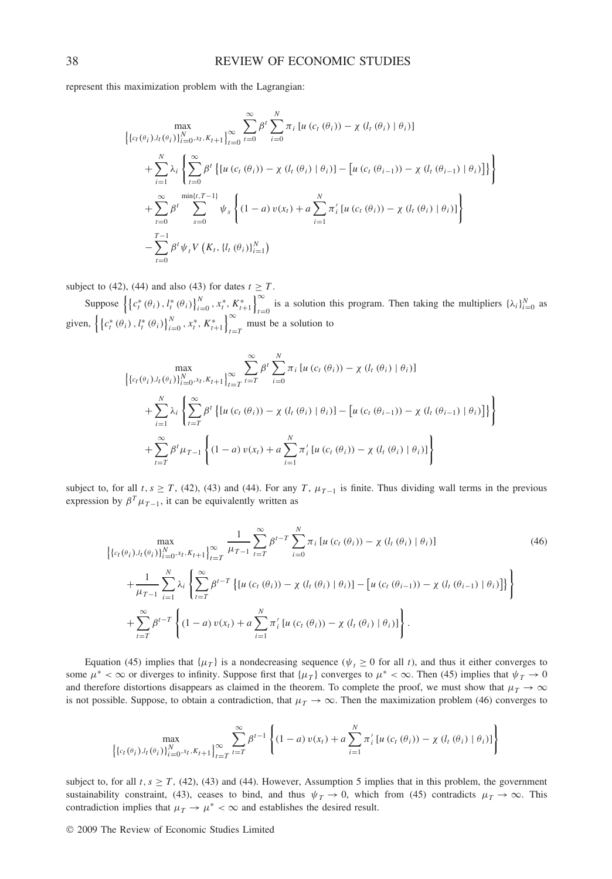represent this maximization problem with the Lagrangian:

$$
\begin{aligned}
&\max_{\left\{\{c_t(\theta_i), l_t(\theta_i)\}_{i=0}^{N}, x_t, K_{t+1}\right\}_{t=0}^{\infty}} \sum_{t=0}^{\infty} \beta^t \sum_{i=0}^{N} \pi_i \left[u\left(c_t\left(\theta_i\right)\right) - \chi\left(l_t\left(\theta_i\right) \mid \theta_i\right)\right] \\
&+ \sum_{i=1}^{N} \lambda_i \left\{ \sum_{t=0}^{\infty} \beta^t \left\{ \left[u\left(c_t\left(\theta_i\right)\right) - \chi\left(l_t\left(\theta_i\right) \mid \theta_i\right)\right] - \left[u\left(c_t\left(\theta_{i-1}\right)\right) - \chi\left(l_t\left(\theta_{i-1}\right) \mid \theta_i\right)\right] \right\} \right\} \\
&+ \sum_{t=0}^{\infty} \beta^t \sum_{s=0}^{\min\{t, T-1\}} \psi_s \left\{ (1-a)\, v(x_t) + a \sum_{i=1}^{N} \pi_i' \left[u\left(c_t\left(\theta_i\right)\right) - \chi\left(l_t\left(\theta_i\right) \mid \theta_i\right)\right] \right\} \\
&- \sum_{t=0}^{T-1} \beta^t \psi_t V\left(K_t, \{l_t(\theta_i)\}_{i=1}^{N}\right)
\end{aligned}
$$

subject to (42), (44) and also (43) for dates $t \geq T$.

Suppose $\left\{\left\{c_t^*(\theta_i), l_t^*(\theta_i)\right\}_{i=0}^{N}, x_t^*, K_{t+1}^*\right\}_{t=0}^{\infty}$ is a solution this program. Then taking the multipliers $\{\lambda_i\}_{i=0}^{N}$ as given, $\left\{\left\{c_t^*(\theta_i), l_t^*(\theta_i)\right\}_{i=0}^{N}, x_t^*, K_{t+1}^*\right\}_{t=T}^{\infty}$ must be a solution to

$$
\begin{aligned}
&\max_{\left\{\{c_t(\theta_i), l_t(\theta_i)\}_{i=0}^{N}, x_t, K_{t+1}\right\}_{t=T}^{\infty}} \sum_{t=T}^{\infty} \beta^t \sum_{i=0}^{N} \pi_i \left[u\left(c_t\left(\theta_i\right)\right) - \chi\left(l_t\left(\theta_i\right) \mid \theta_i\right)\right] \\
&+ \sum_{i=1}^{N} \lambda_i \left\{ \sum_{t=T}^{\infty} \beta^t \left\{ \left[u\left(c_t\left(\theta_i\right)\right) - \chi\left(l_t\left(\theta_i\right) \mid \theta_i\right)\right] - \left[u\left(c_t\left(\theta_{i-1}\right)\right) - \chi\left(l_t\left(\theta_{i-1}\right) \mid \theta_i\right)\right] \right\} \right\} \\
&+ \sum_{t=T}^{\infty} \beta^t \mu_{T-1} \left\{ (1-a)\, v(x_t) + a \sum_{i=1}^{N} \pi_i' \left[u\left(c_t\left(\theta_i\right)\right) - \chi\left(l_t\left(\theta_i\right) \mid \theta_i\right)\right] \right\}
\end{aligned}
$$

subject to, for all $t, s \geq T$, (42), (43) and (44). For any $T$, $\mu_{T-1}$ is finite. Thus dividing wall terms in the previous expression by $\beta^T \mu_{T-1}$, it can be equivalently written as

$$
\begin{aligned}
&\max_{\left\{\{c_t(\theta_i), l_t(\theta_i)\}_{i=0}^{N}, x_t, K_{t+1}\right\}_{t=T}^{\infty}} \frac{1}{\mu_{T-1}} \sum_{t=T}^{\infty} \beta^{t-T} \sum_{i=0}^{N} \pi_i \left[u\left(c_t\left(\theta_i\right)\right) - \chi\left(l_t\left(\theta_i\right) \mid \theta_i\right)\right] \\
&+ \frac{1}{\mu_{T-1}} \sum_{i=1}^{N} \lambda_i \left\{ \sum_{t=T}^{\infty} \beta^{t-T} \left\{ \left[u\left(c_t\left(\theta_i\right)\right) - \chi\left(l_t\left(\theta_i\right) \mid \theta_i\right)\right] - \left[u\left(c_t\left(\theta_{i-1}\right)\right) - \chi\left(l_t\left(\theta_{i-1}\right) \mid \theta_i\right)\right] \right\} \right\} \\
&+ \sum_{t=T}^{\infty} \beta^{t-T} \left\{ (1-a)\, v(x_t) + a \sum_{i=1}^{N} \pi_i' \left[u\left(c_t\left(\theta_i\right)\right) - \chi\left(l_t\left(\theta_i\right) \mid \theta_i\right)\right] \right\}.
\end{aligned} \tag{46}
$$

Equation (45) implies that $\{\mu_T\}$ is a nondecreasing sequence ($\psi_t \geq 0$ for all $t$), and thus it either converges to some $\mu^* < \infty$ or diverges to infinity. Suppose first that $\{\mu_T\}$ converges to $\mu^* < \infty$. Then (45) implies that $\psi_T \to 0$ and therefore distortions disappears as claimed in the theorem. To complete the proof, we must show that $\mu_T \to \infty$ is not possible. Suppose, to obtain a contradiction, that $\mu_T \to \infty$. Then the maximization problem (46) converges to

$$
\max_{\left\{\{c_t(\theta_i), l_t(\theta_i)\}_{i=0}^{N}, x_t, K_{t+1}\right\}_{t=T}^{\infty}} \sum_{t=T}^{\infty} \beta^{t-1} \left\{ (1-a)\, v(x_t) + a \sum_{i=1}^{N} \pi_i' \left[u\left(c_t\left(\theta_i\right)\right) - \chi\left(l_t\left(\theta_i\right) \mid \theta_i\right)\right] \right\}
$$

subject to, for all $t, s \geq T$, (42), (43) and (44). However, Assumption 5 implies that in this problem, the government sustainability constraint, (43), ceases to bind, and thus $\psi_T \to 0$, which from (45) contradicts $\mu_T \to \infty$. This contradiction implies that $\mu_T \to \mu^* < \infty$ and establishes the desired result.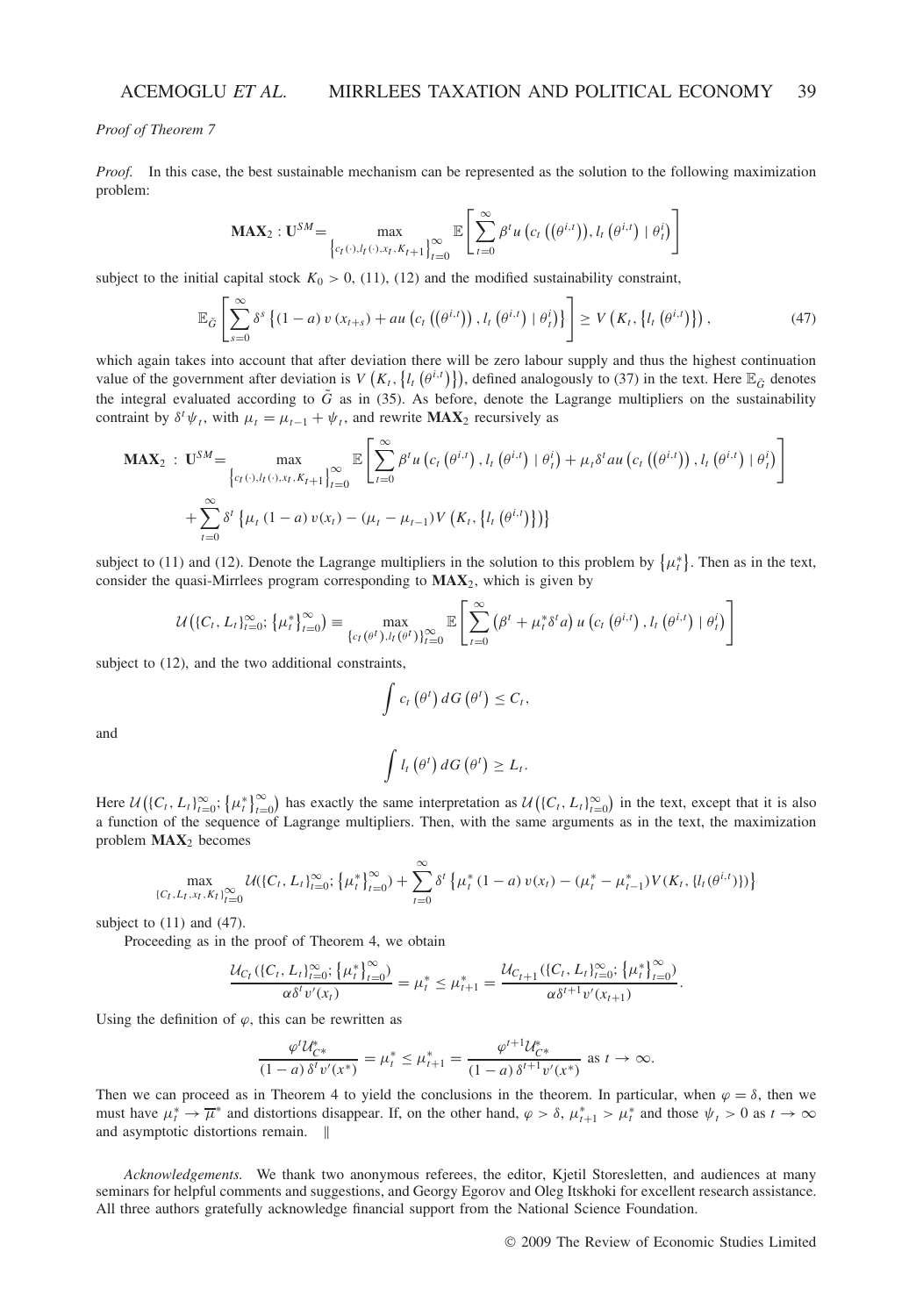*Proof of Theorem 7*

*Proof.* In this case, the best sustainable mechanism can be represented as the solution to the following maximization problem:

$$\mathbf{MAX}_2 : \mathbf{U}^{SM} = \max_{\left\{c_t(\cdot), l_t(\cdot), x_t, K_{t+1}\right\}_{t=0}^{\infty}} \mathbb{E}\left[\sum_{t=0}^{\infty} \beta^t u\left(c_t\left(\left(\theta^{i,t}\right)\right), l_t\left(\theta^{i,t}\right) \mid \theta_t^i\right)\right]$$

subject to the initial capital stock $K_0 > 0$, (11), (12) and the modified sustainability constraint,

$$\mathbb{E}_{\tilde{G}}\left[\sum_{s=0}^{\infty} \delta^s \left\{(1-a)\, v\left(x_{t+s}\right) + au\left(c_t\left(\left(\theta^{i,t}\right)\right), l_t\left(\theta^{i,t}\right) \mid \theta_t^i\right)\right\}\right] \geq V\left(K_t, \left\{l_t\left(\theta^{i,t}\right)\right\}\right), \tag{47}$$

which again takes into account that after deviation there will be zero labour supply and thus the highest continuation value of the government after deviation is $V\left(K_t, \left\{l_t\left(\theta^{i,t}\right)\right\}\right)$, defined analogously to (37) in the text. Here $\mathbb{E}_{\tilde{G}}$ denotes the integral evaluated according to $\tilde{G}$ as in (35). As before, denote the Lagrange multipliers on the sustainability contraint by $\delta^t \psi_t$, with $\mu_t = \mu_{t-1} + \psi_t$, and rewrite $\mathbf{MAX}_2$ recursively as

$$\begin{aligned}\mathbf{MAX}_2 \; : \; \mathbf{U}^{SM} = & \max_{\left\{c_t(\cdot), l_t(\cdot), x_t, K_{t+1}\right\}_{t=0}^{\infty}} \mathbb{E}\left[\sum_{t=0}^{\infty} \beta^t u\left(c_t\left(\theta^{i,t}\right), l_t\left(\theta^{i,t}\right) \mid \theta_t^i\right) + \mu_t \delta^t au\left(c_t\left(\left(\theta^{i,t}\right)\right), l_t\left(\theta^{i,t}\right) \mid \theta_t^i\right)\right] \\ & + \sum_{t=0}^{\infty} \delta^t \left\{\mu_t (1-a)\, v(x_t) - (\mu_t - \mu_{t-1}) V\left(K_t, \left\{l_t\left(\theta^{i,t}\right)\right\}\right)\right\}\end{aligned}$$

subject to (11) and (12). Denote the Lagrange multipliers in the solution to this problem by $\left\{\mu_t^*\right\}$. Then as in the text, consider the quasi-Mirrlees program corresponding to $\mathbf{MAX}_2$, which is given by

$$\mathcal{U}\left(\{C_t, L_t\}_{t=0}^{\infty}; \left\{\mu_t^*\right\}_{t=0}^{\infty}\right) \equiv \max_{\left\{c_t(\theta^t), l_t(\theta^t)\right\}_{t=0}^{\infty}} \mathbb{E}\left[\sum_{t=0}^{\infty} \left(\beta^t + \mu_t^* \delta^t a\right) u\left(c_t\left(\theta^{i,t}\right), l_t\left(\theta^{i,t}\right) \mid \theta_t^i\right)\right]$$

subject to (12), and the two additional constraints,

$$\int c_t\left(\theta^t\right) dG\left(\theta^t\right) \leq C_t,$$

and

$$\int l_t\left(\theta^t\right) dG\left(\theta^t\right) \geq L_t.$$

Here $\mathcal{U}\left(\{C_t, L_t\}_{t=0}^{\infty}; \left\{\mu_t^*\right\}_{t=0}^{\infty}\right)$ has exactly the same interpretation as $\mathcal{U}\left(\{C_t, L_t\}_{t=0}^{\infty}\right)$ in the text, except that it is also a function of the sequence of Lagrange multipliers. Then, with the same arguments as in the text, the maximization problem $\mathbf{MAX}_2$ becomes

$$\max_{\{C_t, L_t, x_t, K_t\}_{t=0}^{\infty}} \mathcal{U}(\{C_t, L_t\}_{t=0}^{\infty}; \left\{\mu_t^*\right\}_{t=0}^{\infty}) + \sum_{t=0}^{\infty} \delta^t \left\{\mu_t^* (1-a)\, v(x_t) - (\mu_t^* - \mu_{t-1}^*) V(K_t, \{l_t(\theta^{i,t})\})\right\}$$

subject to (11) and (47).

Proceeding as in the proof of Theorem 4, we obtain

$$\frac{\mathcal{U}_{C_t}(\{C_t, L_t\}_{t=0}^{\infty}; \left\{\mu_t^*\right\}_{t=0}^{\infty})}{\alpha \delta^t v'(x_t)} = \mu_t^* \leq \mu_{t+1}^* = \frac{\mathcal{U}_{C_{t+1}}(\{C_t, L_t\}_{t=0}^{\infty}; \left\{\mu_t^*\right\}_{t=0}^{\infty})}{\alpha \delta^{t+1} v'(x_{t+1})}.$$

Using the definition of $\varphi$, this can be rewritten as

$$\frac{\varphi^t \mathcal{U}_{C*}^*}{(1-a)\, \delta^t v'(x^*)} = \mu_t^* \leq \mu_{t+1}^* = \frac{\varphi^{t+1} \mathcal{U}_{C*}^*}{(1-a)\, \delta^{t+1} v'(x^*)} \text{ as } t \to \infty.$$

Then we can proceed as in Theorem 4 to yield the conclusions in the theorem. In particular, when $\varphi = \delta$, then we must have $\mu_t^* \to \overline{\mu}^*$ and distortions disappear. If, on the other hand, $\varphi > \delta$, $\mu_{t+1}^* > \mu_t^*$ and those $\psi_t > 0$ as $t \to \infty$ and asymptotic distortions remain. ‖

*Acknowledgements.* We thank two anonymous referees, the editor, Kjetil Storesletten, and audiences at many seminars for helpful comments and suggestions, and Georgy Egorov and Oleg Itskhoki for excellent research assistance. All three authors gratefully acknowledge financial support from the National Science Foundation.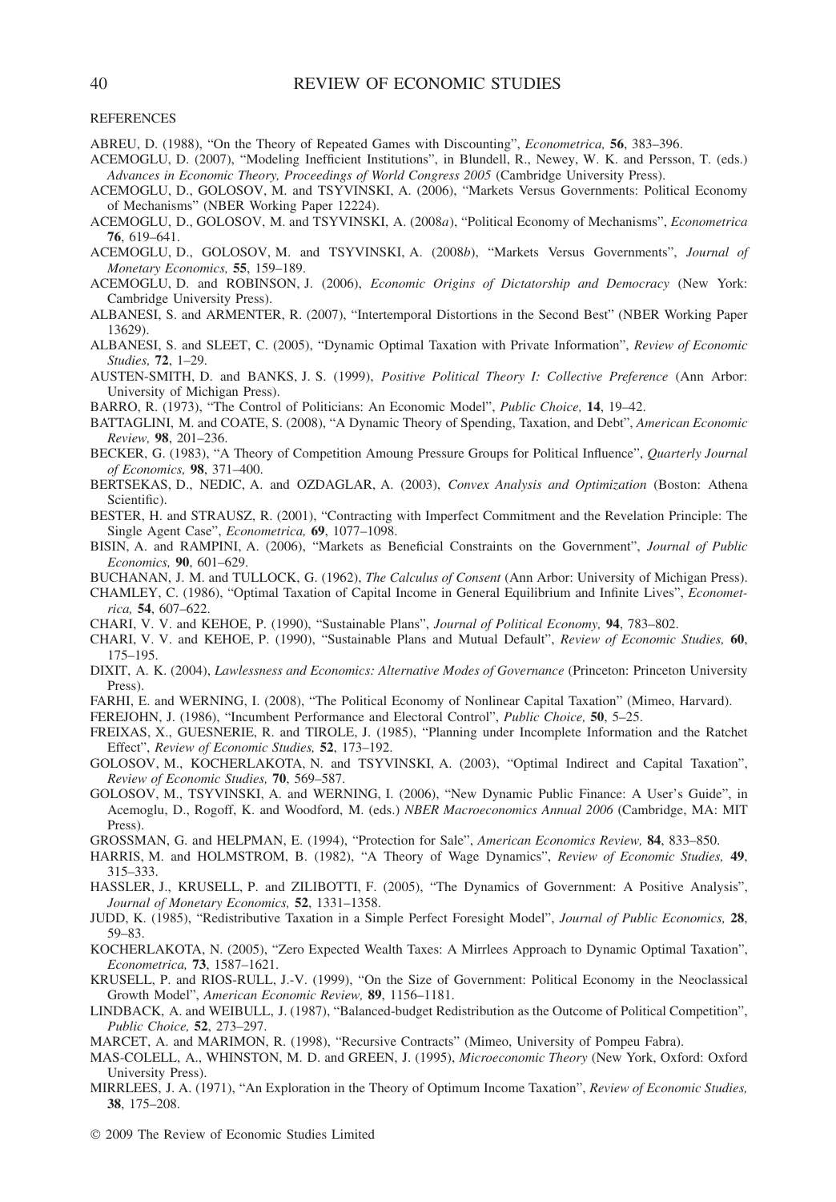REFERENCES

ABREU, D. (1988), "On the Theory of Repeated Games with Discounting", *Econometrica,* **56**, 383–396.

ACEMOGLU, D. (2007), "Modeling Inefficient Institutions", in Blundell, R., Newey, W. K. and Persson, T. (eds.) *Advances in Economic Theory, Proceedings of World Congress 2005* (Cambridge University Press).

ACEMOGLU, D., GOLOSOV, M. and TSYVINSKI, A. (2006), "Markets Versus Governments: Political Economy of Mechanisms" (NBER Working Paper 12224).

ACEMOGLU, D., GOLOSOV, M. and TSYVINSKI, A. (2008*a*), "Political Economy of Mechanisms", *Econometrica* **76**, 619–641.

ACEMOGLU, D., GOLOSOV, M. and TSYVINSKI, A. (2008*b*), "Markets Versus Governments", *Journal of Monetary Economics,* **55**, 159–189.

ACEMOGLU, D. and ROBINSON, J. (2006), *Economic Origins of Dictatorship and Democracy* (New York: Cambridge University Press).

ALBANESI, S. and ARMENTER, R. (2007), "Intertemporal Distortions in the Second Best" (NBER Working Paper 13629).

ALBANESI, S. and SLEET, C. (2005), "Dynamic Optimal Taxation with Private Information", *Review of Economic Studies,* **72**, 1–29.

AUSTEN-SMITH, D. and BANKS, J. S. (1999), *Positive Political Theory I: Collective Preference* (Ann Arbor: University of Michigan Press).

BARRO, R. (1973), "The Control of Politicians: An Economic Model", *Public Choice,* **14**, 19–42.

BATTAGLINI, M. and COATE, S. (2008), "A Dynamic Theory of Spending, Taxation, and Debt", *American Economic Review,* **98**, 201–236.

BECKER, G. (1983), "A Theory of Competition Amoung Pressure Groups for Political Influence", *Quarterly Journal of Economics,* **98**, 371–400.

BERTSEKAS, D., NEDIC, A. and OZDAGLAR, A. (2003), *Convex Analysis and Optimization* (Boston: Athena Scientific).

BESTER, H. and STRAUSZ, R. (2001), "Contracting with Imperfect Commitment and the Revelation Principle: The Single Agent Case", *Econometrica,* **69**, 1077–1098.

BISIN, A. and RAMPINI, A. (2006), "Markets as Beneficial Constraints on the Government", *Journal of Public Economics,* **90**, 601–629.

BUCHANAN, J. M. and TULLOCK, G. (1962), *The Calculus of Consent* (Ann Arbor: University of Michigan Press).

CHAMLEY, C. (1986), "Optimal Taxation of Capital Income in General Equilibrium and Infinite Lives", *Econometrica,* **54**, 607–622.

CHARI, V. V. and KEHOE, P. (1990), "Sustainable Plans", *Journal of Political Economy,* **94**, 783–802.

CHARI, V. V. and KEHOE, P. (1990), "Sustainable Plans and Mutual Default", *Review of Economic Studies,* **60**, 175–195.

DIXIT, A. K. (2004), *Lawlessness and Economics: Alternative Modes of Governance* (Princeton: Princeton University Press).

FARHI, E. and WERNING, I. (2008), "The Political Economy of Nonlinear Capital Taxation" (Mimeo, Harvard).

FEREJOHN, J. (1986), "Incumbent Performance and Electoral Control", *Public Choice,* **50**, 5–25.

FREIXAS, X., GUESNERIE, R. and TIROLE, J. (1985), "Planning under Incomplete Information and the Ratchet Effect", *Review of Economic Studies,* **52**, 173–192.

GOLOSOV, M., KOCHERLAKOTA, N. and TSYVINSKI, A. (2003), "Optimal Indirect and Capital Taxation", *Review of Economic Studies,* **70**, 569–587.

GOLOSOV, M., TSYVINSKI, A. and WERNING, I. (2006), "New Dynamic Public Finance: A User's Guide", in Acemoglu, D., Rogoff, K. and Woodford, M. (eds.) *NBER Macroeconomics Annual 2006* (Cambridge, MA: MIT Press).

GROSSMAN, G. and HELPMAN, E. (1994), "Protection for Sale", *American Economics Review,* **84**, 833–850.

HARRIS, M. and HOLMSTROM, B. (1982), "A Theory of Wage Dynamics", *Review of Economic Studies,* **49**, 315–333.

HASSLER, J., KRUSELL, P. and ZILIBOTTI, F. (2005), "The Dynamics of Government: A Positive Analysis", *Journal of Monetary Economics,* **52**, 1331–1358.

JUDD, K. (1985), "Redistributive Taxation in a Simple Perfect Foresight Model", *Journal of Public Economics,* **28**, 59–83.

KOCHERLAKOTA, N. (2005), "Zero Expected Wealth Taxes: A Mirrlees Approach to Dynamic Optimal Taxation", *Econometrica,* **73**, 1587–1621.

KRUSELL, P. and RIOS-RULL, J.-V. (1999), "On the Size of Government: Political Economy in the Neoclassical Growth Model", *American Economic Review,* **89**, 1156–1181.

LINDBACK, A. and WEIBULL, J. (1987), "Balanced-budget Redistribution as the Outcome of Political Competition", *Public Choice,* **52**, 273–297.

MARCET, A. and MARIMON, R. (1998), "Recursive Contracts" (Mimeo, University of Pompeu Fabra).

MAS-COLELL, A., WHINSTON, M. D. and GREEN, J. (1995), *Microeconomic Theory* (New York, Oxford: Oxford University Press).

MIRRLEES, J. A. (1971), "An Exploration in the Theory of Optimum Income Taxation", *Review of Economic Studies,* **38**, 175–208.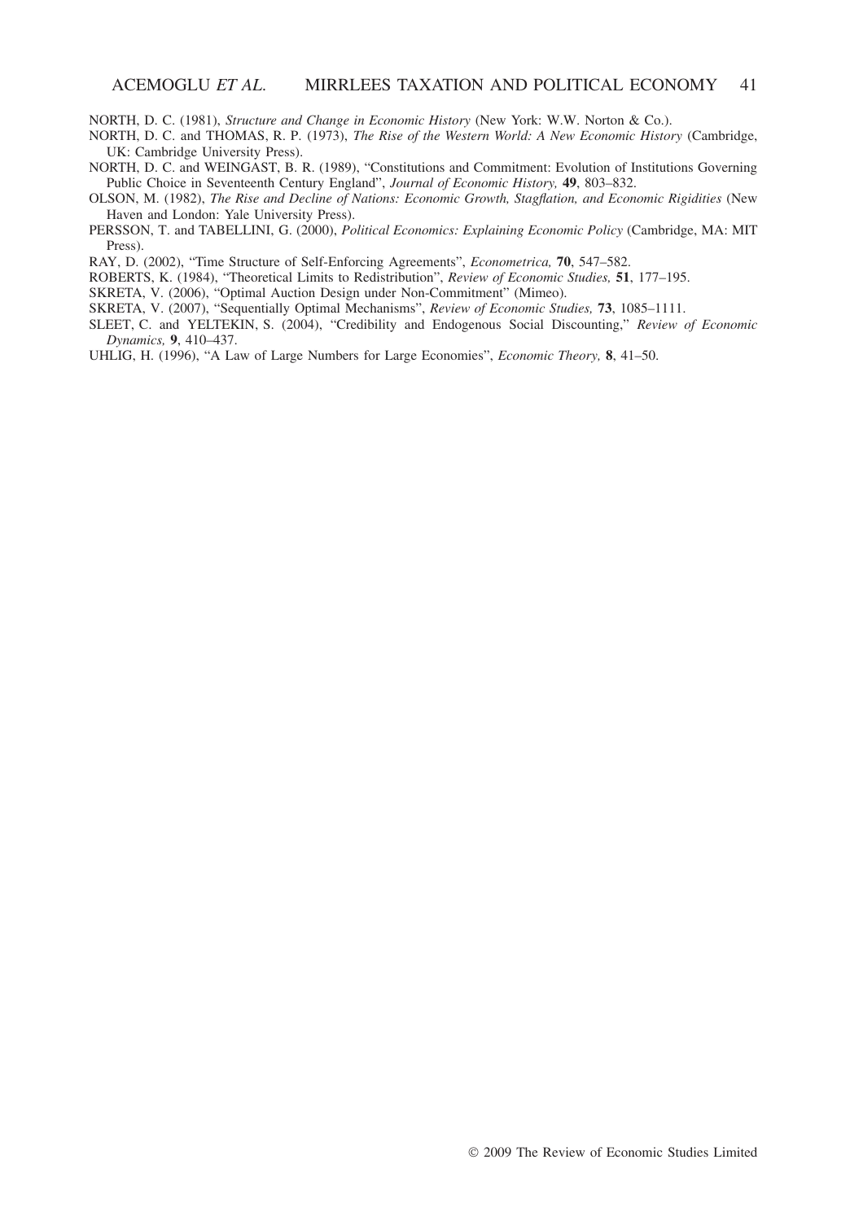NORTH, D. C. (1981), *Structure and Change in Economic History* (New York: W.W. Norton & Co.).

NORTH, D. C. and THOMAS, R. P. (1973), *The Rise of the Western World: A New Economic History* (Cambridge, UK: Cambridge University Press).

NORTH, D. C. and WEINGAST, B. R. (1989), "Constitutions and Commitment: Evolution of Institutions Governing Public Choice in Seventeenth Century England", *Journal of Economic History,* **49**, 803–832.

OLSON, M. (1982), *The Rise and Decline of Nations: Economic Growth, Stagflation, and Economic Rigidities* (New Haven and London: Yale University Press).

PERSSON, T. and TABELLINI, G. (2000), *Political Economics: Explaining Economic Policy* (Cambridge, MA: MIT Press).

RAY, D. (2002), "Time Structure of Self-Enforcing Agreements", *Econometrica,* **70**, 547–582.

ROBERTS, K. (1984), "Theoretical Limits to Redistribution", *Review of Economic Studies,* **51**, 177–195.

SKRETA, V. (2006), "Optimal Auction Design under Non-Commitment" (Mimeo).

SKRETA, V. (2007), "Sequentially Optimal Mechanisms", *Review of Economic Studies,* **73**, 1085–1111.

SLEET, C. and YELTEKIN, S. (2004), "Credibility and Endogenous Social Discounting," *Review of Economic Dynamics,* **9**, 410–437.

UHLIG, H. (1996), "A Law of Large Numbers for Large Economies", *Economic Theory,* **8**, 41–50.